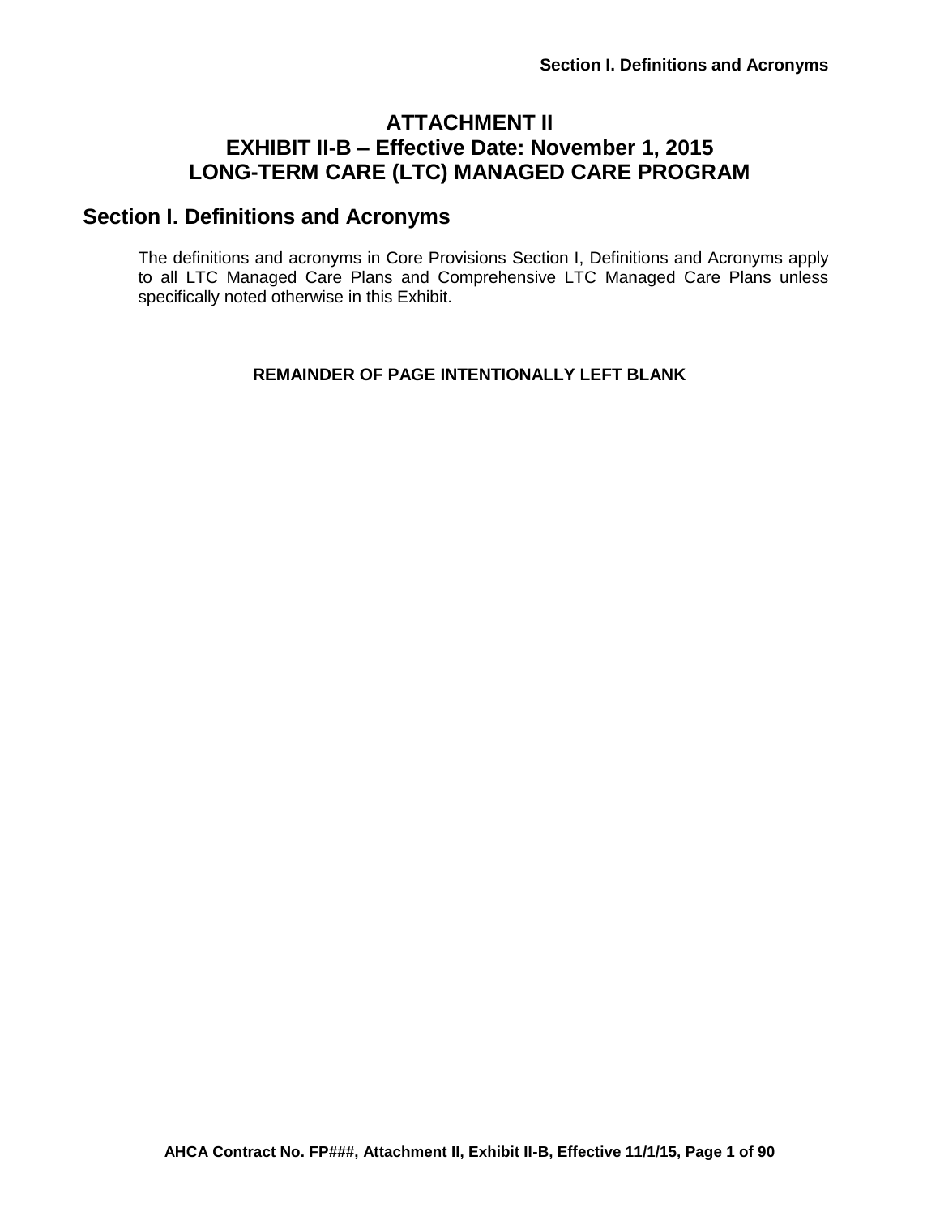# ATTACHMENT II
# EXHIBIT II-B – Effective Date: November 1, 2015
# LONG-TERM CARE (LTC) MANAGED CARE PROGRAM

## Section I. Definitions and Acronyms

The definitions and acronyms in Core Provisions Section I, Definitions and Acronyms apply to all LTC Managed Care Plans and Comprehensive LTC Managed Care Plans unless specifically noted otherwise in this Exhibit.

**REMAINDER OF PAGE INTENTIONALLY LEFT BLANK**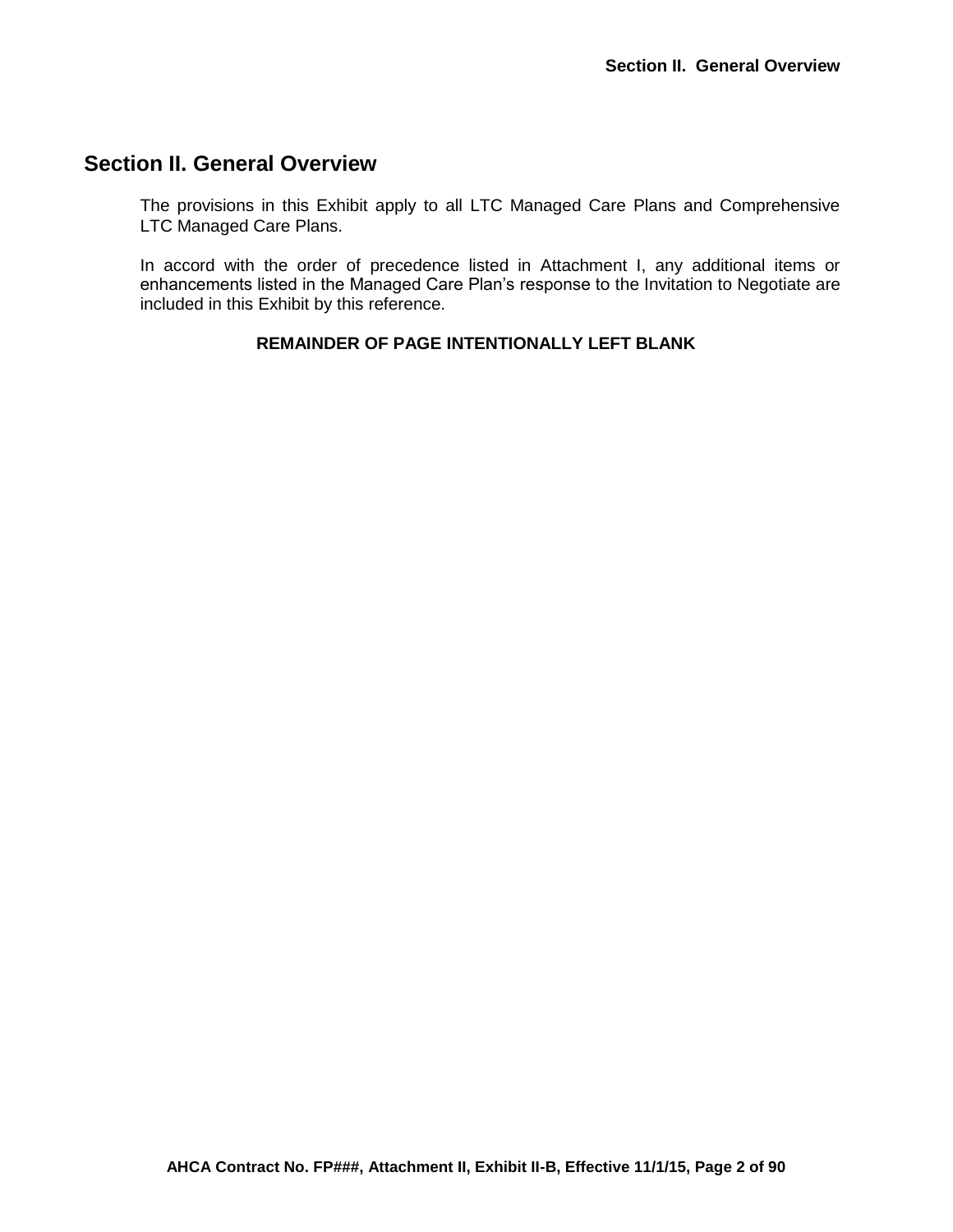# Section II. General Overview

The provisions in this Exhibit apply to all LTC Managed Care Plans and Comprehensive LTC Managed Care Plans.

In accord with the order of precedence listed in Attachment I, any additional items or enhancements listed in the Managed Care Plan's response to the Invitation to Negotiate are included in this Exhibit by this reference.

**REMAINDER OF PAGE INTENTIONALLY LEFT BLANK**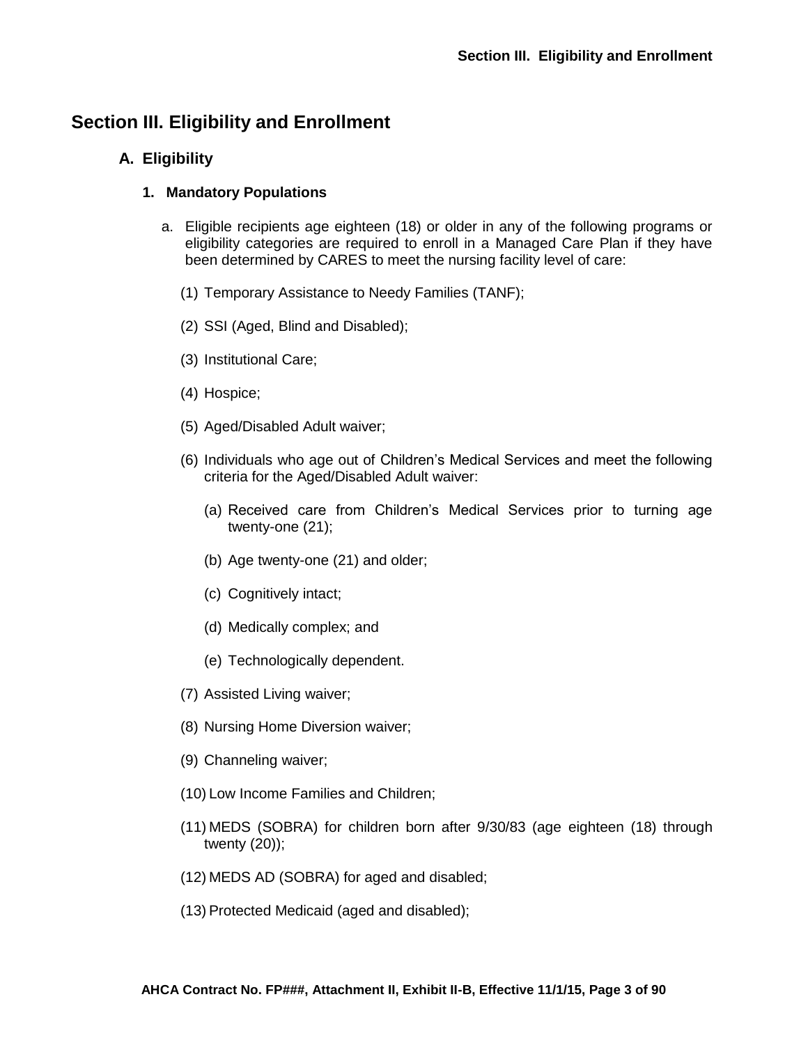# Section III. Eligibility and Enrollment

## A. Eligibility

### 1. Mandatory Populations

a. Eligible recipients age eighteen (18) or older in any of the following programs or eligibility categories are required to enroll in a Managed Care Plan if they have been determined by CARES to meet the nursing facility level of care:

(1) Temporary Assistance to Needy Families (TANF);

(2) SSI (Aged, Blind and Disabled);

(3) Institutional Care;

(4) Hospice;

(5) Aged/Disabled Adult waiver;

(6) Individuals who age out of Children's Medical Services and meet the following criteria for the Aged/Disabled Adult waiver:

(a) Received care from Children's Medical Services prior to turning age twenty-one (21);

(b) Age twenty-one (21) and older;

(c) Cognitively intact;

(d) Medically complex; and

(e) Technologically dependent.

(7) Assisted Living waiver;

(8) Nursing Home Diversion waiver;

(9) Channeling waiver;

(10) Low Income Families and Children;

(11) MEDS (SOBRA) for children born after 9/30/83 (age eighteen (18) through twenty (20));

(12) MEDS AD (SOBRA) for aged and disabled;

(13) Protected Medicaid (aged and disabled);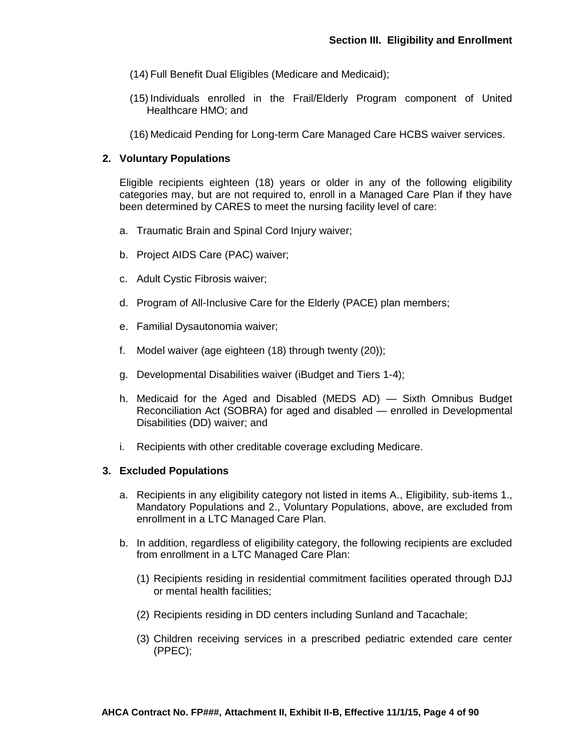(14) Full Benefit Dual Eligibles (Medicare and Medicaid);

(15) Individuals enrolled in the Frail/Elderly Program component of United Healthcare HMO; and

(16) Medicaid Pending for Long-term Care Managed Care HCBS waiver services.

**2. Voluntary Populations**

Eligible recipients eighteen (18) years or older in any of the following eligibility categories may, but are not required to, enroll in a Managed Care Plan if they have been determined by CARES to meet the nursing facility level of care:

a. Traumatic Brain and Spinal Cord Injury waiver;

b. Project AIDS Care (PAC) waiver;

c. Adult Cystic Fibrosis waiver;

d. Program of All-Inclusive Care for the Elderly (PACE) plan members;

e. Familial Dysautonomia waiver;

f. Model waiver (age eighteen (18) through twenty (20));

g. Developmental Disabilities waiver (iBudget and Tiers 1-4);

h. Medicaid for the Aged and Disabled (MEDS AD) — Sixth Omnibus Budget Reconciliation Act (SOBRA) for aged and disabled — enrolled in Developmental Disabilities (DD) waiver; and

i. Recipients with other creditable coverage excluding Medicare.

**3. Excluded Populations**

a. Recipients in any eligibility category not listed in items A., Eligibility, sub-items 1., Mandatory Populations and 2., Voluntary Populations, above, are excluded from enrollment in a LTC Managed Care Plan.

b. In addition, regardless of eligibility category, the following recipients are excluded from enrollment in a LTC Managed Care Plan:

(1) Recipients residing in residential commitment facilities operated through DJJ or mental health facilities;

(2) Recipients residing in DD centers including Sunland and Tacachale;

(3) Children receiving services in a prescribed pediatric extended care center (PPEC);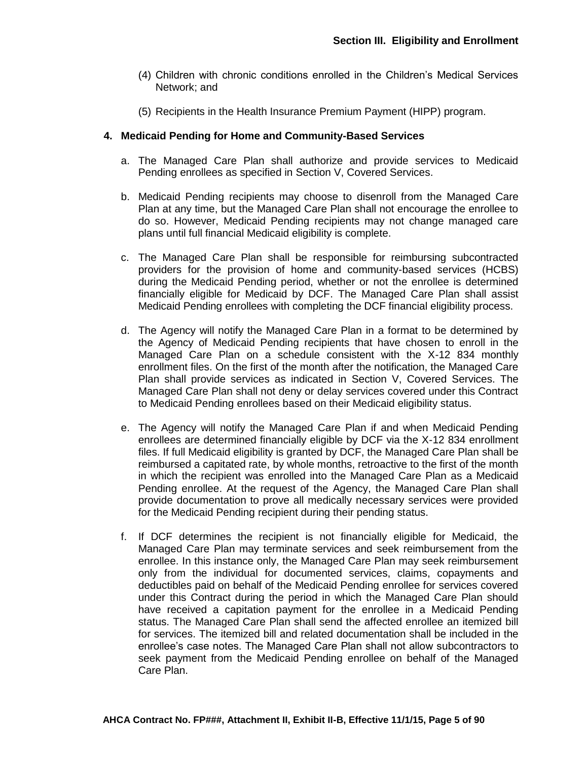(4) Children with chronic conditions enrolled in the Children's Medical Services Network; and

(5) Recipients in the Health Insurance Premium Payment (HIPP) program.

**4. Medicaid Pending for Home and Community-Based Services**

a. The Managed Care Plan shall authorize and provide services to Medicaid Pending enrollees as specified in Section V, Covered Services.

b. Medicaid Pending recipients may choose to disenroll from the Managed Care Plan at any time, but the Managed Care Plan shall not encourage the enrollee to do so. However, Medicaid Pending recipients may not change managed care plans until full financial Medicaid eligibility is complete.

c. The Managed Care Plan shall be responsible for reimbursing subcontracted providers for the provision of home and community-based services (HCBS) during the Medicaid Pending period, whether or not the enrollee is determined financially eligible for Medicaid by DCF. The Managed Care Plan shall assist Medicaid Pending enrollees with completing the DCF financial eligibility process.

d. The Agency will notify the Managed Care Plan in a format to be determined by the Agency of Medicaid Pending recipients that have chosen to enroll in the Managed Care Plan on a schedule consistent with the X-12 834 monthly enrollment files. On the first of the month after the notification, the Managed Care Plan shall provide services as indicated in Section V, Covered Services. The Managed Care Plan shall not deny or delay services covered under this Contract to Medicaid Pending enrollees based on their Medicaid eligibility status.

e. The Agency will notify the Managed Care Plan if and when Medicaid Pending enrollees are determined financially eligible by DCF via the X-12 834 enrollment files. If full Medicaid eligibility is granted by DCF, the Managed Care Plan shall be reimbursed a capitated rate, by whole months, retroactive to the first of the month in which the recipient was enrolled into the Managed Care Plan as a Medicaid Pending enrollee. At the request of the Agency, the Managed Care Plan shall provide documentation to prove all medically necessary services were provided for the Medicaid Pending recipient during their pending status.

f. If DCF determines the recipient is not financially eligible for Medicaid, the Managed Care Plan may terminate services and seek reimbursement from the enrollee. In this instance only, the Managed Care Plan may seek reimbursement only from the individual for documented services, claims, copayments and deductibles paid on behalf of the Medicaid Pending enrollee for services covered under this Contract during the period in which the Managed Care Plan should have received a capitation payment for the enrollee in a Medicaid Pending status. The Managed Care Plan shall send the affected enrollee an itemized bill for services. The itemized bill and related documentation shall be included in the enrollee's case notes. The Managed Care Plan shall not allow subcontractors to seek payment from the Medicaid Pending enrollee on behalf of the Managed Care Plan.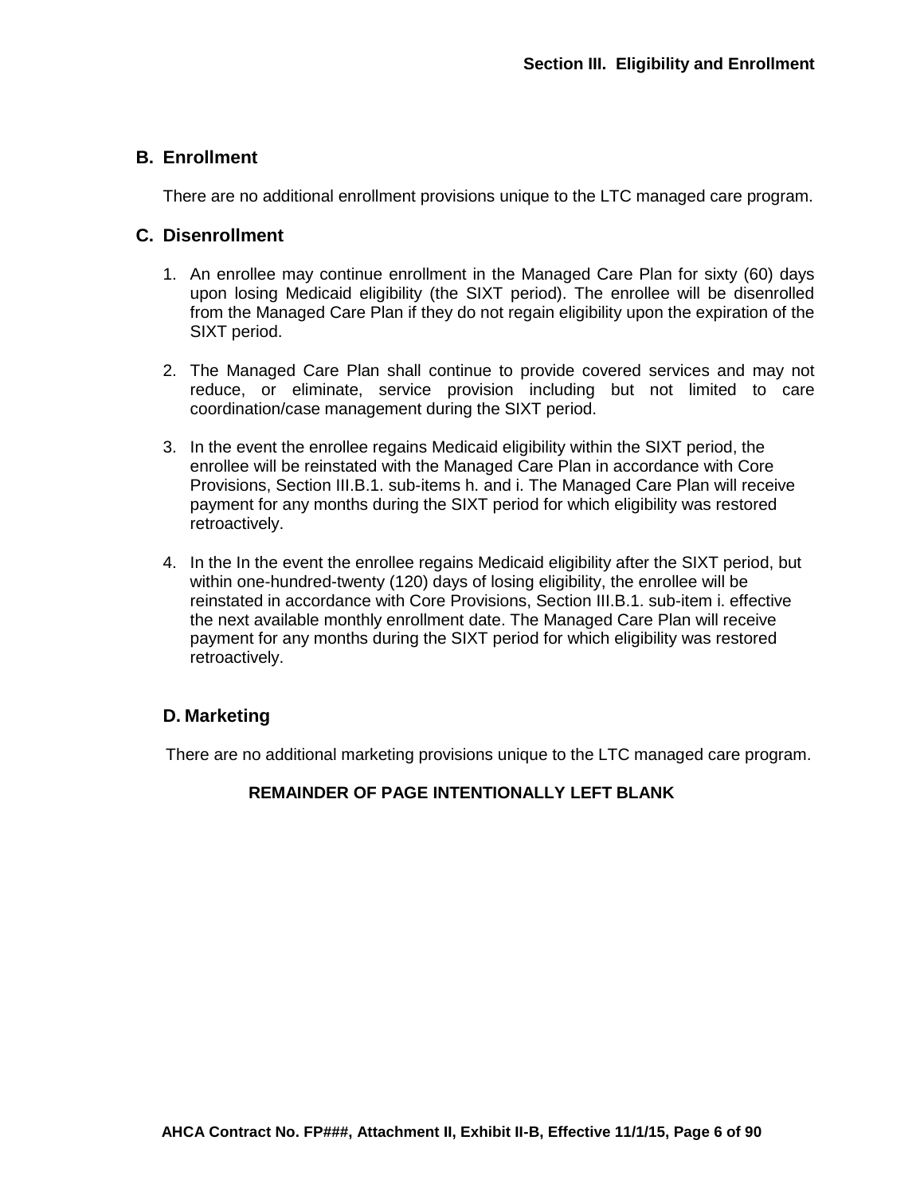## B. Enrollment

There are no additional enrollment provisions unique to the LTC managed care program.

## C. Disenrollment

1. An enrollee may continue enrollment in the Managed Care Plan for sixty (60) days upon losing Medicaid eligibility (the SIXT period). The enrollee will be disenrolled from the Managed Care Plan if they do not regain eligibility upon the expiration of the SIXT period.

2. The Managed Care Plan shall continue to provide covered services and may not reduce, or eliminate, service provision including but not limited to care coordination/case management during the SIXT period.

3. In the event the enrollee regains Medicaid eligibility within the SIXT period, the enrollee will be reinstated with the Managed Care Plan in accordance with Core Provisions, Section III.B.1. sub-items h. and i. The Managed Care Plan will receive payment for any months during the SIXT period for which eligibility was restored retroactively.

4. In the In the event the enrollee regains Medicaid eligibility after the SIXT period, but within one-hundred-twenty (120) days of losing eligibility, the enrollee will be reinstated in accordance with Core Provisions, Section III.B.1. sub-item i. effective the next available monthly enrollment date. The Managed Care Plan will receive payment for any months during the SIXT period for which eligibility was restored retroactively.

## D. Marketing

There are no additional marketing provisions unique to the LTC managed care program.

**REMAINDER OF PAGE INTENTIONALLY LEFT BLANK**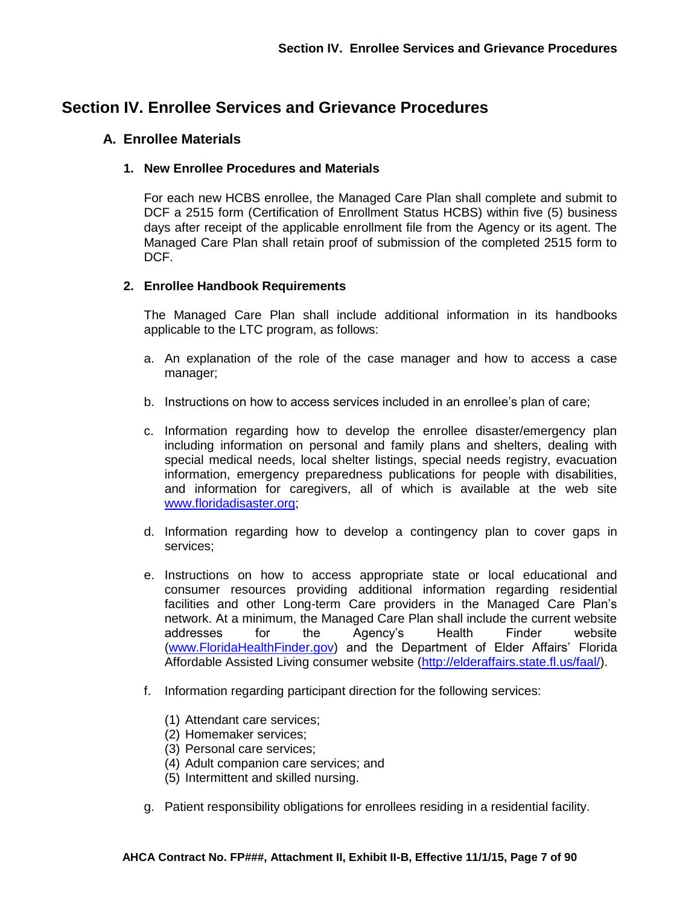# Section IV. Enrollee Services and Grievance Procedures

## A. Enrollee Materials

### 1. New Enrollee Procedures and Materials

For each new HCBS enrollee, the Managed Care Plan shall complete and submit to DCF a 2515 form (Certification of Enrollment Status HCBS) within five (5) business days after receipt of the applicable enrollment file from the Agency or its agent. The Managed Care Plan shall retain proof of submission of the completed 2515 form to DCF.

### 2. Enrollee Handbook Requirements

The Managed Care Plan shall include additional information in its handbooks applicable to the LTC program, as follows:

a. An explanation of the role of the case manager and how to access a case manager;

b. Instructions on how to access services included in an enrollee's plan of care;

c. Information regarding how to develop the enrollee disaster/emergency plan including information on personal and family plans and shelters, dealing with special medical needs, local shelter listings, special needs registry, evacuation information, emergency preparedness publications for people with disabilities, and information for caregivers, all of which is available at the web site www.floridadisaster.org;

d. Information regarding how to develop a contingency plan to cover gaps in services;

e. Instructions on how to access appropriate state or local educational and consumer resources providing additional information regarding residential facilities and other Long-term Care providers in the Managed Care Plan's network. At a minimum, the Managed Care Plan shall include the current website addresses for the Agency's Health Finder website (www.FloridaHealthFinder.gov) and the Department of Elder Affairs' Florida Affordable Assisted Living consumer website (http://elderaffairs.state.fl.us/faal/).

f. Information regarding participant direction for the following services:

(1) Attendant care services;
(2) Homemaker services;
(3) Personal care services;
(4) Adult companion care services; and
(5) Intermittent and skilled nursing.

g. Patient responsibility obligations for enrollees residing in a residential facility.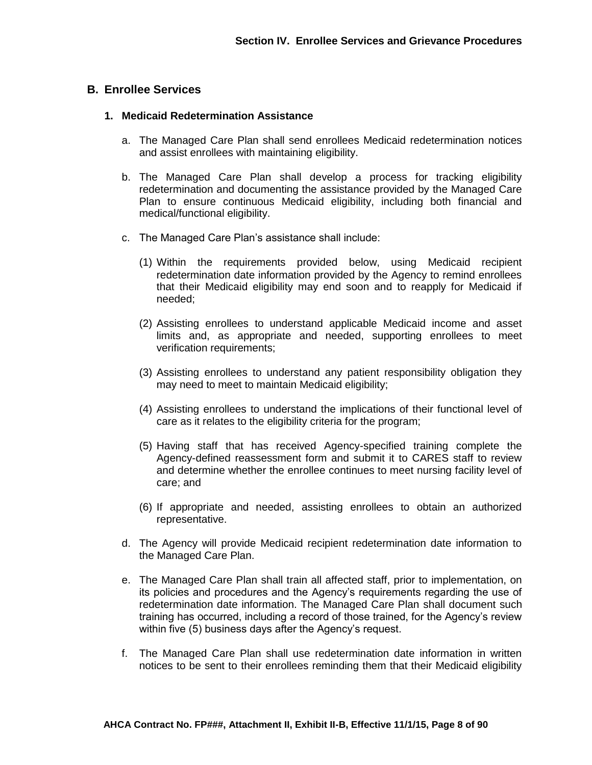## B. Enrollee Services

### 1. Medicaid Redetermination Assistance

a. The Managed Care Plan shall send enrollees Medicaid redetermination notices and assist enrollees with maintaining eligibility.

b. The Managed Care Plan shall develop a process for tracking eligibility redetermination and documenting the assistance provided by the Managed Care Plan to ensure continuous Medicaid eligibility, including both financial and medical/functional eligibility.

c. The Managed Care Plan's assistance shall include:

(1) Within the requirements provided below, using Medicaid recipient redetermination date information provided by the Agency to remind enrollees that their Medicaid eligibility may end soon and to reapply for Medicaid if needed;

(2) Assisting enrollees to understand applicable Medicaid income and asset limits and, as appropriate and needed, supporting enrollees to meet verification requirements;

(3) Assisting enrollees to understand any patient responsibility obligation they may need to meet to maintain Medicaid eligibility;

(4) Assisting enrollees to understand the implications of their functional level of care as it relates to the eligibility criteria for the program;

(5) Having staff that has received Agency-specified training complete the Agency-defined reassessment form and submit it to CARES staff to review and determine whether the enrollee continues to meet nursing facility level of care; and

(6) If appropriate and needed, assisting enrollees to obtain an authorized representative.

d. The Agency will provide Medicaid recipient redetermination date information to the Managed Care Plan.

e. The Managed Care Plan shall train all affected staff, prior to implementation, on its policies and procedures and the Agency's requirements regarding the use of redetermination date information. The Managed Care Plan shall document such training has occurred, including a record of those trained, for the Agency's review within five (5) business days after the Agency's request.

f. The Managed Care Plan shall use redetermination date information in written notices to be sent to their enrollees reminding them that their Medicaid eligibility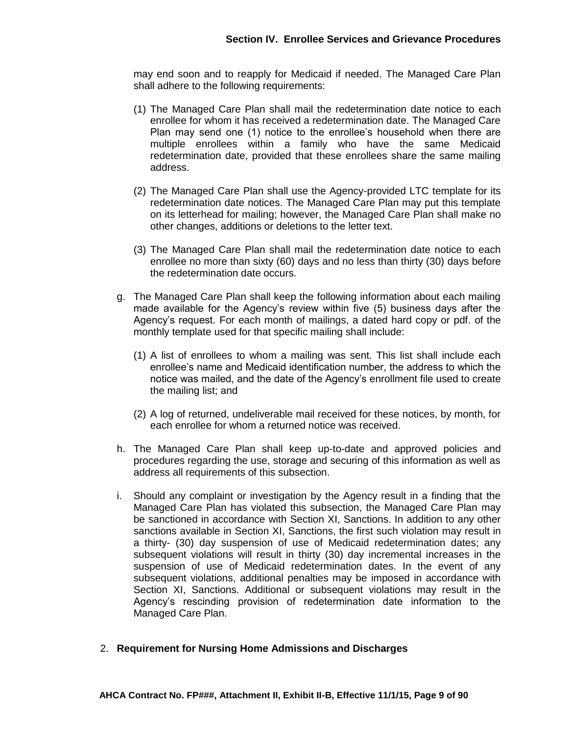may end soon and to reapply for Medicaid if needed. The Managed Care Plan shall adhere to the following requirements:

(1) The Managed Care Plan shall mail the redetermination date notice to each enrollee for whom it has received a redetermination date. The Managed Care Plan may send one (1) notice to the enrollee's household when there are multiple enrollees within a family who have the same Medicaid redetermination date, provided that these enrollees share the same mailing address.

(2) The Managed Care Plan shall use the Agency-provided LTC template for its redetermination date notices. The Managed Care Plan may put this template on its letterhead for mailing; however, the Managed Care Plan shall make no other changes, additions or deletions to the letter text.

(3) The Managed Care Plan shall mail the redetermination date notice to each enrollee no more than sixty (60) days and no less than thirty (30) days before the redetermination date occurs.

g. The Managed Care Plan shall keep the following information about each mailing made available for the Agency's review within five (5) business days after the Agency's request. For each month of mailings, a dated hard copy or pdf. of the monthly template used for that specific mailing shall include:

   (1) A list of enrollees to whom a mailing was sent. This list shall include each enrollee's name and Medicaid identification number, the address to which the notice was mailed, and the date of the Agency's enrollment file used to create the mailing list; and

   (2) A log of returned, undeliverable mail received for these notices, by month, for each enrollee for whom a returned notice was received.

h. The Managed Care Plan shall keep up-to-date and approved policies and procedures regarding the use, storage and securing of this information as well as address all requirements of this subsection.

i. Should any complaint or investigation by the Agency result in a finding that the Managed Care Plan has violated this subsection, the Managed Care Plan may be sanctioned in accordance with Section XI, Sanctions. In addition to any other sanctions available in Section XI, Sanctions, the first such violation may result in a thirty- (30) day suspension of use of Medicaid redetermination dates; any subsequent violations will result in thirty (30) day incremental increases in the suspension of use of Medicaid redetermination dates. In the event of any subsequent violations, additional penalties may be imposed in accordance with Section XI, Sanctions. Additional or subsequent violations may result in the Agency's rescinding provision of redetermination date information to the Managed Care Plan.

2. **Requirement for Nursing Home Admissions and Discharges**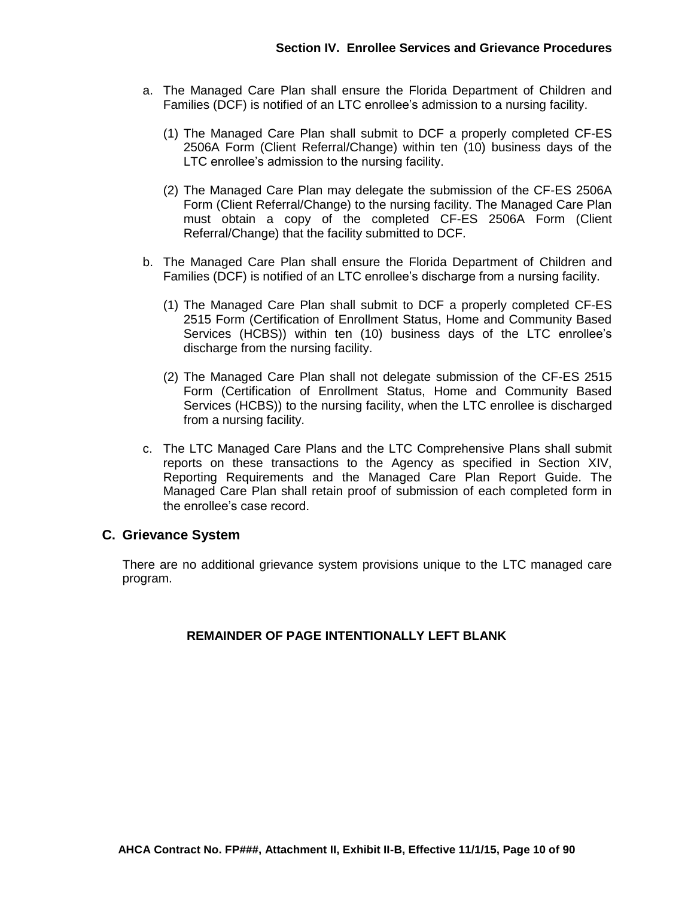a. The Managed Care Plan shall ensure the Florida Department of Children and Families (DCF) is notified of an LTC enrollee's admission to a nursing facility.

   (1) The Managed Care Plan shall submit to DCF a properly completed CF-ES 2506A Form (Client Referral/Change) within ten (10) business days of the LTC enrollee's admission to the nursing facility.

   (2) The Managed Care Plan may delegate the submission of the CF-ES 2506A Form (Client Referral/Change) to the nursing facility. The Managed Care Plan must obtain a copy of the completed CF-ES 2506A Form (Client Referral/Change) that the facility submitted to DCF.

b. The Managed Care Plan shall ensure the Florida Department of Children and Families (DCF) is notified of an LTC enrollee's discharge from a nursing facility.

   (1) The Managed Care Plan shall submit to DCF a properly completed CF-ES 2515 Form (Certification of Enrollment Status, Home and Community Based Services (HCBS)) within ten (10) business days of the LTC enrollee's discharge from the nursing facility.

   (2) The Managed Care Plan shall not delegate submission of the CF-ES 2515 Form (Certification of Enrollment Status, Home and Community Based Services (HCBS)) to the nursing facility, when the LTC enrollee is discharged from a nursing facility.

c. The LTC Managed Care Plans and the LTC Comprehensive Plans shall submit reports on these transactions to the Agency as specified in Section XIV, Reporting Requirements and the Managed Care Plan Report Guide. The Managed Care Plan shall retain proof of submission of each completed form in the enrollee's case record.

## C. Grievance System

There are no additional grievance system provisions unique to the LTC managed care program.

**REMAINDER OF PAGE INTENTIONALLY LEFT BLANK**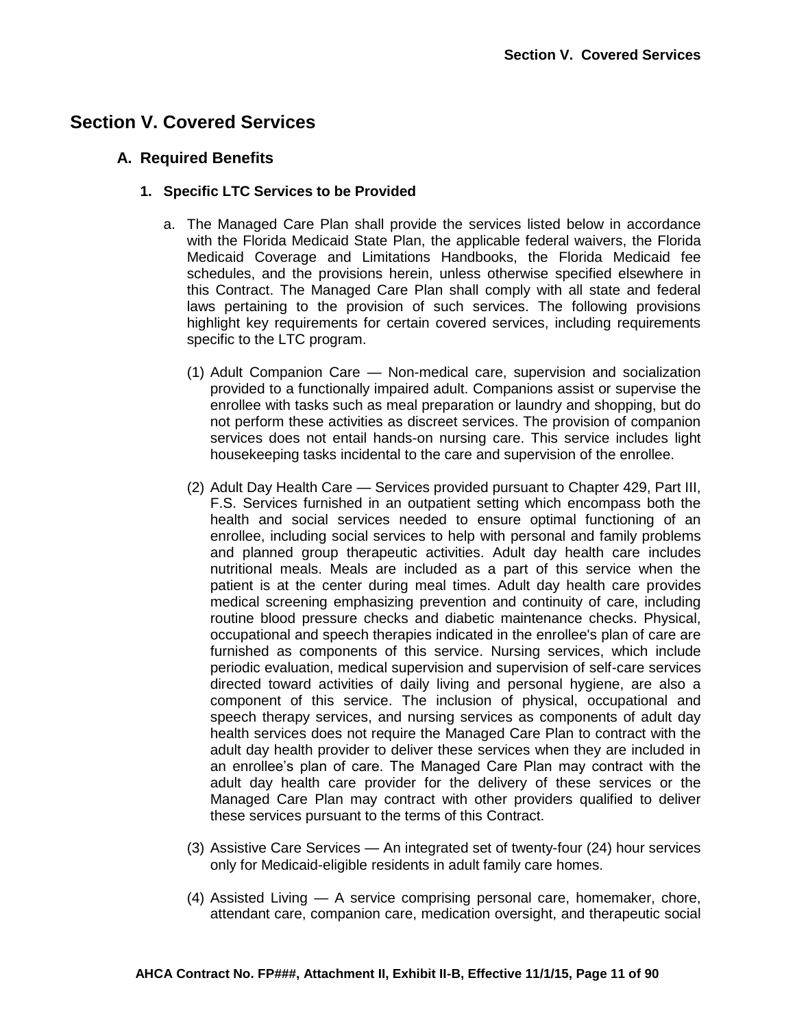# Section V. Covered Services

## A. Required Benefits

### 1. Specific LTC Services to be Provided

a. The Managed Care Plan shall provide the services listed below in accordance with the Florida Medicaid State Plan, the applicable federal waivers, the Florida Medicaid Coverage and Limitations Handbooks, the Florida Medicaid fee schedules, and the provisions herein, unless otherwise specified elsewhere in this Contract. The Managed Care Plan shall comply with all state and federal laws pertaining to the provision of such services. The following provisions highlight key requirements for certain covered services, including requirements specific to the LTC program.

   (1) Adult Companion Care — Non-medical care, supervision and socialization provided to a functionally impaired adult. Companions assist or supervise the enrollee with tasks such as meal preparation or laundry and shopping, but do not perform these activities as discreet services. The provision of companion services does not entail hands-on nursing care. This service includes light housekeeping tasks incidental to the care and supervision of the enrollee.

   (2) Adult Day Health Care — Services provided pursuant to Chapter 429, Part III, F.S. Services furnished in an outpatient setting which encompass both the health and social services needed to ensure optimal functioning of an enrollee, including social services to help with personal and family problems and planned group therapeutic activities. Adult day health care includes nutritional meals. Meals are included as a part of this service when the patient is at the center during meal times. Adult day health care provides medical screening emphasizing prevention and continuity of care, including routine blood pressure checks and diabetic maintenance checks. Physical, occupational and speech therapies indicated in the enrollee's plan of care are furnished as components of this service. Nursing services, which include periodic evaluation, medical supervision and supervision of self-care services directed toward activities of daily living and personal hygiene, are also a component of this service. The inclusion of physical, occupational and speech therapy services, and nursing services as components of adult day health services does not require the Managed Care Plan to contract with the adult day health provider to deliver these services when they are included in an enrollee's plan of care. The Managed Care Plan may contract with the adult day health care provider for the delivery of these services or the Managed Care Plan may contract with other providers qualified to deliver these services pursuant to the terms of this Contract.

   (3) Assistive Care Services — An integrated set of twenty-four (24) hour services only for Medicaid-eligible residents in adult family care homes.

   (4) Assisted Living — A service comprising personal care, homemaker, chore, attendant care, companion care, medication oversight, and therapeutic social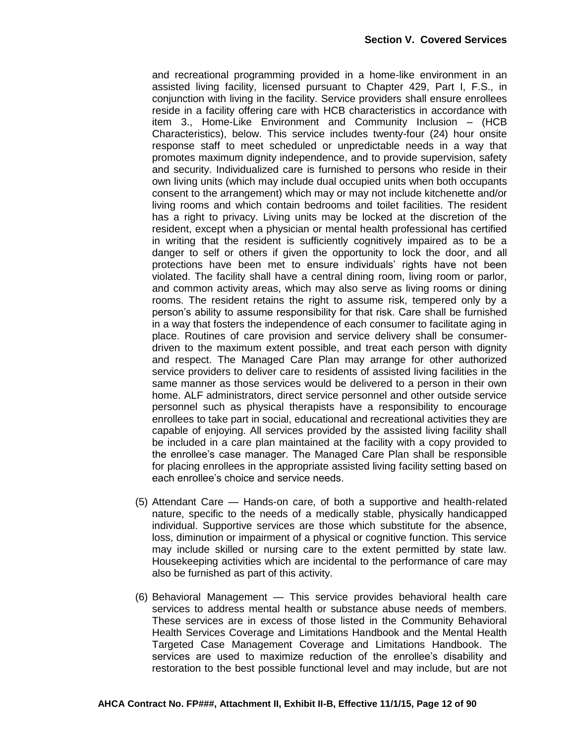and recreational programming provided in a home-like environment in an assisted living facility, licensed pursuant to Chapter 429, Part I, F.S., in conjunction with living in the facility. Service providers shall ensure enrollees reside in a facility offering care with HCB characteristics in accordance with item 3., Home-Like Environment and Community Inclusion – (HCB Characteristics), below. This service includes twenty-four (24) hour onsite response staff to meet scheduled or unpredictable needs in a way that promotes maximum dignity independence, and to provide supervision, safety and security. Individualized care is furnished to persons who reside in their own living units (which may include dual occupied units when both occupants consent to the arrangement) which may or may not include kitchenette and/or living rooms and which contain bedrooms and toilet facilities. The resident has a right to privacy. Living units may be locked at the discretion of the resident, except when a physician or mental health professional has certified in writing that the resident is sufficiently cognitively impaired as to be a danger to self or others if given the opportunity to lock the door, and all protections have been met to ensure individuals' rights have not been violated. The facility shall have a central dining room, living room or parlor, and common activity areas, which may also serve as living rooms or dining rooms. The resident retains the right to assume risk, tempered only by a person's ability to assume responsibility for that risk. Care shall be furnished in a way that fosters the independence of each consumer to facilitate aging in place. Routines of care provision and service delivery shall be consumer-driven to the maximum extent possible, and treat each person with dignity and respect. The Managed Care Plan may arrange for other authorized service providers to deliver care to residents of assisted living facilities in the same manner as those services would be delivered to a person in their own home. ALF administrators, direct service personnel and other outside service personnel such as physical therapists have a responsibility to encourage enrollees to take part in social, educational and recreational activities they are capable of enjoying. All services provided by the assisted living facility shall be included in a care plan maintained at the facility with a copy provided to the enrollee's case manager. The Managed Care Plan shall be responsible for placing enrollees in the appropriate assisted living facility setting based on each enrollee's choice and service needs.

(5) Attendant Care — Hands-on care, of both a supportive and health-related nature, specific to the needs of a medically stable, physically handicapped individual. Supportive services are those which substitute for the absence, loss, diminution or impairment of a physical or cognitive function. This service may include skilled or nursing care to the extent permitted by state law. Housekeeping activities which are incidental to the performance of care may also be furnished as part of this activity.

(6) Behavioral Management — This service provides behavioral health care services to address mental health or substance abuse needs of members. These services are in excess of those listed in the Community Behavioral Health Services Coverage and Limitations Handbook and the Mental Health Targeted Case Management Coverage and Limitations Handbook. The services are used to maximize reduction of the enrollee's disability and restoration to the best possible functional level and may include, but are not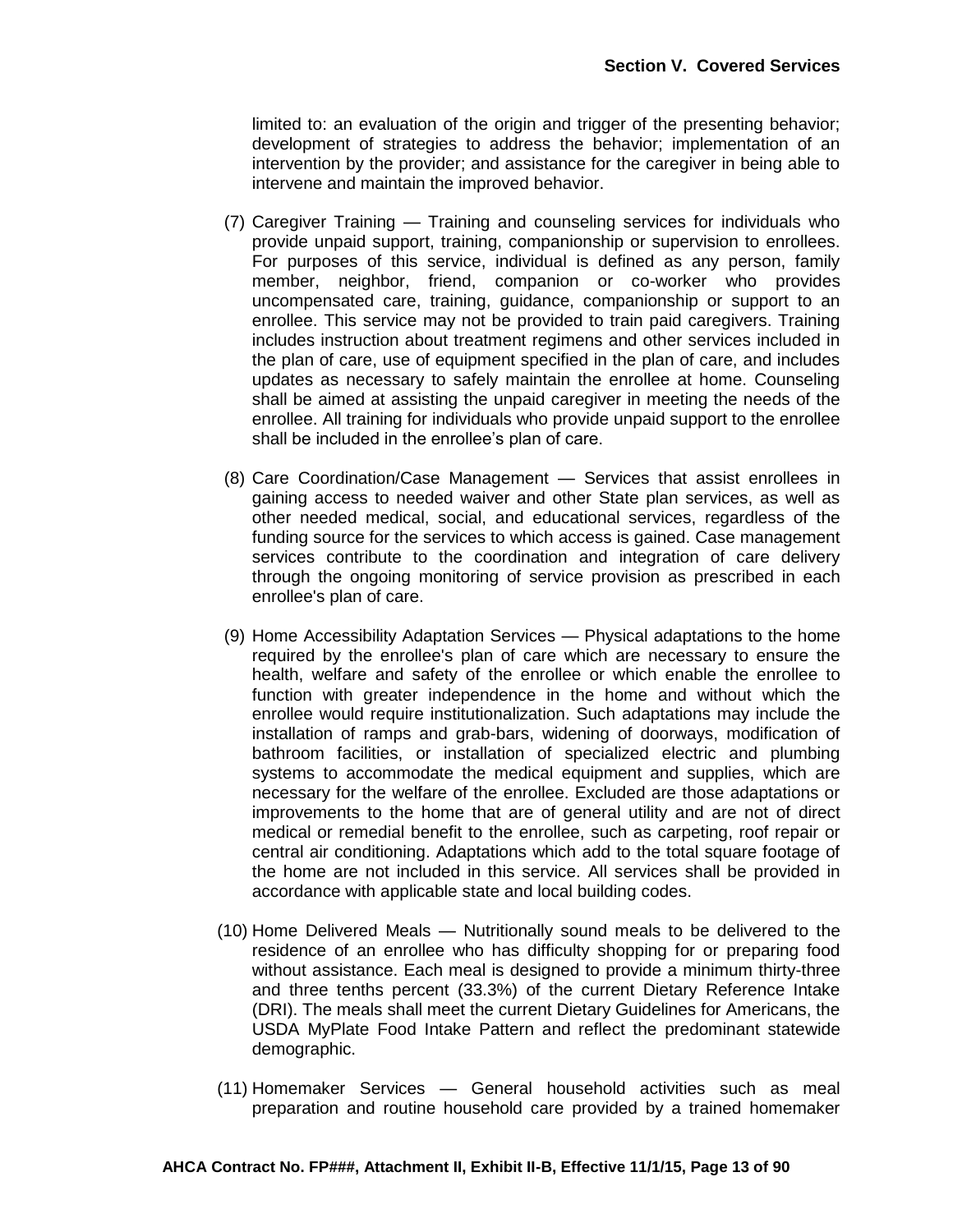limited to: an evaluation of the origin and trigger of the presenting behavior; development of strategies to address the behavior; implementation of an intervention by the provider; and assistance for the caregiver in being able to intervene and maintain the improved behavior.

(7) Caregiver Training — Training and counseling services for individuals who provide unpaid support, training, companionship or supervision to enrollees. For purposes of this service, individual is defined as any person, family member, neighbor, friend, companion or co-worker who provides uncompensated care, training, guidance, companionship or support to an enrollee. This service may not be provided to train paid caregivers. Training includes instruction about treatment regimens and other services included in the plan of care, use of equipment specified in the plan of care, and includes updates as necessary to safely maintain the enrollee at home. Counseling shall be aimed at assisting the unpaid caregiver in meeting the needs of the enrollee. All training for individuals who provide unpaid support to the enrollee shall be included in the enrollee's plan of care.

(8) Care Coordination/Case Management — Services that assist enrollees in gaining access to needed waiver and other State plan services, as well as other needed medical, social, and educational services, regardless of the funding source for the services to which access is gained. Case management services contribute to the coordination and integration of care delivery through the ongoing monitoring of service provision as prescribed in each enrollee's plan of care.

(9) Home Accessibility Adaptation Services — Physical adaptations to the home required by the enrollee's plan of care which are necessary to ensure the health, welfare and safety of the enrollee or which enable the enrollee to function with greater independence in the home and without which the enrollee would require institutionalization. Such adaptations may include the installation of ramps and grab-bars, widening of doorways, modification of bathroom facilities, or installation of specialized electric and plumbing systems to accommodate the medical equipment and supplies, which are necessary for the welfare of the enrollee. Excluded are those adaptations or improvements to the home that are of general utility and are not of direct medical or remedial benefit to the enrollee, such as carpeting, roof repair or central air conditioning. Adaptations which add to the total square footage of the home are not included in this service. All services shall be provided in accordance with applicable state and local building codes.

(10) Home Delivered Meals — Nutritionally sound meals to be delivered to the residence of an enrollee who has difficulty shopping for or preparing food without assistance. Each meal is designed to provide a minimum thirty-three and three tenths percent (33.3%) of the current Dietary Reference Intake (DRI). The meals shall meet the current Dietary Guidelines for Americans, the USDA MyPlate Food Intake Pattern and reflect the predominant statewide demographic.

(11) Homemaker Services — General household activities such as meal preparation and routine household care provided by a trained homemaker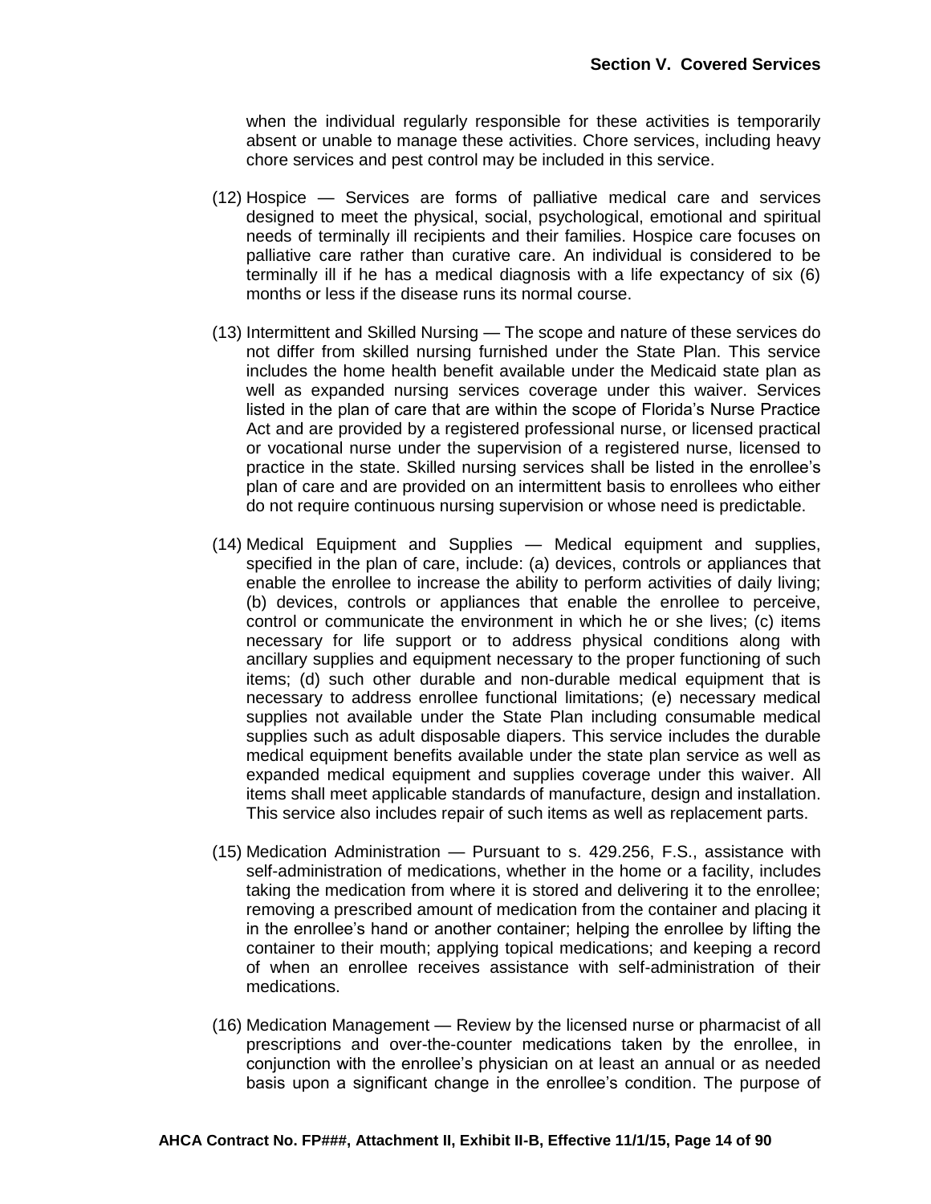when the individual regularly responsible for these activities is temporarily absent or unable to manage these activities. Chore services, including heavy chore services and pest control may be included in this service.

(12) Hospice — Services are forms of palliative medical care and services designed to meet the physical, social, psychological, emotional and spiritual needs of terminally ill recipients and their families. Hospice care focuses on palliative care rather than curative care. An individual is considered to be terminally ill if he has a medical diagnosis with a life expectancy of six (6) months or less if the disease runs its normal course.

(13) Intermittent and Skilled Nursing — The scope and nature of these services do not differ from skilled nursing furnished under the State Plan. This service includes the home health benefit available under the Medicaid state plan as well as expanded nursing services coverage under this waiver. Services listed in the plan of care that are within the scope of Florida's Nurse Practice Act and are provided by a registered professional nurse, or licensed practical or vocational nurse under the supervision of a registered nurse, licensed to practice in the state. Skilled nursing services shall be listed in the enrollee's plan of care and are provided on an intermittent basis to enrollees who either do not require continuous nursing supervision or whose need is predictable.

(14) Medical Equipment and Supplies — Medical equipment and supplies, specified in the plan of care, include: (a) devices, controls or appliances that enable the enrollee to increase the ability to perform activities of daily living; (b) devices, controls or appliances that enable the enrollee to perceive, control or communicate the environment in which he or she lives; (c) items necessary for life support or to address physical conditions along with ancillary supplies and equipment necessary to the proper functioning of such items; (d) such other durable and non-durable medical equipment that is necessary to address enrollee functional limitations; (e) necessary medical supplies not available under the State Plan including consumable medical supplies such as adult disposable diapers. This service includes the durable medical equipment benefits available under the state plan service as well as expanded medical equipment and supplies coverage under this waiver. All items shall meet applicable standards of manufacture, design and installation. This service also includes repair of such items as well as replacement parts.

(15) Medication Administration — Pursuant to s. 429.256, F.S., assistance with self-administration of medications, whether in the home or a facility, includes taking the medication from where it is stored and delivering it to the enrollee; removing a prescribed amount of medication from the container and placing it in the enrollee's hand or another container; helping the enrollee by lifting the container to their mouth; applying topical medications; and keeping a record of when an enrollee receives assistance with self-administration of their medications.

(16) Medication Management — Review by the licensed nurse or pharmacist of all prescriptions and over-the-counter medications taken by the enrollee, in conjunction with the enrollee's physician on at least an annual or as needed basis upon a significant change in the enrollee's condition. The purpose of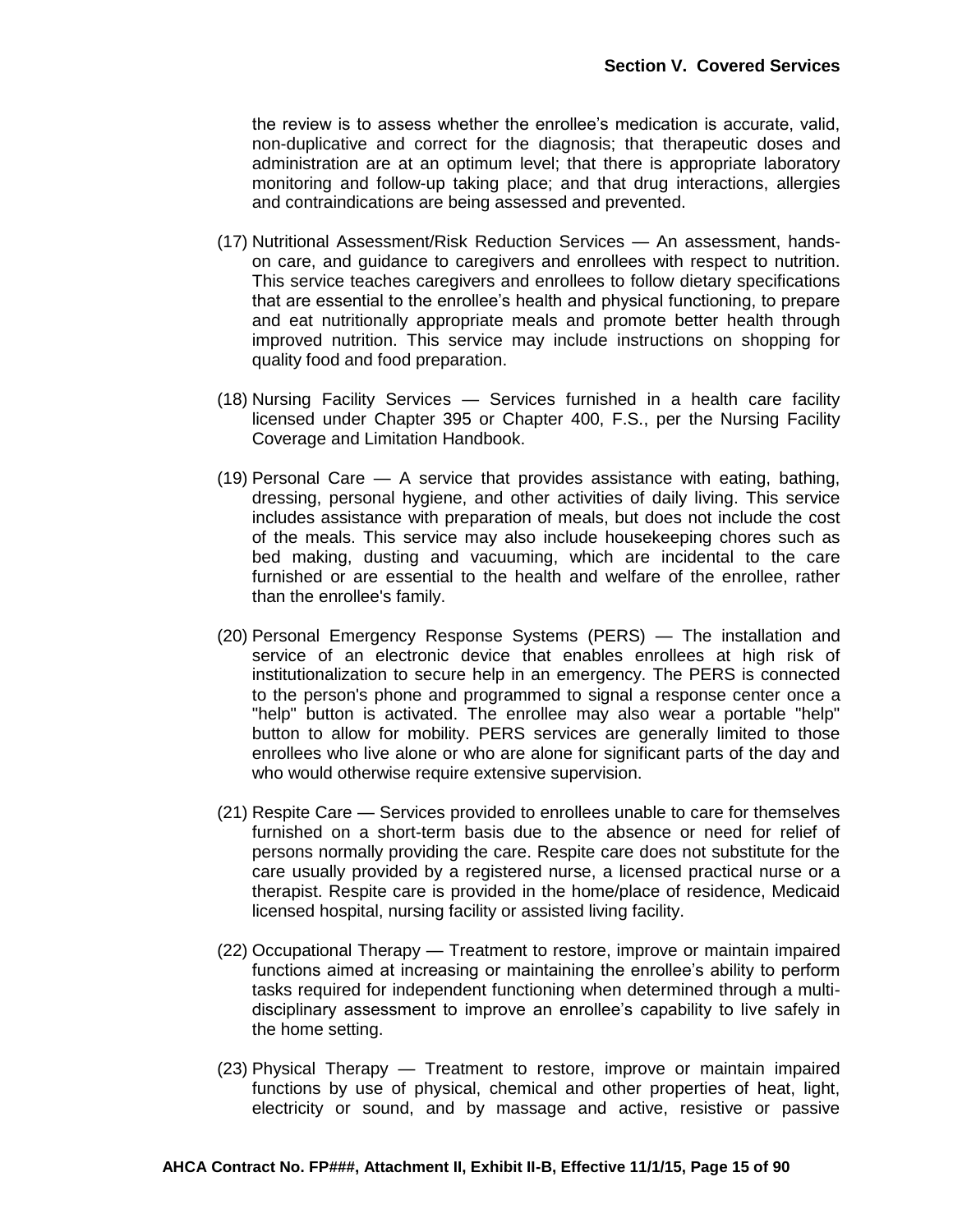the review is to assess whether the enrollee's medication is accurate, valid, non-duplicative and correct for the diagnosis; that therapeutic doses and administration are at an optimum level; that there is appropriate laboratory monitoring and follow-up taking place; and that drug interactions, allergies and contraindications are being assessed and prevented.

(17) Nutritional Assessment/Risk Reduction Services — An assessment, hands-on care, and guidance to caregivers and enrollees with respect to nutrition. This service teaches caregivers and enrollees to follow dietary specifications that are essential to the enrollee's health and physical functioning, to prepare and eat nutritionally appropriate meals and promote better health through improved nutrition. This service may include instructions on shopping for quality food and food preparation.

(18) Nursing Facility Services — Services furnished in a health care facility licensed under Chapter 395 or Chapter 400, F.S., per the Nursing Facility Coverage and Limitation Handbook.

(19) Personal Care — A service that provides assistance with eating, bathing, dressing, personal hygiene, and other activities of daily living. This service includes assistance with preparation of meals, but does not include the cost of the meals. This service may also include housekeeping chores such as bed making, dusting and vacuuming, which are incidental to the care furnished or are essential to the health and welfare of the enrollee, rather than the enrollee's family.

(20) Personal Emergency Response Systems (PERS) — The installation and service of an electronic device that enables enrollees at high risk of institutionalization to secure help in an emergency. The PERS is connected to the person's phone and programmed to signal a response center once a "help" button is activated. The enrollee may also wear a portable "help" button to allow for mobility. PERS services are generally limited to those enrollees who live alone or who are alone for significant parts of the day and who would otherwise require extensive supervision.

(21) Respite Care — Services provided to enrollees unable to care for themselves furnished on a short-term basis due to the absence or need for relief of persons normally providing the care. Respite care does not substitute for the care usually provided by a registered nurse, a licensed practical nurse or a therapist. Respite care is provided in the home/place of residence, Medicaid licensed hospital, nursing facility or assisted living facility.

(22) Occupational Therapy — Treatment to restore, improve or maintain impaired functions aimed at increasing or maintaining the enrollee's ability to perform tasks required for independent functioning when determined through a multi-disciplinary assessment to improve an enrollee's capability to live safely in the home setting.

(23) Physical Therapy — Treatment to restore, improve or maintain impaired functions by use of physical, chemical and other properties of heat, light, electricity or sound, and by massage and active, resistive or passive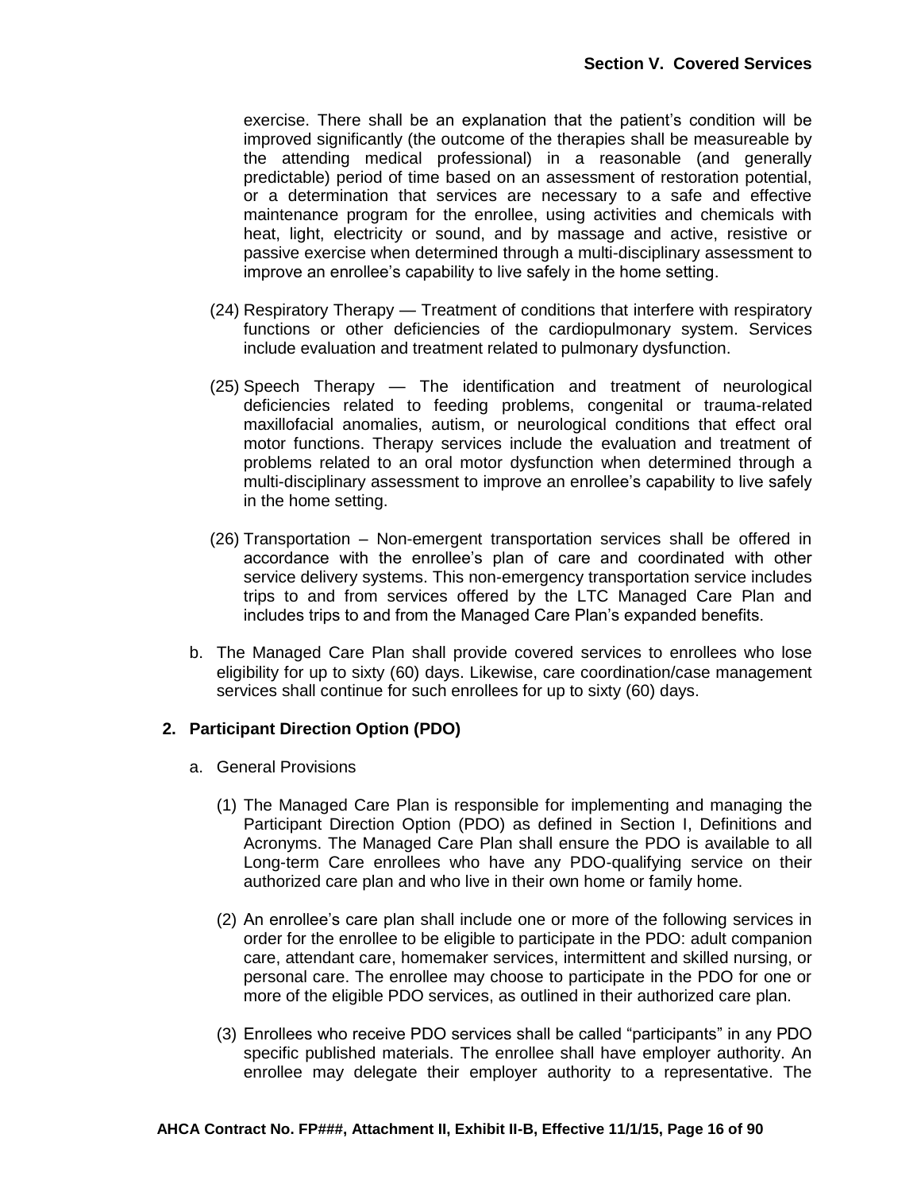exercise. There shall be an explanation that the patient's condition will be improved significantly (the outcome of the therapies shall be measureable by the attending medical professional) in a reasonable (and generally predictable) period of time based on an assessment of restoration potential, or a determination that services are necessary to a safe and effective maintenance program for the enrollee, using activities and chemicals with heat, light, electricity or sound, and by massage and active, resistive or passive exercise when determined through a multi-disciplinary assessment to improve an enrollee's capability to live safely in the home setting.

(24) Respiratory Therapy — Treatment of conditions that interfere with respiratory functions or other deficiencies of the cardiopulmonary system. Services include evaluation and treatment related to pulmonary dysfunction.

(25) Speech Therapy — The identification and treatment of neurological deficiencies related to feeding problems, congenital or trauma-related maxillofacial anomalies, autism, or neurological conditions that effect oral motor functions. Therapy services include the evaluation and treatment of problems related to an oral motor dysfunction when determined through a multi-disciplinary assessment to improve an enrollee's capability to live safely in the home setting.

(26) Transportation – Non-emergent transportation services shall be offered in accordance with the enrollee's plan of care and coordinated with other service delivery systems. This non-emergency transportation service includes trips to and from services offered by the LTC Managed Care Plan and includes trips to and from the Managed Care Plan's expanded benefits.

b. The Managed Care Plan shall provide covered services to enrollees who lose eligibility for up to sixty (60) days. Likewise, care coordination/case management services shall continue for such enrollees for up to sixty (60) days.

### 2. Participant Direction Option (PDO)

a. General Provisions

(1) The Managed Care Plan is responsible for implementing and managing the Participant Direction Option (PDO) as defined in Section I, Definitions and Acronyms. The Managed Care Plan shall ensure the PDO is available to all Long-term Care enrollees who have any PDO-qualifying service on their authorized care plan and who live in their own home or family home.

(2) An enrollee's care plan shall include one or more of the following services in order for the enrollee to be eligible to participate in the PDO: adult companion care, attendant care, homemaker services, intermittent and skilled nursing, or personal care. The enrollee may choose to participate in the PDO for one or more of the eligible PDO services, as outlined in their authorized care plan.

(3) Enrollees who receive PDO services shall be called "participants" in any PDO specific published materials. The enrollee shall have employer authority. An enrollee may delegate their employer authority to a representative. The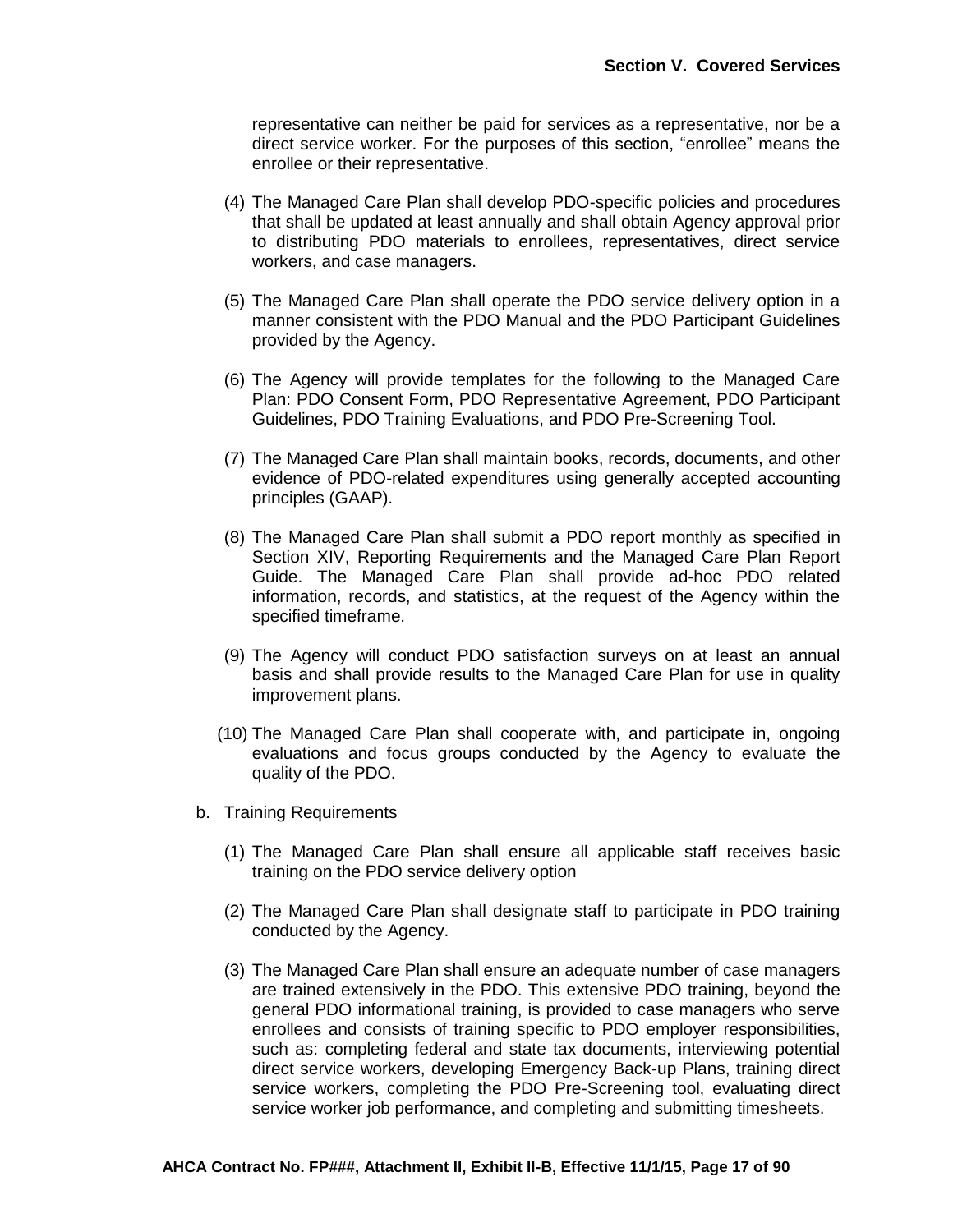representative can neither be paid for services as a representative, nor be a direct service worker. For the purposes of this section, "enrollee" means the enrollee or their representative.

(4) The Managed Care Plan shall develop PDO-specific policies and procedures that shall be updated at least annually and shall obtain Agency approval prior to distributing PDO materials to enrollees, representatives, direct service workers, and case managers.

(5) The Managed Care Plan shall operate the PDO service delivery option in a manner consistent with the PDO Manual and the PDO Participant Guidelines provided by the Agency.

(6) The Agency will provide templates for the following to the Managed Care Plan: PDO Consent Form, PDO Representative Agreement, PDO Participant Guidelines, PDO Training Evaluations, and PDO Pre-Screening Tool.

(7) The Managed Care Plan shall maintain books, records, documents, and other evidence of PDO-related expenditures using generally accepted accounting principles (GAAP).

(8) The Managed Care Plan shall submit a PDO report monthly as specified in Section XIV, Reporting Requirements and the Managed Care Plan Report Guide. The Managed Care Plan shall provide ad-hoc PDO related information, records, and statistics, at the request of the Agency within the specified timeframe.

(9) The Agency will conduct PDO satisfaction surveys on at least an annual basis and shall provide results to the Managed Care Plan for use in quality improvement plans.

(10) The Managed Care Plan shall cooperate with, and participate in, ongoing evaluations and focus groups conducted by the Agency to evaluate the quality of the PDO.

b. Training Requirements

(1) The Managed Care Plan shall ensure all applicable staff receives basic training on the PDO service delivery option

(2) The Managed Care Plan shall designate staff to participate in PDO training conducted by the Agency.

(3) The Managed Care Plan shall ensure an adequate number of case managers are trained extensively in the PDO. This extensive PDO training, beyond the general PDO informational training, is provided to case managers who serve enrollees and consists of training specific to PDO employer responsibilities, such as: completing federal and state tax documents, interviewing potential direct service workers, developing Emergency Back-up Plans, training direct service workers, completing the PDO Pre-Screening tool, evaluating direct service worker job performance, and completing and submitting timesheets.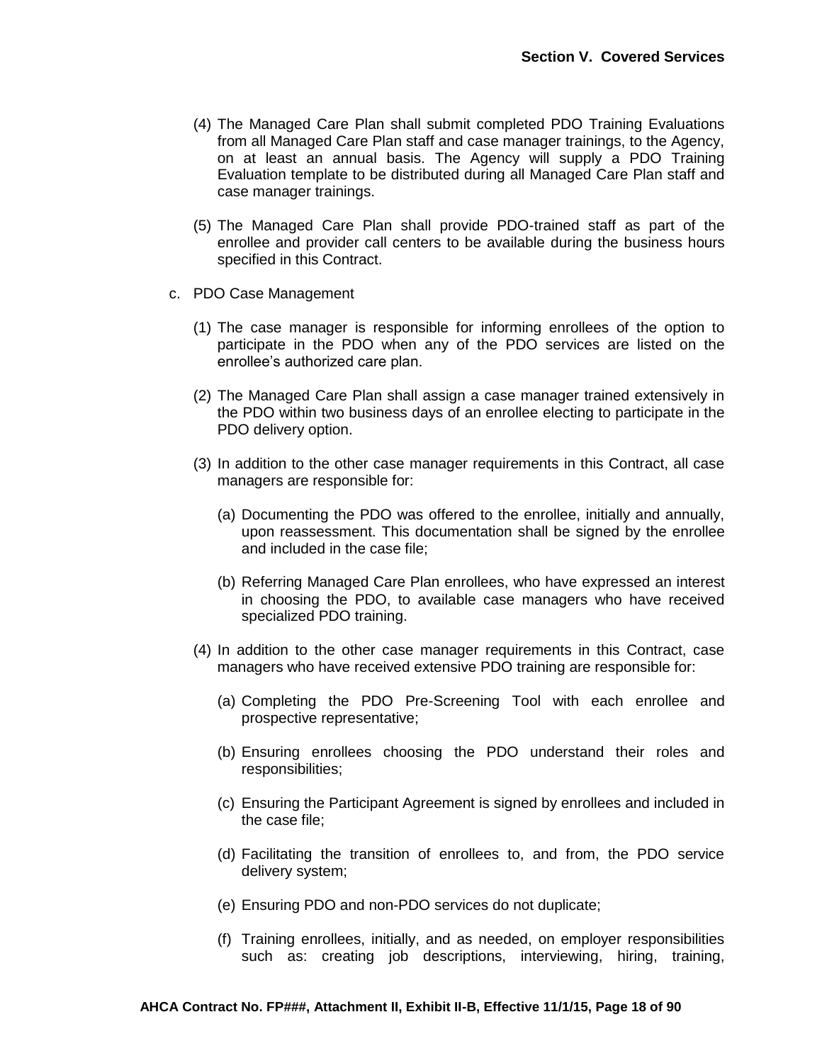(4) The Managed Care Plan shall submit completed PDO Training Evaluations from all Managed Care Plan staff and case manager trainings, to the Agency, on at least an annual basis. The Agency will supply a PDO Training Evaluation template to be distributed during all Managed Care Plan staff and case manager trainings.

(5) The Managed Care Plan shall provide PDO-trained staff as part of the enrollee and provider call centers to be available during the business hours specified in this Contract.

c. PDO Case Management

(1) The case manager is responsible for informing enrollees of the option to participate in the PDO when any of the PDO services are listed on the enrollee's authorized care plan.

(2) The Managed Care Plan shall assign a case manager trained extensively in the PDO within two business days of an enrollee electing to participate in the PDO delivery option.

(3) In addition to the other case manager requirements in this Contract, all case managers are responsible for:

(a) Documenting the PDO was offered to the enrollee, initially and annually, upon reassessment. This documentation shall be signed by the enrollee and included in the case file;

(b) Referring Managed Care Plan enrollees, who have expressed an interest in choosing the PDO, to available case managers who have received specialized PDO training.

(4) In addition to the other case manager requirements in this Contract, case managers who have received extensive PDO training are responsible for:

(a) Completing the PDO Pre-Screening Tool with each enrollee and prospective representative;

(b) Ensuring enrollees choosing the PDO understand their roles and responsibilities;

(c) Ensuring the Participant Agreement is signed by enrollees and included in the case file;

(d) Facilitating the transition of enrollees to, and from, the PDO service delivery system;

(e) Ensuring PDO and non-PDO services do not duplicate;

(f) Training enrollees, initially, and as needed, on employer responsibilities such as: creating job descriptions, interviewing, hiring, training,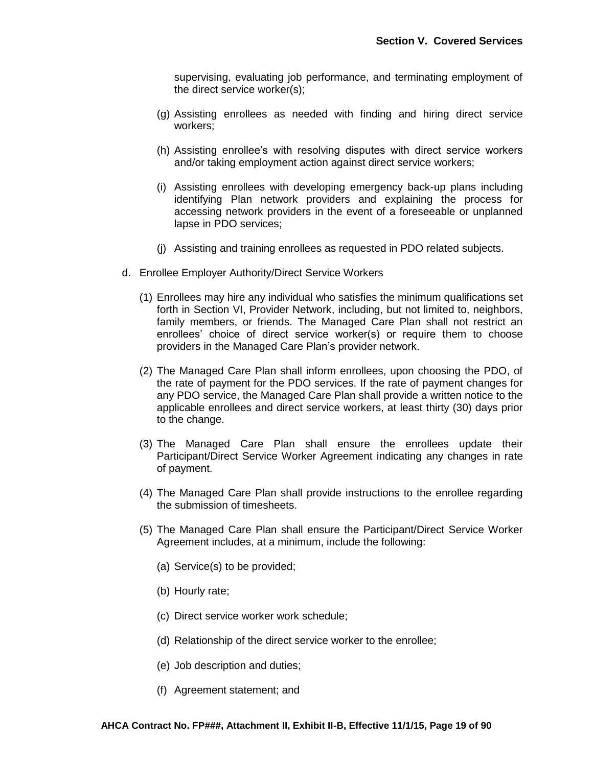supervising, evaluating job performance, and terminating employment of the direct service worker(s);

(g) Assisting enrollees as needed with finding and hiring direct service workers;

(h) Assisting enrollee's with resolving disputes with direct service workers and/or taking employment action against direct service workers;

(i) Assisting enrollees with developing emergency back-up plans including identifying Plan network providers and explaining the process for accessing network providers in the event of a foreseeable or unplanned lapse in PDO services;

(j) Assisting and training enrollees as requested in PDO related subjects.

d. Enrollee Employer Authority/Direct Service Workers

(1) Enrollees may hire any individual who satisfies the minimum qualifications set forth in Section VI, Provider Network, including, but not limited to, neighbors, family members, or friends. The Managed Care Plan shall not restrict an enrollees' choice of direct service worker(s) or require them to choose providers in the Managed Care Plan's provider network.

(2) The Managed Care Plan shall inform enrollees, upon choosing the PDO, of the rate of payment for the PDO services. If the rate of payment changes for any PDO service, the Managed Care Plan shall provide a written notice to the applicable enrollees and direct service workers, at least thirty (30) days prior to the change.

(3) The Managed Care Plan shall ensure the enrollees update their Participant/Direct Service Worker Agreement indicating any changes in rate of payment.

(4) The Managed Care Plan shall provide instructions to the enrollee regarding the submission of timesheets.

(5) The Managed Care Plan shall ensure the Participant/Direct Service Worker Agreement includes, at a minimum, include the following:

(a) Service(s) to be provided;

(b) Hourly rate;

(c) Direct service worker work schedule;

(d) Relationship of the direct service worker to the enrollee;

(e) Job description and duties;

(f) Agreement statement; and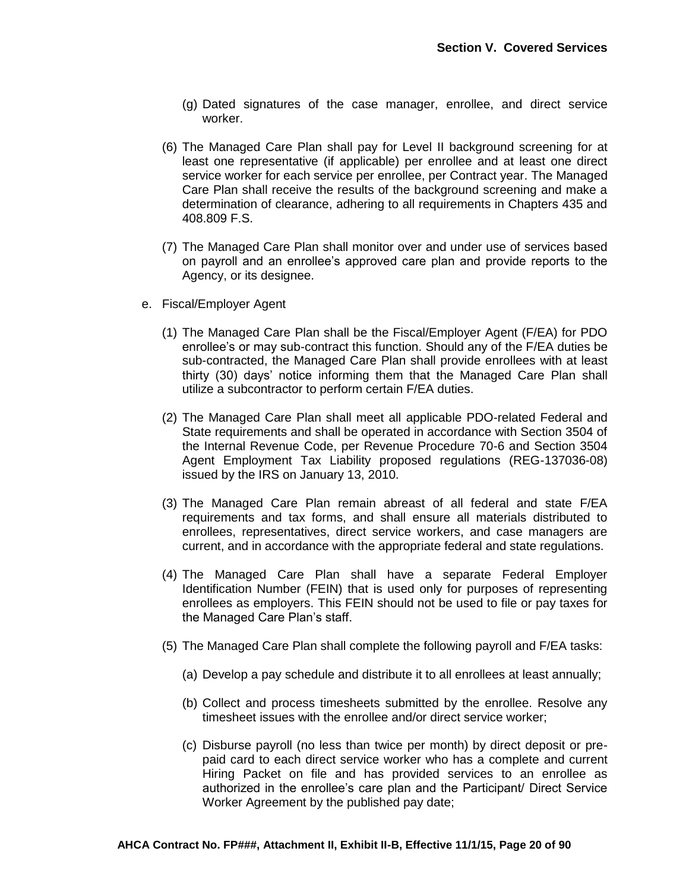(g) Dated signatures of the case manager, enrollee, and direct service worker.

(6) The Managed Care Plan shall pay for Level II background screening for at least one representative (if applicable) per enrollee and at least one direct service worker for each service per enrollee, per Contract year. The Managed Care Plan shall receive the results of the background screening and make a determination of clearance, adhering to all requirements in Chapters 435 and 408.809 F.S.

(7) The Managed Care Plan shall monitor over and under use of services based on payroll and an enrollee's approved care plan and provide reports to the Agency, or its designee.

e. Fiscal/Employer Agent

(1) The Managed Care Plan shall be the Fiscal/Employer Agent (F/EA) for PDO enrollee's or may sub-contract this function. Should any of the F/EA duties be sub-contracted, the Managed Care Plan shall provide enrollees with at least thirty (30) days' notice informing them that the Managed Care Plan shall utilize a subcontractor to perform certain F/EA duties.

(2) The Managed Care Plan shall meet all applicable PDO-related Federal and State requirements and shall be operated in accordance with Section 3504 of the Internal Revenue Code, per Revenue Procedure 70-6 and Section 3504 Agent Employment Tax Liability proposed regulations (REG-137036-08) issued by the IRS on January 13, 2010.

(3) The Managed Care Plan remain abreast of all federal and state F/EA requirements and tax forms, and shall ensure all materials distributed to enrollees, representatives, direct service workers, and case managers are current, and in accordance with the appropriate federal and state regulations.

(4) The Managed Care Plan shall have a separate Federal Employer Identification Number (FEIN) that is used only for purposes of representing enrollees as employers. This FEIN should not be used to file or pay taxes for the Managed Care Plan's staff.

(5) The Managed Care Plan shall complete the following payroll and F/EA tasks:

(a) Develop a pay schedule and distribute it to all enrollees at least annually;

(b) Collect and process timesheets submitted by the enrollee. Resolve any timesheet issues with the enrollee and/or direct service worker;

(c) Disburse payroll (no less than twice per month) by direct deposit or pre-paid card to each direct service worker who has a complete and current Hiring Packet on file and has provided services to an enrollee as authorized in the enrollee's care plan and the Participant/ Direct Service Worker Agreement by the published pay date;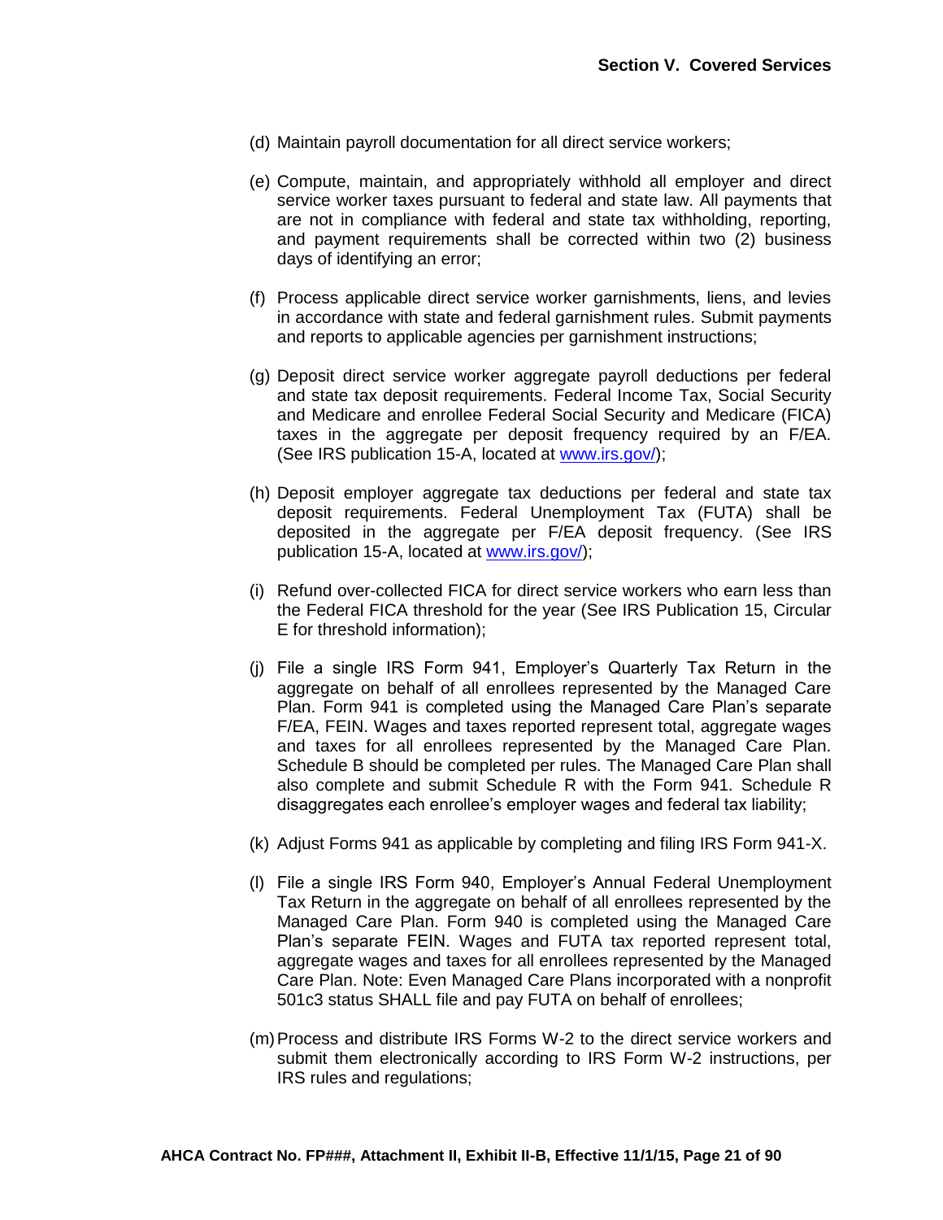(d) Maintain payroll documentation for all direct service workers;

(e) Compute, maintain, and appropriately withhold all employer and direct service worker taxes pursuant to federal and state law. All payments that are not in compliance with federal and state tax withholding, reporting, and payment requirements shall be corrected within two (2) business days of identifying an error;

(f) Process applicable direct service worker garnishments, liens, and levies in accordance with state and federal garnishment rules. Submit payments and reports to applicable agencies per garnishment instructions;

(g) Deposit direct service worker aggregate payroll deductions per federal and state tax deposit requirements. Federal Income Tax, Social Security and Medicare and enrollee Federal Social Security and Medicare (FICA) taxes in the aggregate per deposit frequency required by an F/EA. (See IRS publication 15-A, located at [www.irs.gov/](http://www.irs.gov/));

(h) Deposit employer aggregate tax deductions per federal and state tax deposit requirements. Federal Unemployment Tax (FUTA) shall be deposited in the aggregate per F/EA deposit frequency. (See IRS publication 15-A, located at [www.irs.gov/](http://www.irs.gov/));

(i) Refund over-collected FICA for direct service workers who earn less than the Federal FICA threshold for the year (See IRS Publication 15, Circular E for threshold information);

(j) File a single IRS Form 941, Employer's Quarterly Tax Return in the aggregate on behalf of all enrollees represented by the Managed Care Plan. Form 941 is completed using the Managed Care Plan's separate F/EA, FEIN. Wages and taxes reported represent total, aggregate wages and taxes for all enrollees represented by the Managed Care Plan. Schedule B should be completed per rules. The Managed Care Plan shall also complete and submit Schedule R with the Form 941. Schedule R disaggregates each enrollee's employer wages and federal tax liability;

(k) Adjust Forms 941 as applicable by completing and filing IRS Form 941-X.

(l) File a single IRS Form 940, Employer's Annual Federal Unemployment Tax Return in the aggregate on behalf of all enrollees represented by the Managed Care Plan. Form 940 is completed using the Managed Care Plan's separate FEIN. Wages and FUTA tax reported represent total, aggregate wages and taxes for all enrollees represented by the Managed Care Plan. Note: Even Managed Care Plans incorporated with a nonprofit 501c3 status SHALL file and pay FUTA on behalf of enrollees;

(m) Process and distribute IRS Forms W-2 to the direct service workers and submit them electronically according to IRS Form W-2 instructions, per IRS rules and regulations;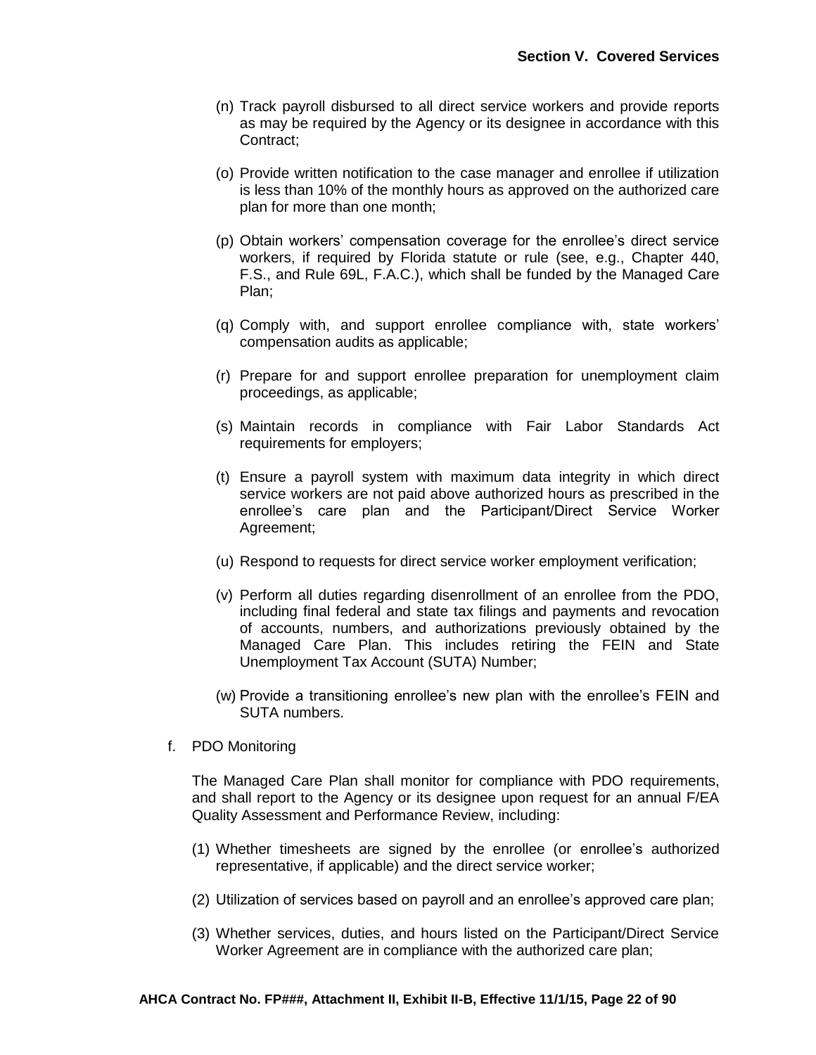(n) Track payroll disbursed to all direct service workers and provide reports as may be required by the Agency or its designee in accordance with this Contract;

(o) Provide written notification to the case manager and enrollee if utilization is less than 10% of the monthly hours as approved on the authorized care plan for more than one month;

(p) Obtain workers' compensation coverage for the enrollee's direct service workers, if required by Florida statute or rule (see, e.g., Chapter 440, F.S., and Rule 69L, F.A.C.), which shall be funded by the Managed Care Plan;

(q) Comply with, and support enrollee compliance with, state workers' compensation audits as applicable;

(r) Prepare for and support enrollee preparation for unemployment claim proceedings, as applicable;

(s) Maintain records in compliance with Fair Labor Standards Act requirements for employers;

(t) Ensure a payroll system with maximum data integrity in which direct service workers are not paid above authorized hours as prescribed in the enrollee's care plan and the Participant/Direct Service Worker Agreement;

(u) Respond to requests for direct service worker employment verification;

(v) Perform all duties regarding disenrollment of an enrollee from the PDO, including final federal and state tax filings and payments and revocation of accounts, numbers, and authorizations previously obtained by the Managed Care Plan. This includes retiring the FEIN and State Unemployment Tax Account (SUTA) Number;

(w) Provide a transitioning enrollee's new plan with the enrollee's FEIN and SUTA numbers.

f. PDO Monitoring

The Managed Care Plan shall monitor for compliance with PDO requirements, and shall report to the Agency or its designee upon request for an annual F/EA Quality Assessment and Performance Review, including:

(1) Whether timesheets are signed by the enrollee (or enrollee's authorized representative, if applicable) and the direct service worker;

(2) Utilization of services based on payroll and an enrollee's approved care plan;

(3) Whether services, duties, and hours listed on the Participant/Direct Service Worker Agreement are in compliance with the authorized care plan;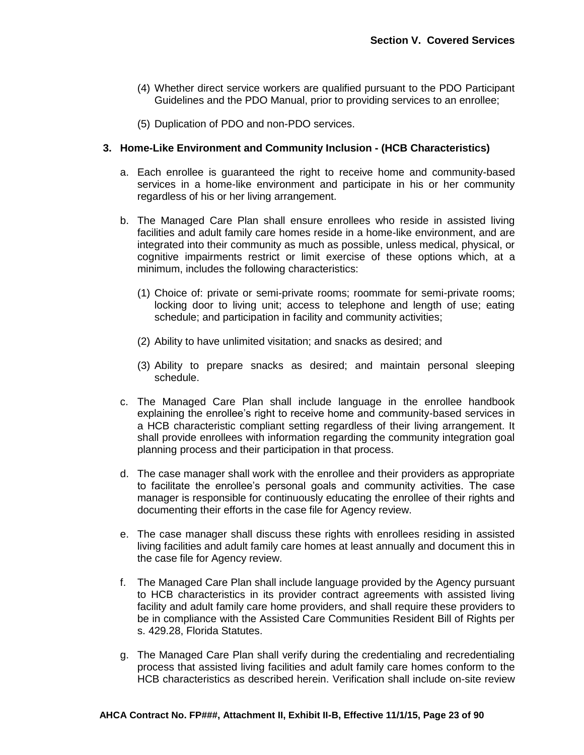(4) Whether direct service workers are qualified pursuant to the PDO Participant Guidelines and the PDO Manual, prior to providing services to an enrollee;

(5) Duplication of PDO and non-PDO services.

**3. Home-Like Environment and Community Inclusion - (HCB Characteristics)**

a. Each enrollee is guaranteed the right to receive home and community-based services in a home-like environment and participate in his or her community regardless of his or her living arrangement.

b. The Managed Care Plan shall ensure enrollees who reside in assisted living facilities and adult family care homes reside in a home-like environment, and are integrated into their community as much as possible, unless medical, physical, or cognitive impairments restrict or limit exercise of these options which, at a minimum, includes the following characteristics:

(1) Choice of: private or semi-private rooms; roommate for semi-private rooms; locking door to living unit; access to telephone and length of use; eating schedule; and participation in facility and community activities;

(2) Ability to have unlimited visitation; and snacks as desired; and

(3) Ability to prepare snacks as desired; and maintain personal sleeping schedule.

c. The Managed Care Plan shall include language in the enrollee handbook explaining the enrollee's right to receive home and community-based services in a HCB characteristic compliant setting regardless of their living arrangement. It shall provide enrollees with information regarding the community integration goal planning process and their participation in that process.

d. The case manager shall work with the enrollee and their providers as appropriate to facilitate the enrollee's personal goals and community activities. The case manager is responsible for continuously educating the enrollee of their rights and documenting their efforts in the case file for Agency review.

e. The case manager shall discuss these rights with enrollees residing in assisted living facilities and adult family care homes at least annually and document this in the case file for Agency review.

f. The Managed Care Plan shall include language provided by the Agency pursuant to HCB characteristics in its provider contract agreements with assisted living facility and adult family care home providers, and shall require these providers to be in compliance with the Assisted Care Communities Resident Bill of Rights per s. 429.28, Florida Statutes.

g. The Managed Care Plan shall verify during the credentialing and recredentialing process that assisted living facilities and adult family care homes conform to the HCB characteristics as described herein. Verification shall include on-site review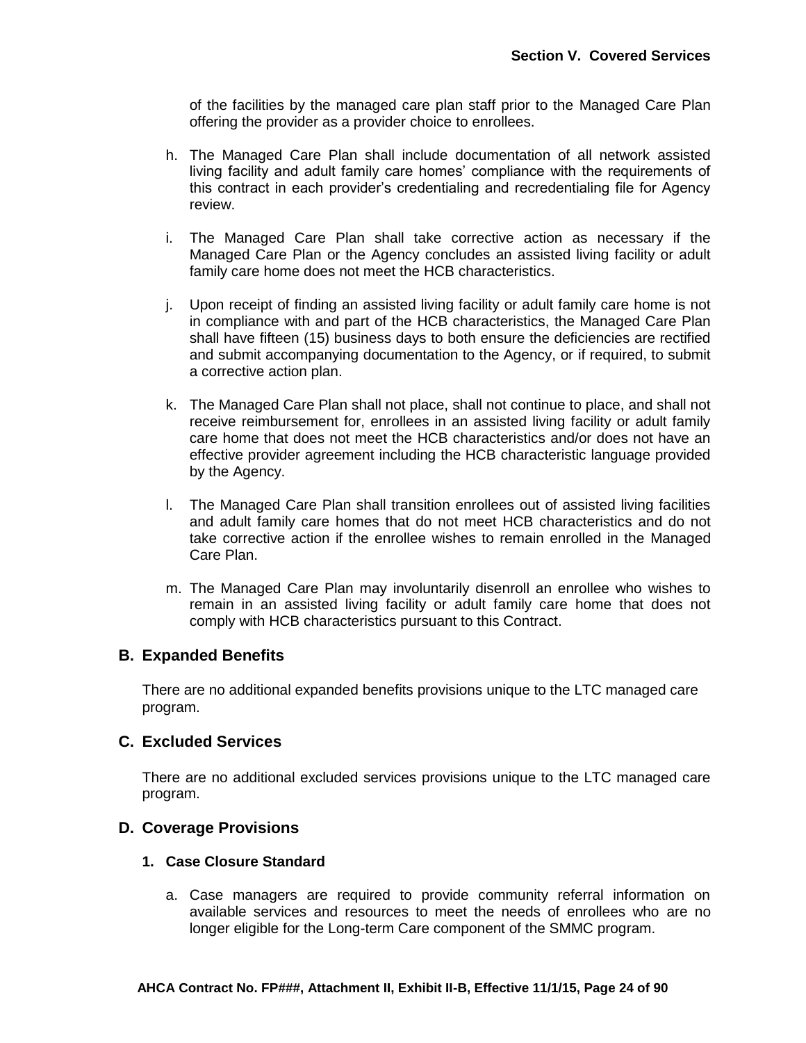of the facilities by the managed care plan staff prior to the Managed Care Plan offering the provider as a provider choice to enrollees.

h. The Managed Care Plan shall include documentation of all network assisted living facility and adult family care homes' compliance with the requirements of this contract in each provider's credentialing and recredentialing file for Agency review.

i. The Managed Care Plan shall take corrective action as necessary if the Managed Care Plan or the Agency concludes an assisted living facility or adult family care home does not meet the HCB characteristics.

j. Upon receipt of finding an assisted living facility or adult family care home is not in compliance with and part of the HCB characteristics, the Managed Care Plan shall have fifteen (15) business days to both ensure the deficiencies are rectified and submit accompanying documentation to the Agency, or if required, to submit a corrective action plan.

k. The Managed Care Plan shall not place, shall not continue to place, and shall not receive reimbursement for, enrollees in an assisted living facility or adult family care home that does not meet the HCB characteristics and/or does not have an effective provider agreement including the HCB characteristic language provided by the Agency.

l. The Managed Care Plan shall transition enrollees out of assisted living facilities and adult family care homes that do not meet HCB characteristics and do not take corrective action if the enrollee wishes to remain enrolled in the Managed Care Plan.

m. The Managed Care Plan may involuntarily disenroll an enrollee who wishes to remain in an assisted living facility or adult family care home that does not comply with HCB characteristics pursuant to this Contract.

## B. Expanded Benefits

There are no additional expanded benefits provisions unique to the LTC managed care program.

## C. Excluded Services

There are no additional excluded services provisions unique to the LTC managed care program.

## D. Coverage Provisions

### 1. Case Closure Standard

a. Case managers are required to provide community referral information on available services and resources to meet the needs of enrollees who are no longer eligible for the Long-term Care component of the SMMC program.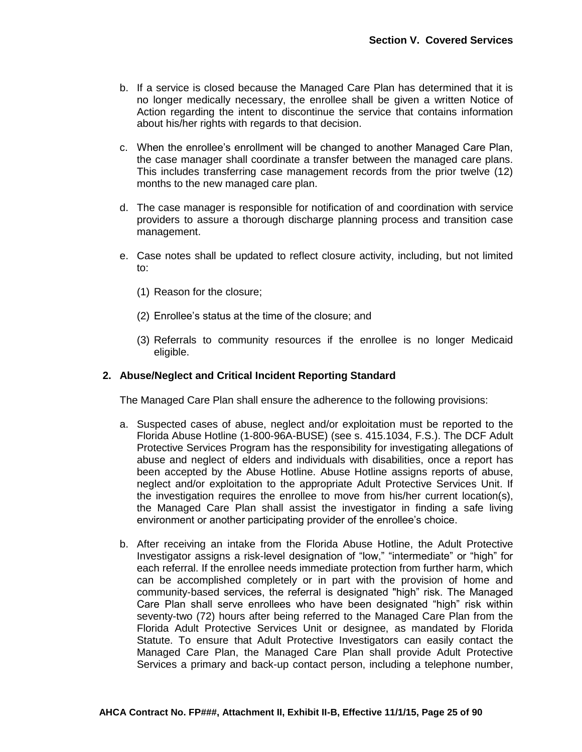b. If a service is closed because the Managed Care Plan has determined that it is no longer medically necessary, the enrollee shall be given a written Notice of Action regarding the intent to discontinue the service that contains information about his/her rights with regards to that decision.

c. When the enrollee's enrollment will be changed to another Managed Care Plan, the case manager shall coordinate a transfer between the managed care plans. This includes transferring case management records from the prior twelve (12) months to the new managed care plan.

d. The case manager is responsible for notification of and coordination with service providers to assure a thorough discharge planning process and transition case management.

e. Case notes shall be updated to reflect closure activity, including, but not limited to:

   (1) Reason for the closure;

   (2) Enrollee's status at the time of the closure; and

   (3) Referrals to community resources if the enrollee is no longer Medicaid eligible.

**2. Abuse/Neglect and Critical Incident Reporting Standard**

The Managed Care Plan shall ensure the adherence to the following provisions:

a. Suspected cases of abuse, neglect and/or exploitation must be reported to the Florida Abuse Hotline (1-800-96A-BUSE) (see s. 415.1034, F.S.). The DCF Adult Protective Services Program has the responsibility for investigating allegations of abuse and neglect of elders and individuals with disabilities, once a report has been accepted by the Abuse Hotline. Abuse Hotline assigns reports of abuse, neglect and/or exploitation to the appropriate Adult Protective Services Unit. If the investigation requires the enrollee to move from his/her current location(s), the Managed Care Plan shall assist the investigator in finding a safe living environment or another participating provider of the enrollee's choice.

b. After receiving an intake from the Florida Abuse Hotline, the Adult Protective Investigator assigns a risk-level designation of "low," "intermediate" or "high" for each referral. If the enrollee needs immediate protection from further harm, which can be accomplished completely or in part with the provision of home and community-based services, the referral is designated "high" risk. The Managed Care Plan shall serve enrollees who have been designated "high" risk within seventy-two (72) hours after being referred to the Managed Care Plan from the Florida Adult Protective Services Unit or designee, as mandated by Florida Statute. To ensure that Adult Protective Investigators can easily contact the Managed Care Plan, the Managed Care Plan shall provide Adult Protective Services a primary and back-up contact person, including a telephone number,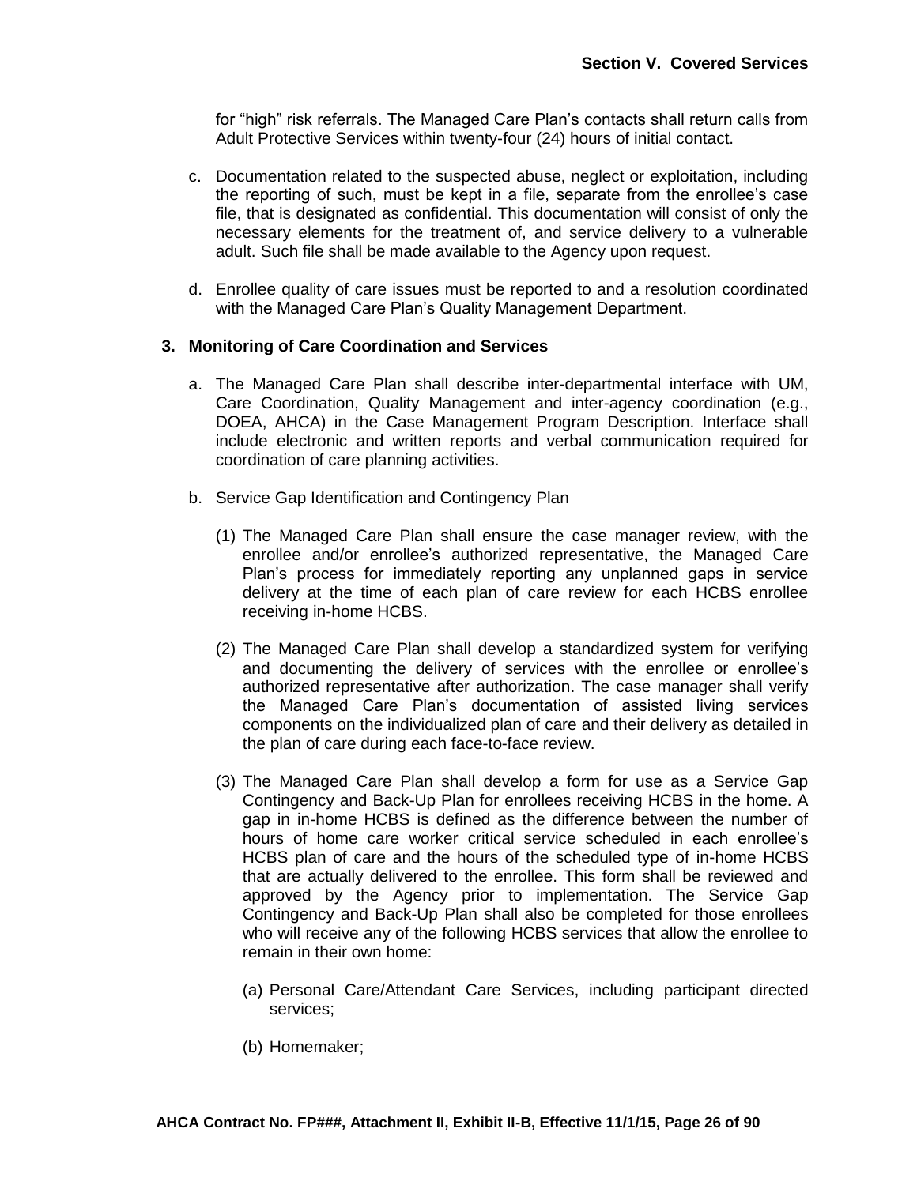for "high" risk referrals. The Managed Care Plan's contacts shall return calls from Adult Protective Services within twenty-four (24) hours of initial contact.

c. Documentation related to the suspected abuse, neglect or exploitation, including the reporting of such, must be kept in a file, separate from the enrollee's case file, that is designated as confidential. This documentation will consist of only the necessary elements for the treatment of, and service delivery to a vulnerable adult. Such file shall be made available to the Agency upon request.

d. Enrollee quality of care issues must be reported to and a resolution coordinated with the Managed Care Plan's Quality Management Department.

**3. Monitoring of Care Coordination and Services**

a. The Managed Care Plan shall describe inter-departmental interface with UM, Care Coordination, Quality Management and inter-agency coordination (e.g., DOEA, AHCA) in the Case Management Program Description. Interface shall include electronic and written reports and verbal communication required for coordination of care planning activities.

b. Service Gap Identification and Contingency Plan

(1) The Managed Care Plan shall ensure the case manager review, with the enrollee and/or enrollee's authorized representative, the Managed Care Plan's process for immediately reporting any unplanned gaps in service delivery at the time of each plan of care review for each HCBS enrollee receiving in-home HCBS.

(2) The Managed Care Plan shall develop a standardized system for verifying and documenting the delivery of services with the enrollee or enrollee's authorized representative after authorization. The case manager shall verify the Managed Care Plan's documentation of assisted living services components on the individualized plan of care and their delivery as detailed in the plan of care during each face-to-face review.

(3) The Managed Care Plan shall develop a form for use as a Service Gap Contingency and Back-Up Plan for enrollees receiving HCBS in the home. A gap in in-home HCBS is defined as the difference between the number of hours of home care worker critical service scheduled in each enrollee's HCBS plan of care and the hours of the scheduled type of in-home HCBS that are actually delivered to the enrollee. This form shall be reviewed and approved by the Agency prior to implementation. The Service Gap Contingency and Back-Up Plan shall also be completed for those enrollees who will receive any of the following HCBS services that allow the enrollee to remain in their own home:

(a) Personal Care/Attendant Care Services, including participant directed services;

(b) Homemaker;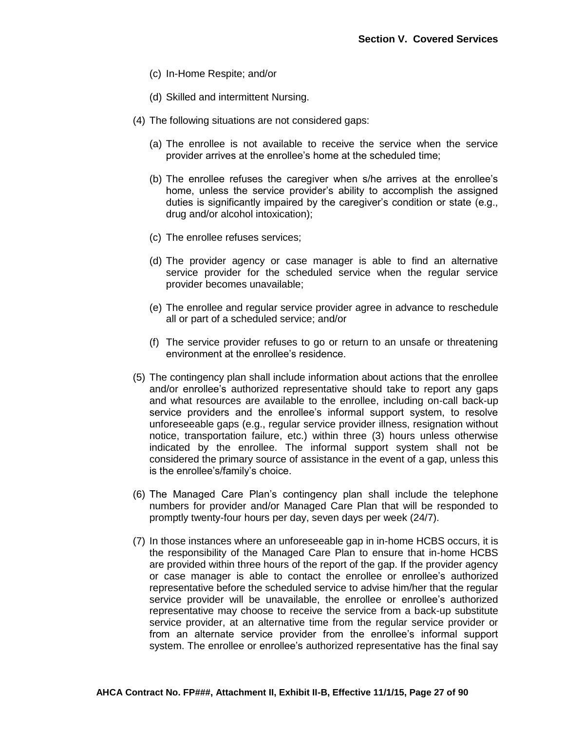(c) In-Home Respite; and/or

(d) Skilled and intermittent Nursing.

(4) The following situations are not considered gaps:

(a) The enrollee is not available to receive the service when the service provider arrives at the enrollee's home at the scheduled time;

(b) The enrollee refuses the caregiver when s/he arrives at the enrollee's home, unless the service provider's ability to accomplish the assigned duties is significantly impaired by the caregiver's condition or state (e.g., drug and/or alcohol intoxication);

(c) The enrollee refuses services;

(d) The provider agency or case manager is able to find an alternative service provider for the scheduled service when the regular service provider becomes unavailable;

(e) The enrollee and regular service provider agree in advance to reschedule all or part of a scheduled service; and/or

(f) The service provider refuses to go or return to an unsafe or threatening environment at the enrollee's residence.

(5) The contingency plan shall include information about actions that the enrollee and/or enrollee's authorized representative should take to report any gaps and what resources are available to the enrollee, including on-call back-up service providers and the enrollee's informal support system, to resolve unforeseeable gaps (e.g., regular service provider illness, resignation without notice, transportation failure, etc.) within three (3) hours unless otherwise indicated by the enrollee. The informal support system shall not be considered the primary source of assistance in the event of a gap, unless this is the enrollee's/family's choice.

(6) The Managed Care Plan's contingency plan shall include the telephone numbers for provider and/or Managed Care Plan that will be responded to promptly twenty-four hours per day, seven days per week (24/7).

(7) In those instances where an unforeseeable gap in in-home HCBS occurs, it is the responsibility of the Managed Care Plan to ensure that in-home HCBS are provided within three hours of the report of the gap. If the provider agency or case manager is able to contact the enrollee or enrollee's authorized representative before the scheduled service to advise him/her that the regular service provider will be unavailable, the enrollee or enrollee's authorized representative may choose to receive the service from a back-up substitute service provider, at an alternative time from the regular service provider or from an alternate service provider from the enrollee's informal support system. The enrollee or enrollee's authorized representative has the final say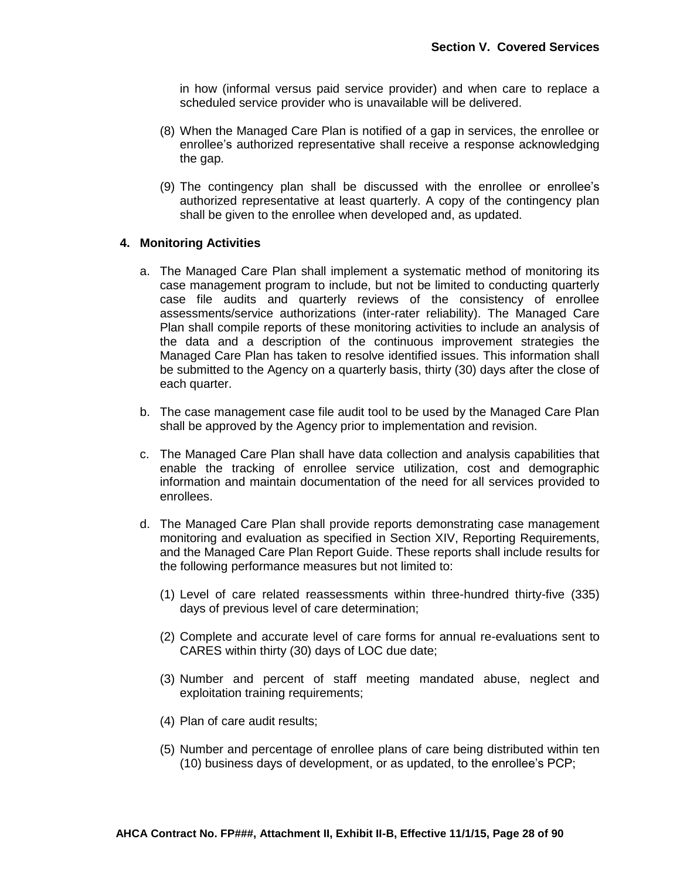in how (informal versus paid service provider) and when care to replace a scheduled service provider who is unavailable will be delivered.

(8) When the Managed Care Plan is notified of a gap in services, the enrollee or enrollee's authorized representative shall receive a response acknowledging the gap.

(9) The contingency plan shall be discussed with the enrollee or enrollee's authorized representative at least quarterly. A copy of the contingency plan shall be given to the enrollee when developed and, as updated.

**4. Monitoring Activities**

a. The Managed Care Plan shall implement a systematic method of monitoring its case management program to include, but not be limited to conducting quarterly case file audits and quarterly reviews of the consistency of enrollee assessments/service authorizations (inter-rater reliability). The Managed Care Plan shall compile reports of these monitoring activities to include an analysis of the data and a description of the continuous improvement strategies the Managed Care Plan has taken to resolve identified issues. This information shall be submitted to the Agency on a quarterly basis, thirty (30) days after the close of each quarter.

b. The case management case file audit tool to be used by the Managed Care Plan shall be approved by the Agency prior to implementation and revision.

c. The Managed Care Plan shall have data collection and analysis capabilities that enable the tracking of enrollee service utilization, cost and demographic information and maintain documentation of the need for all services provided to enrollees.

d. The Managed Care Plan shall provide reports demonstrating case management monitoring and evaluation as specified in Section XIV, Reporting Requirements, and the Managed Care Plan Report Guide. These reports shall include results for the following performance measures but not limited to:

(1) Level of care related reassessments within three-hundred thirty-five (335) days of previous level of care determination;

(2) Complete and accurate level of care forms for annual re-evaluations sent to CARES within thirty (30) days of LOC due date;

(3) Number and percent of staff meeting mandated abuse, neglect and exploitation training requirements;

(4) Plan of care audit results;

(5) Number and percentage of enrollee plans of care being distributed within ten (10) business days of development, or as updated, to the enrollee's PCP;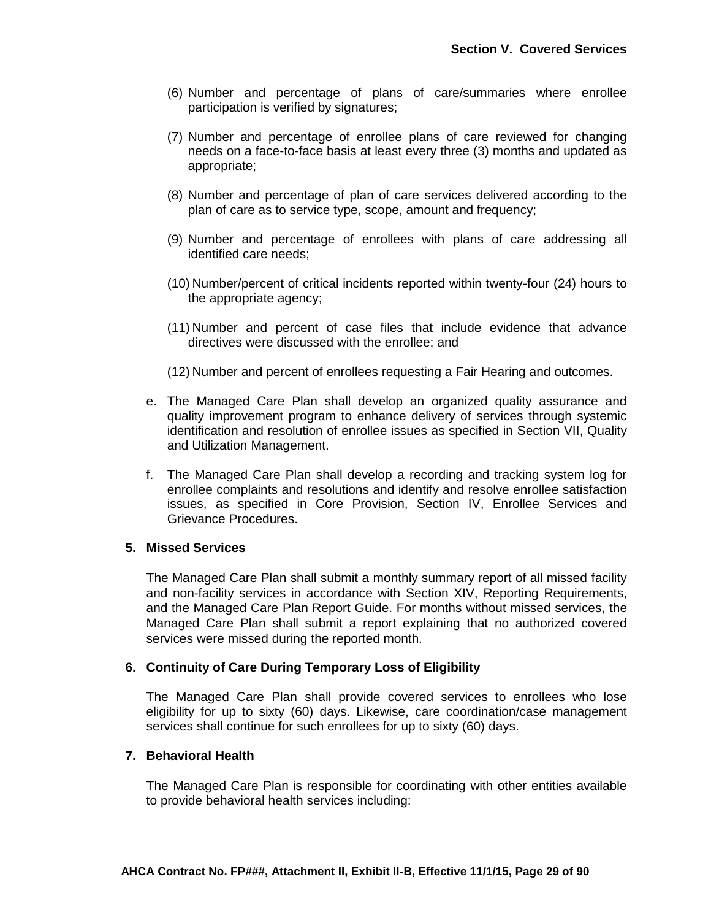(6) Number and percentage of plans of care/summaries where enrollee participation is verified by signatures;

(7) Number and percentage of enrollee plans of care reviewed for changing needs on a face-to-face basis at least every three (3) months and updated as appropriate;

(8) Number and percentage of plan of care services delivered according to the plan of care as to service type, scope, amount and frequency;

(9) Number and percentage of enrollees with plans of care addressing all identified care needs;

(10) Number/percent of critical incidents reported within twenty-four (24) hours to the appropriate agency;

(11) Number and percent of case files that include evidence that advance directives were discussed with the enrollee; and

(12) Number and percent of enrollees requesting a Fair Hearing and outcomes.

e. The Managed Care Plan shall develop an organized quality assurance and quality improvement program to enhance delivery of services through systemic identification and resolution of enrollee issues as specified in Section VII, Quality and Utilization Management.

f. The Managed Care Plan shall develop a recording and tracking system log for enrollee complaints and resolutions and identify and resolve enrollee satisfaction issues, as specified in Core Provision, Section IV, Enrollee Services and Grievance Procedures.

**5. Missed Services**

The Managed Care Plan shall submit a monthly summary report of all missed facility and non-facility services in accordance with Section XIV, Reporting Requirements, and the Managed Care Plan Report Guide. For months without missed services, the Managed Care Plan shall submit a report explaining that no authorized covered services were missed during the reported month.

**6. Continuity of Care During Temporary Loss of Eligibility**

The Managed Care Plan shall provide covered services to enrollees who lose eligibility for up to sixty (60) days. Likewise, care coordination/case management services shall continue for such enrollees for up to sixty (60) days.

**7. Behavioral Health**

The Managed Care Plan is responsible for coordinating with other entities available to provide behavioral health services including: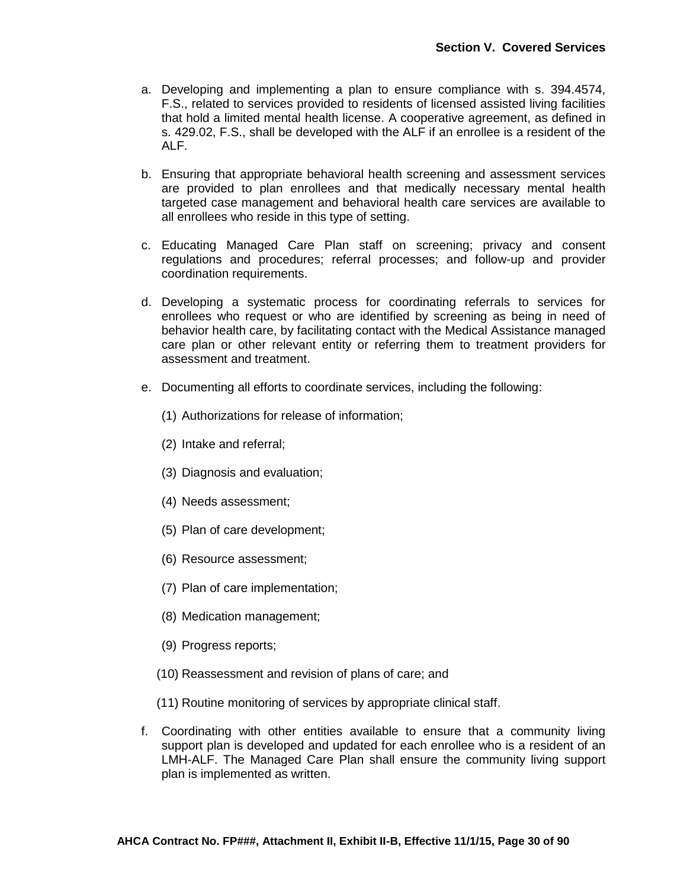a. Developing and implementing a plan to ensure compliance with s. 394.4574, F.S., related to services provided to residents of licensed assisted living facilities that hold a limited mental health license. A cooperative agreement, as defined in s. 429.02, F.S., shall be developed with the ALF if an enrollee is a resident of the ALF.

b. Ensuring that appropriate behavioral health screening and assessment services are provided to plan enrollees and that medically necessary mental health targeted case management and behavioral health care services are available to all enrollees who reside in this type of setting.

c. Educating Managed Care Plan staff on screening; privacy and consent regulations and procedures; referral processes; and follow-up and provider coordination requirements.

d. Developing a systematic process for coordinating referrals to services for enrollees who request or who are identified by screening as being in need of behavior health care, by facilitating contact with the Medical Assistance managed care plan or other relevant entity or referring them to treatment providers for assessment and treatment.

e. Documenting all efforts to coordinate services, including the following:

   (1) Authorizations for release of information;

   (2) Intake and referral;

   (3) Diagnosis and evaluation;

   (4) Needs assessment;

   (5) Plan of care development;

   (6) Resource assessment;

   (7) Plan of care implementation;

   (8) Medication management;

   (9) Progress reports;

   (10) Reassessment and revision of plans of care; and

   (11) Routine monitoring of services by appropriate clinical staff.

f. Coordinating with other entities available to ensure that a community living support plan is developed and updated for each enrollee who is a resident of an LMH-ALF. The Managed Care Plan shall ensure the community living support plan is implemented as written.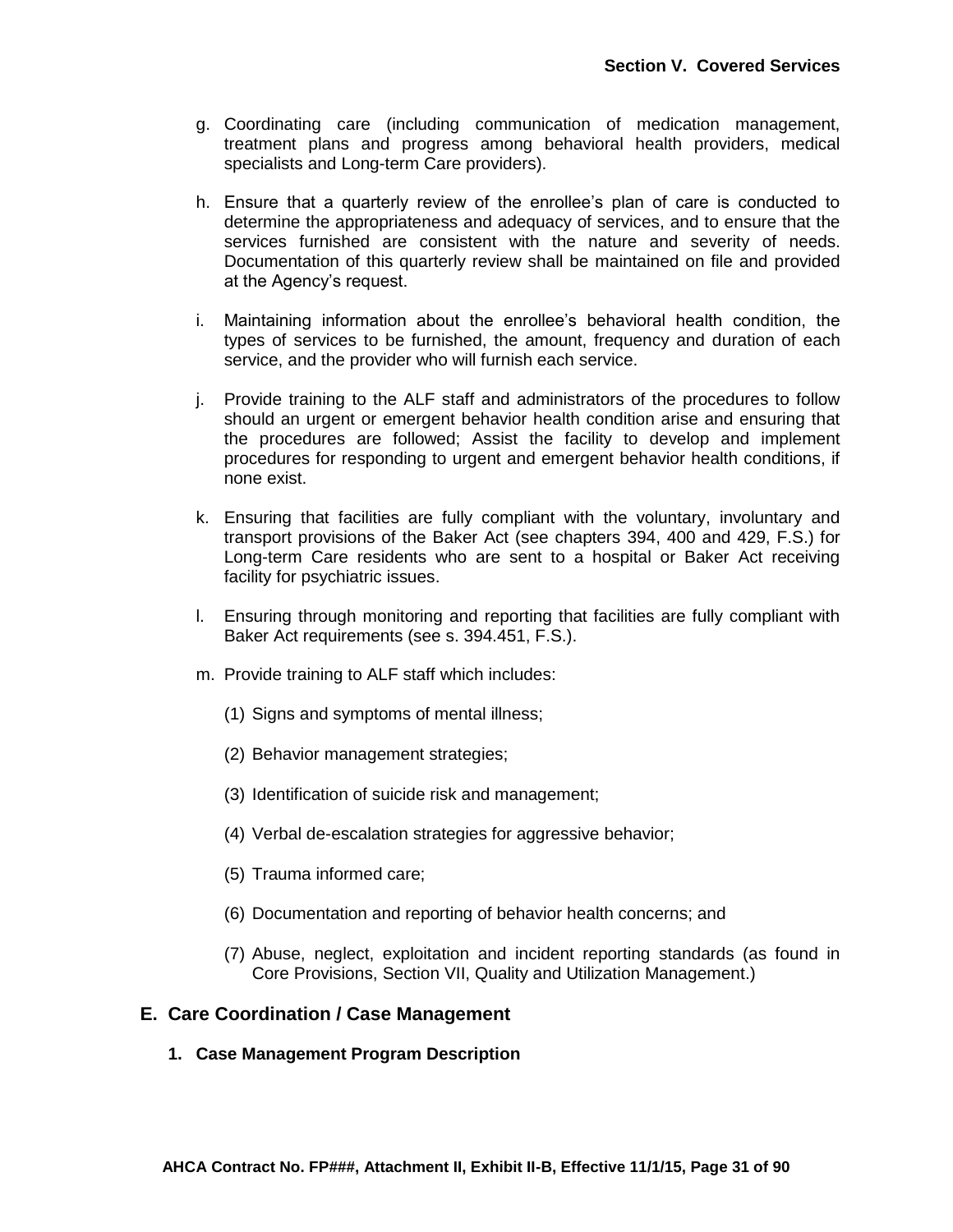g. Coordinating care (including communication of medication management, treatment plans and progress among behavioral health providers, medical specialists and Long-term Care providers).

h. Ensure that a quarterly review of the enrollee's plan of care is conducted to determine the appropriateness and adequacy of services, and to ensure that the services furnished are consistent with the nature and severity of needs. Documentation of this quarterly review shall be maintained on file and provided at the Agency's request.

i. Maintaining information about the enrollee's behavioral health condition, the types of services to be furnished, the amount, frequency and duration of each service, and the provider who will furnish each service.

j. Provide training to the ALF staff and administrators of the procedures to follow should an urgent or emergent behavior health condition arise and ensuring that the procedures are followed; Assist the facility to develop and implement procedures for responding to urgent and emergent behavior health conditions, if none exist.

k. Ensuring that facilities are fully compliant with the voluntary, involuntary and transport provisions of the Baker Act (see chapters 394, 400 and 429, F.S.) for Long-term Care residents who are sent to a hospital or Baker Act receiving facility for psychiatric issues.

l. Ensuring through monitoring and reporting that facilities are fully compliant with Baker Act requirements (see s. 394.451, F.S.).

m. Provide training to ALF staff which includes:

   (1) Signs and symptoms of mental illness;

   (2) Behavior management strategies;

   (3) Identification of suicide risk and management;

   (4) Verbal de-escalation strategies for aggressive behavior;

   (5) Trauma informed care;

   (6) Documentation and reporting of behavior health concerns; and

   (7) Abuse, neglect, exploitation and incident reporting standards (as found in Core Provisions, Section VII, Quality and Utilization Management.)

## E. Care Coordination / Case Management

### 1. Case Management Program Description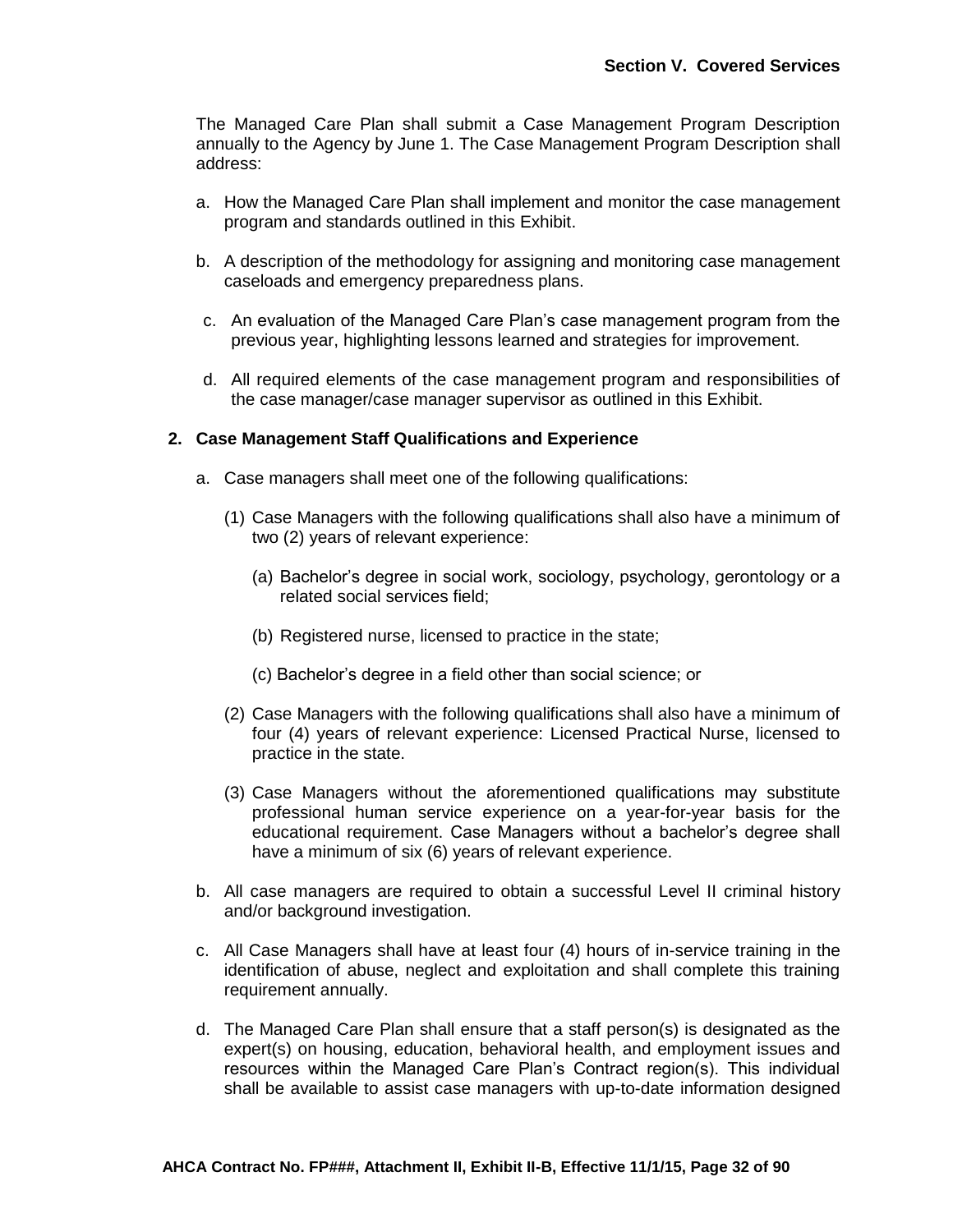The Managed Care Plan shall submit a Case Management Program Description annually to the Agency by June 1. The Case Management Program Description shall address:

a. How the Managed Care Plan shall implement and monitor the case management program and standards outlined in this Exhibit.

b. A description of the methodology for assigning and monitoring case management caseloads and emergency preparedness plans.

c. An evaluation of the Managed Care Plan's case management program from the previous year, highlighting lessons learned and strategies for improvement.

d. All required elements of the case management program and responsibilities of the case manager/case manager supervisor as outlined in this Exhibit.

**2. Case Management Staff Qualifications and Experience**

a. Case managers shall meet one of the following qualifications:

(1) Case Managers with the following qualifications shall also have a minimum of two (2) years of relevant experience:

(a) Bachelor's degree in social work, sociology, psychology, gerontology or a related social services field;

(b) Registered nurse, licensed to practice in the state;

(c) Bachelor's degree in a field other than social science; or

(2) Case Managers with the following qualifications shall also have a minimum of four (4) years of relevant experience: Licensed Practical Nurse, licensed to practice in the state.

(3) Case Managers without the aforementioned qualifications may substitute professional human service experience on a year-for-year basis for the educational requirement. Case Managers without a bachelor's degree shall have a minimum of six (6) years of relevant experience.

b. All case managers are required to obtain a successful Level II criminal history and/or background investigation.

c. All Case Managers shall have at least four (4) hours of in-service training in the identification of abuse, neglect and exploitation and shall complete this training requirement annually.

d. The Managed Care Plan shall ensure that a staff person(s) is designated as the expert(s) on housing, education, behavioral health, and employment issues and resources within the Managed Care Plan's Contract region(s). This individual shall be available to assist case managers with up-to-date information designed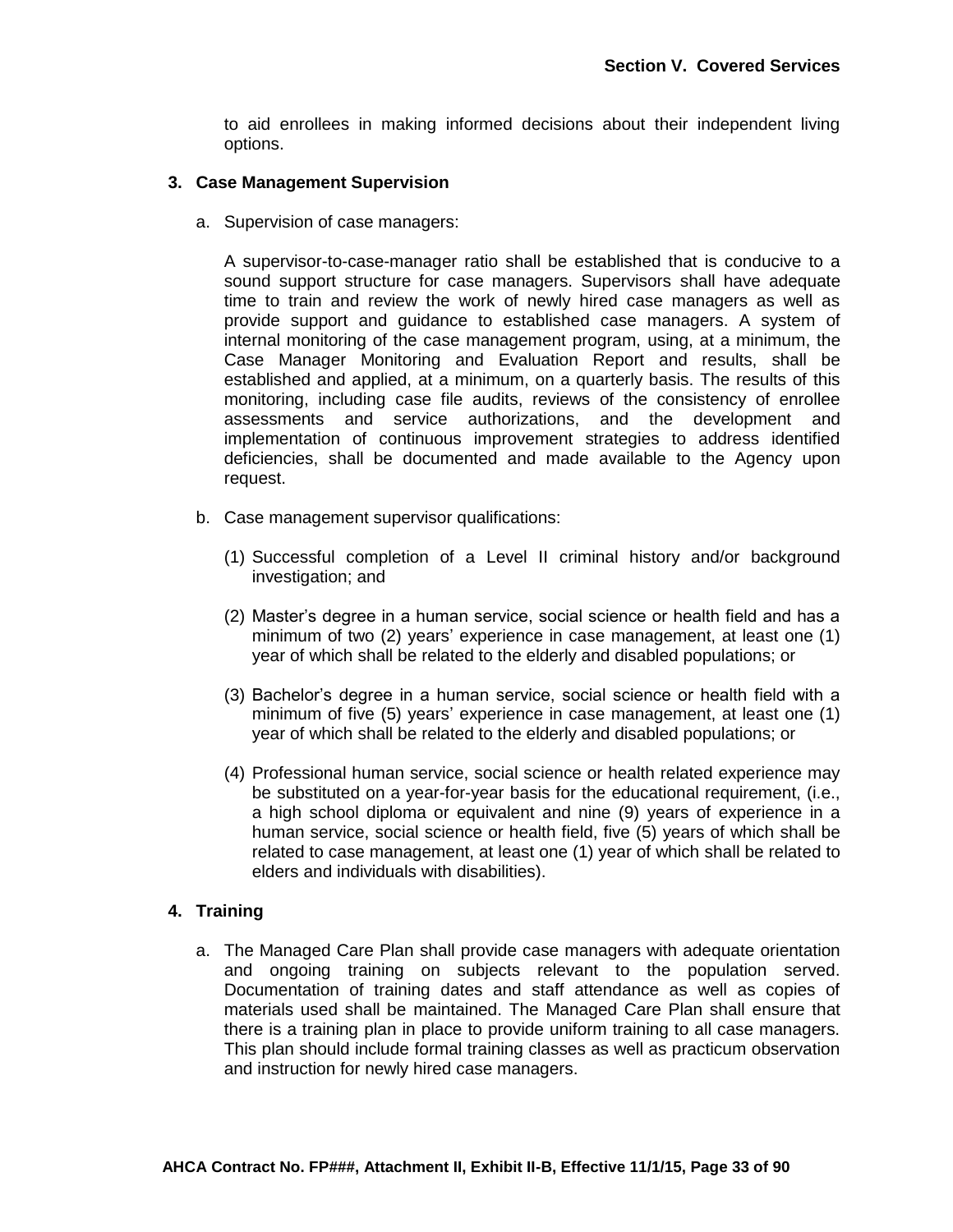to aid enrollees in making informed decisions about their independent living options.

### 3. Case Management Supervision

a. Supervision of case managers:

A supervisor-to-case-manager ratio shall be established that is conducive to a sound support structure for case managers. Supervisors shall have adequate time to train and review the work of newly hired case managers as well as provide support and guidance to established case managers. A system of internal monitoring of the case management program, using, at a minimum, the Case Manager Monitoring and Evaluation Report and results, shall be established and applied, at a minimum, on a quarterly basis. The results of this monitoring, including case file audits, reviews of the consistency of enrollee assessments and service authorizations, and the development and implementation of continuous improvement strategies to address identified deficiencies, shall be documented and made available to the Agency upon request.

b. Case management supervisor qualifications:

(1) Successful completion of a Level II criminal history and/or background investigation; and

(2) Master's degree in a human service, social science or health field and has a minimum of two (2) years' experience in case management, at least one (1) year of which shall be related to the elderly and disabled populations; or

(3) Bachelor's degree in a human service, social science or health field with a minimum of five (5) years' experience in case management, at least one (1) year of which shall be related to the elderly and disabled populations; or

(4) Professional human service, social science or health related experience may be substituted on a year-for-year basis for the educational requirement, (i.e., a high school diploma or equivalent and nine (9) years of experience in a human service, social science or health field, five (5) years of which shall be related to case management, at least one (1) year of which shall be related to elders and individuals with disabilities).

### 4. Training

a. The Managed Care Plan shall provide case managers with adequate orientation and ongoing training on subjects relevant to the population served. Documentation of training dates and staff attendance as well as copies of materials used shall be maintained. The Managed Care Plan shall ensure that there is a training plan in place to provide uniform training to all case managers. This plan should include formal training classes as well as practicum observation and instruction for newly hired case managers.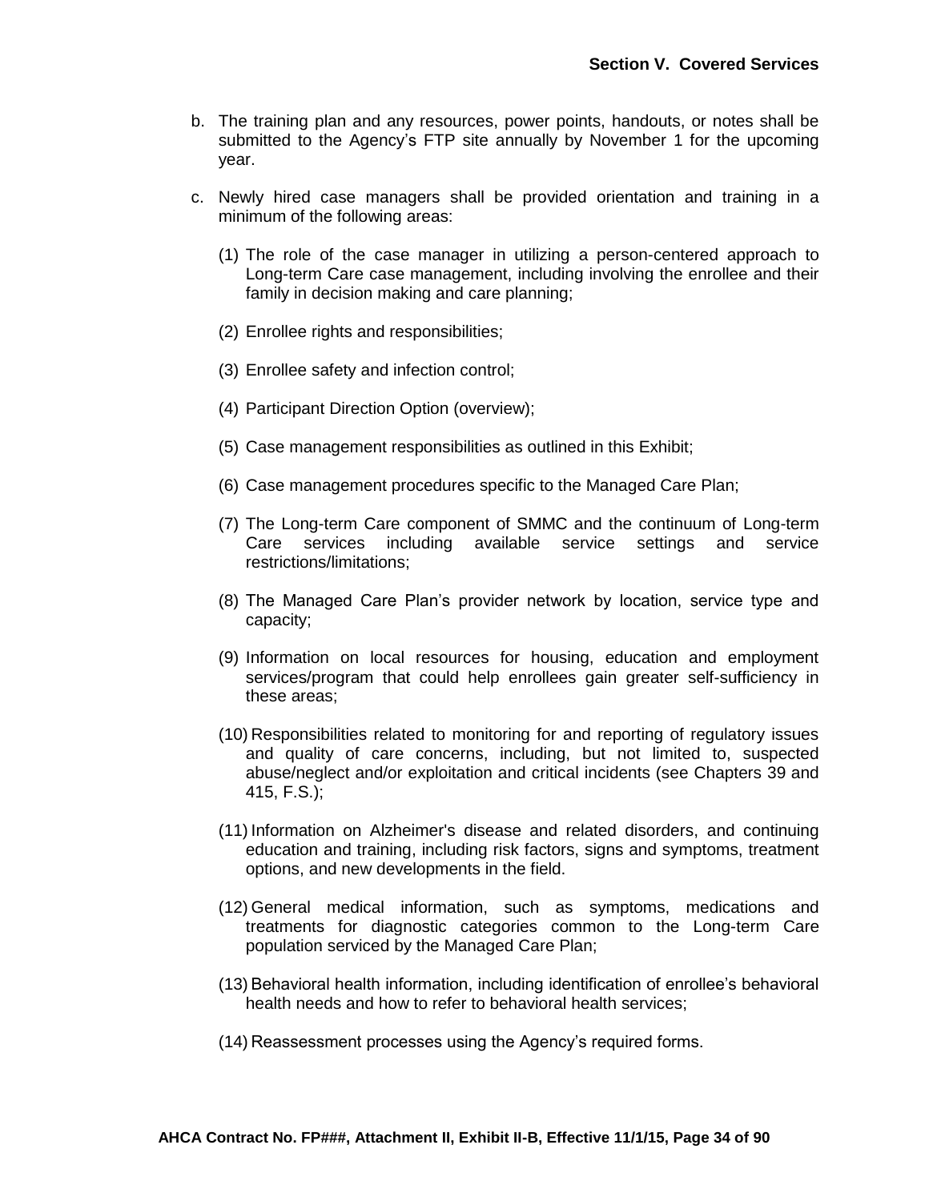b. The training plan and any resources, power points, handouts, or notes shall be submitted to the Agency's FTP site annually by November 1 for the upcoming year.

c. Newly hired case managers shall be provided orientation and training in a minimum of the following areas:

   (1) The role of the case manager in utilizing a person-centered approach to Long-term Care case management, including involving the enrollee and their family in decision making and care planning;

   (2) Enrollee rights and responsibilities;

   (3) Enrollee safety and infection control;

   (4) Participant Direction Option (overview);

   (5) Case management responsibilities as outlined in this Exhibit;

   (6) Case management procedures specific to the Managed Care Plan;

   (7) The Long-term Care component of SMMC and the continuum of Long-term Care services including available service settings and service restrictions/limitations;

   (8) The Managed Care Plan's provider network by location, service type and capacity;

   (9) Information on local resources for housing, education and employment services/program that could help enrollees gain greater self-sufficiency in these areas;

   (10) Responsibilities related to monitoring for and reporting of regulatory issues and quality of care concerns, including, but not limited to, suspected abuse/neglect and/or exploitation and critical incidents (see Chapters 39 and 415, F.S.);

   (11) Information on Alzheimer's disease and related disorders, and continuing education and training, including risk factors, signs and symptoms, treatment options, and new developments in the field.

   (12) General medical information, such as symptoms, medications and treatments for diagnostic categories common to the Long-term Care population serviced by the Managed Care Plan;

   (13) Behavioral health information, including identification of enrollee's behavioral health needs and how to refer to behavioral health services;

   (14) Reassessment processes using the Agency's required forms.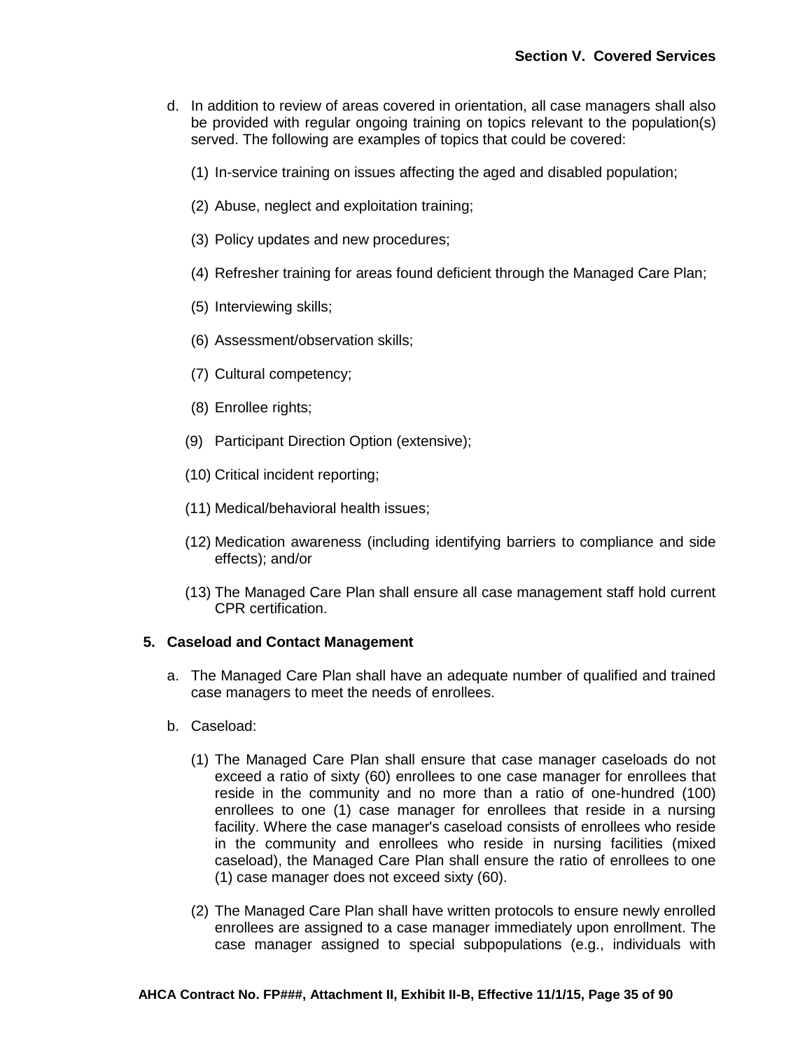d. In addition to review of areas covered in orientation, all case managers shall also be provided with regular ongoing training on topics relevant to the population(s) served. The following are examples of topics that could be covered:

   (1) In-service training on issues affecting the aged and disabled population;

   (2) Abuse, neglect and exploitation training;

   (3) Policy updates and new procedures;

   (4) Refresher training for areas found deficient through the Managed Care Plan;

   (5) Interviewing skills;

   (6) Assessment/observation skills;

   (7) Cultural competency;

   (8) Enrollee rights;

   (9) Participant Direction Option (extensive);

   (10) Critical incident reporting;

   (11) Medical/behavioral health issues;

   (12) Medication awareness (including identifying barriers to compliance and side effects); and/or

   (13) The Managed Care Plan shall ensure all case management staff hold current CPR certification.

**5. Caseload and Contact Management**

a. The Managed Care Plan shall have an adequate number of qualified and trained case managers to meet the needs of enrollees.

b. Caseload:

   (1) The Managed Care Plan shall ensure that case manager caseloads do not exceed a ratio of sixty (60) enrollees to one case manager for enrollees that reside in the community and no more than a ratio of one-hundred (100) enrollees to one (1) case manager for enrollees that reside in a nursing facility. Where the case manager's caseload consists of enrollees who reside in the community and enrollees who reside in nursing facilities (mixed caseload), the Managed Care Plan shall ensure the ratio of enrollees to one (1) case manager does not exceed sixty (60).

   (2) The Managed Care Plan shall have written protocols to ensure newly enrolled enrollees are assigned to a case manager immediately upon enrollment. The case manager assigned to special subpopulations (e.g., individuals with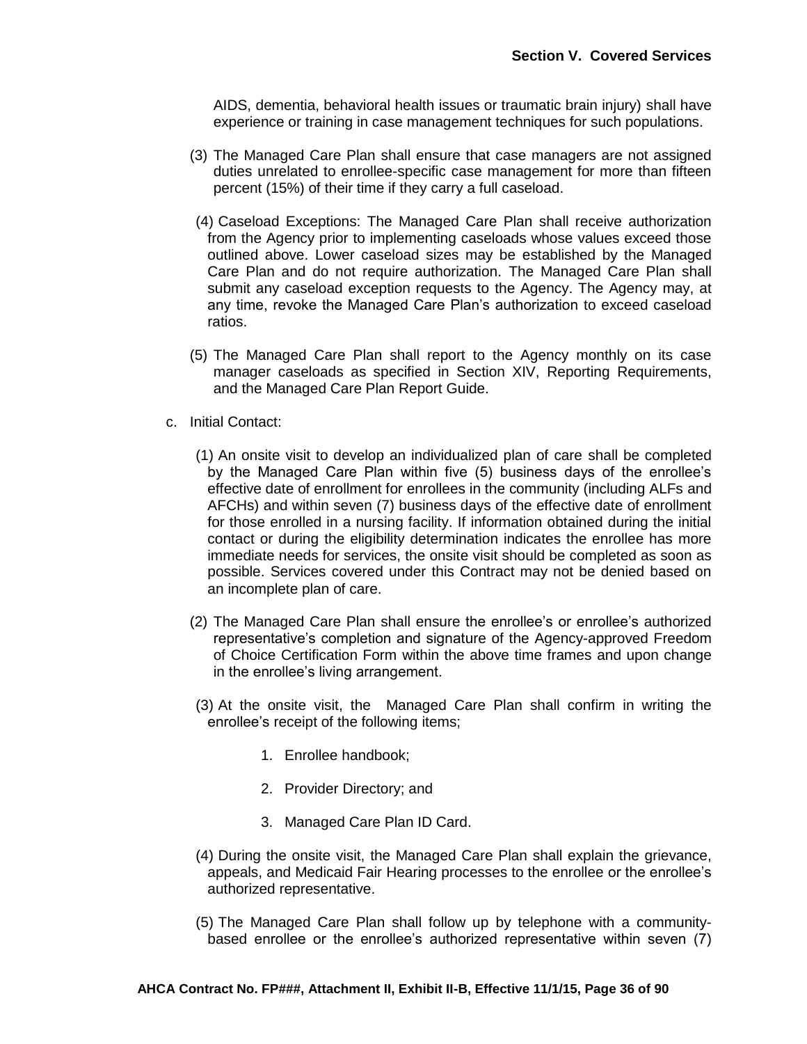AIDS, dementia, behavioral health issues or traumatic brain injury) shall have experience or training in case management techniques for such populations.

(3) The Managed Care Plan shall ensure that case managers are not assigned duties unrelated to enrollee-specific case management for more than fifteen percent (15%) of their time if they carry a full caseload.

(4) Caseload Exceptions: The Managed Care Plan shall receive authorization from the Agency prior to implementing caseloads whose values exceed those outlined above. Lower caseload sizes may be established by the Managed Care Plan and do not require authorization. The Managed Care Plan shall submit any caseload exception requests to the Agency. The Agency may, at any time, revoke the Managed Care Plan's authorization to exceed caseload ratios.

(5) The Managed Care Plan shall report to the Agency monthly on its case manager caseloads as specified in Section XIV, Reporting Requirements, and the Managed Care Plan Report Guide.

c. Initial Contact:

(1) An onsite visit to develop an individualized plan of care shall be completed by the Managed Care Plan within five (5) business days of the enrollee's effective date of enrollment for enrollees in the community (including ALFs and AFCHs) and within seven (7) business days of the effective date of enrollment for those enrolled in a nursing facility. If information obtained during the initial contact or during the eligibility determination indicates the enrollee has more immediate needs for services, the onsite visit should be completed as soon as possible. Services covered under this Contract may not be denied based on an incomplete plan of care.

(2) The Managed Care Plan shall ensure the enrollee's or enrollee's authorized representative's completion and signature of the Agency-approved Freedom of Choice Certification Form within the above time frames and upon change in the enrollee's living arrangement.

(3) At the onsite visit, the Managed Care Plan shall confirm in writing the enrollee's receipt of the following items;

1. Enrollee handbook;

2. Provider Directory; and

3. Managed Care Plan ID Card.

(4) During the onsite visit, the Managed Care Plan shall explain the grievance, appeals, and Medicaid Fair Hearing processes to the enrollee or the enrollee's authorized representative.

(5) The Managed Care Plan shall follow up by telephone with a community-based enrollee or the enrollee's authorized representative within seven (7)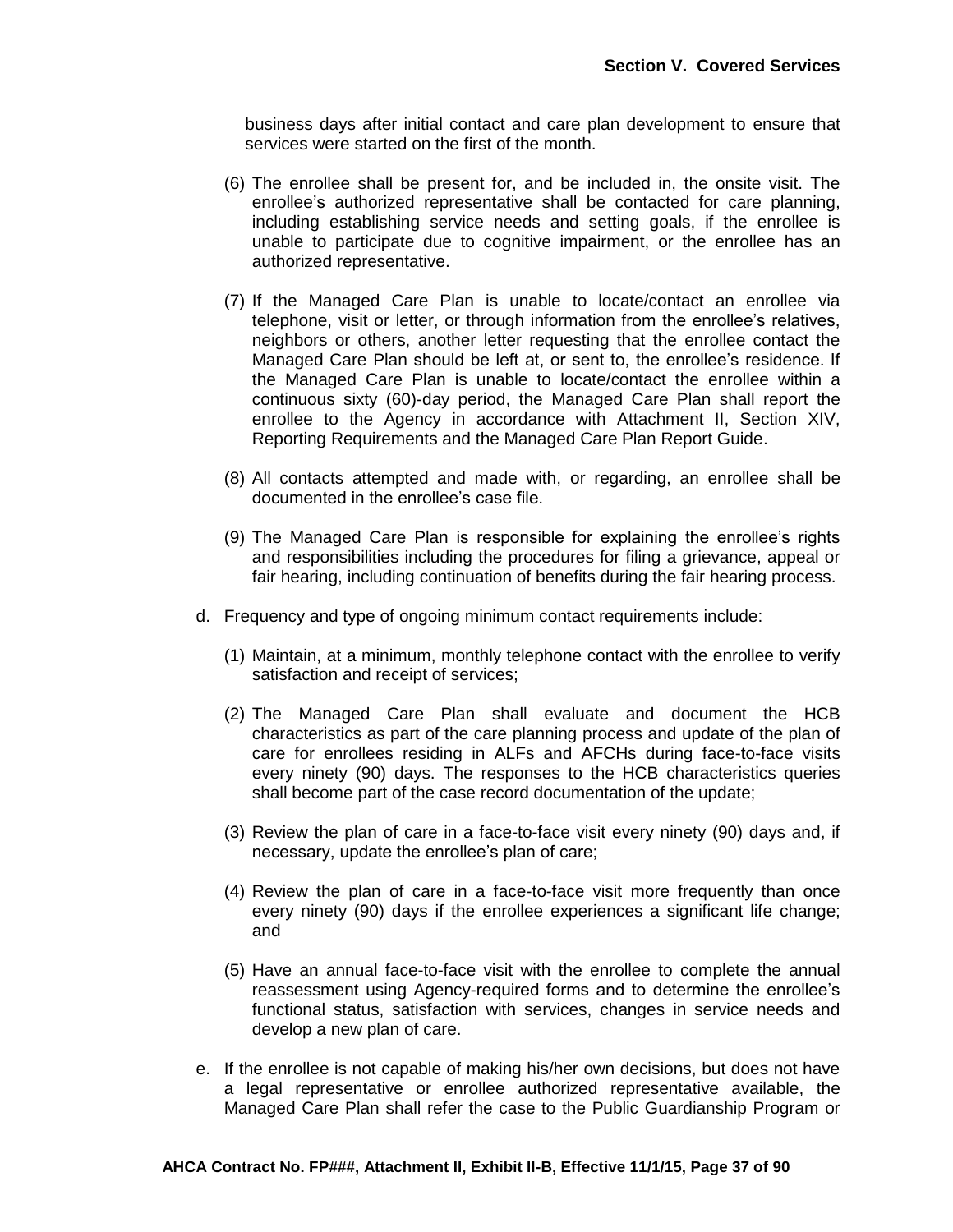business days after initial contact and care plan development to ensure that services were started on the first of the month.

(6) The enrollee shall be present for, and be included in, the onsite visit. The enrollee's authorized representative shall be contacted for care planning, including establishing service needs and setting goals, if the enrollee is unable to participate due to cognitive impairment, or the enrollee has an authorized representative.

(7) If the Managed Care Plan is unable to locate/contact an enrollee via telephone, visit or letter, or through information from the enrollee's relatives, neighbors or others, another letter requesting that the enrollee contact the Managed Care Plan should be left at, or sent to, the enrollee's residence. If the Managed Care Plan is unable to locate/contact the enrollee within a continuous sixty (60)-day period, the Managed Care Plan shall report the enrollee to the Agency in accordance with Attachment II, Section XIV, Reporting Requirements and the Managed Care Plan Report Guide.

(8) All contacts attempted and made with, or regarding, an enrollee shall be documented in the enrollee's case file.

(9) The Managed Care Plan is responsible for explaining the enrollee's rights and responsibilities including the procedures for filing a grievance, appeal or fair hearing, including continuation of benefits during the fair hearing process.

d. Frequency and type of ongoing minimum contact requirements include:

(1) Maintain, at a minimum, monthly telephone contact with the enrollee to verify satisfaction and receipt of services;

(2) The Managed Care Plan shall evaluate and document the HCB characteristics as part of the care planning process and update of the plan of care for enrollees residing in ALFs and AFCHs during face-to-face visits every ninety (90) days. The responses to the HCB characteristics queries shall become part of the case record documentation of the update;

(3) Review the plan of care in a face-to-face visit every ninety (90) days and, if necessary, update the enrollee's plan of care;

(4) Review the plan of care in a face-to-face visit more frequently than once every ninety (90) days if the enrollee experiences a significant life change; and

(5) Have an annual face-to-face visit with the enrollee to complete the annual reassessment using Agency-required forms and to determine the enrollee's functional status, satisfaction with services, changes in service needs and develop a new plan of care.

e. If the enrollee is not capable of making his/her own decisions, but does not have a legal representative or enrollee authorized representative available, the Managed Care Plan shall refer the case to the Public Guardianship Program or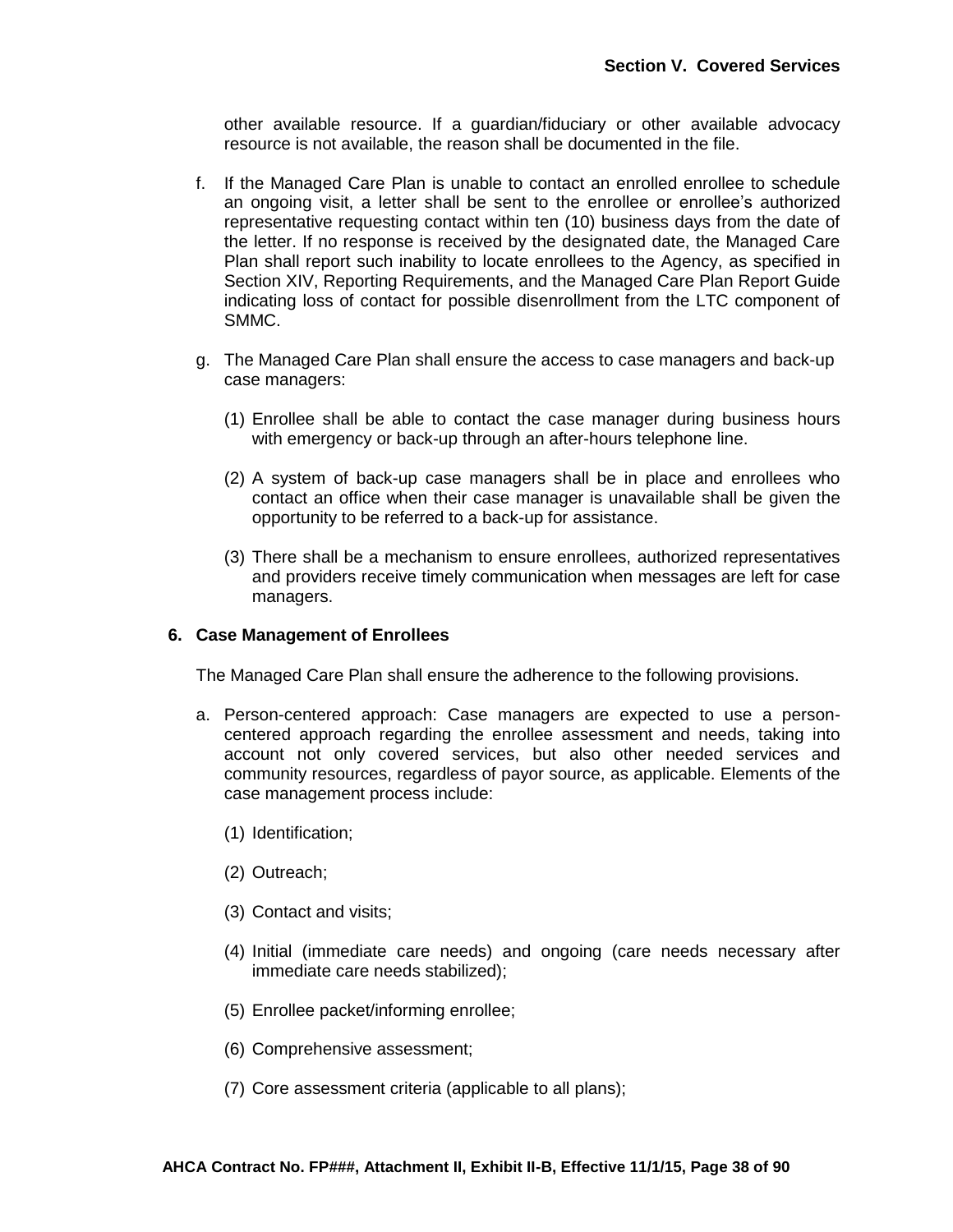other available resource. If a guardian/fiduciary or other available advocacy resource is not available, the reason shall be documented in the file.

f. If the Managed Care Plan is unable to contact an enrolled enrollee to schedule an ongoing visit, a letter shall be sent to the enrollee or enrollee's authorized representative requesting contact within ten (10) business days from the date of the letter. If no response is received by the designated date, the Managed Care Plan shall report such inability to locate enrollees to the Agency, as specified in Section XIV, Reporting Requirements, and the Managed Care Plan Report Guide indicating loss of contact for possible disenrollment from the LTC component of SMMC.

g. The Managed Care Plan shall ensure the access to case managers and back-up case managers:

   (1) Enrollee shall be able to contact the case manager during business hours with emergency or back-up through an after-hours telephone line.

   (2) A system of back-up case managers shall be in place and enrollees who contact an office when their case manager is unavailable shall be given the opportunity to be referred to a back-up for assistance.

   (3) There shall be a mechanism to ensure enrollees, authorized representatives and providers receive timely communication when messages are left for case managers.

### 6. Case Management of Enrollees

The Managed Care Plan shall ensure the adherence to the following provisions.

a. Person-centered approach: Case managers are expected to use a person-centered approach regarding the enrollee assessment and needs, taking into account not only covered services, but also other needed services and community resources, regardless of payor source, as applicable. Elements of the case management process include:

   (1) Identification;

   (2) Outreach;

   (3) Contact and visits;

   (4) Initial (immediate care needs) and ongoing (care needs necessary after immediate care needs stabilized);

   (5) Enrollee packet/informing enrollee;

   (6) Comprehensive assessment;

   (7) Core assessment criteria (applicable to all plans);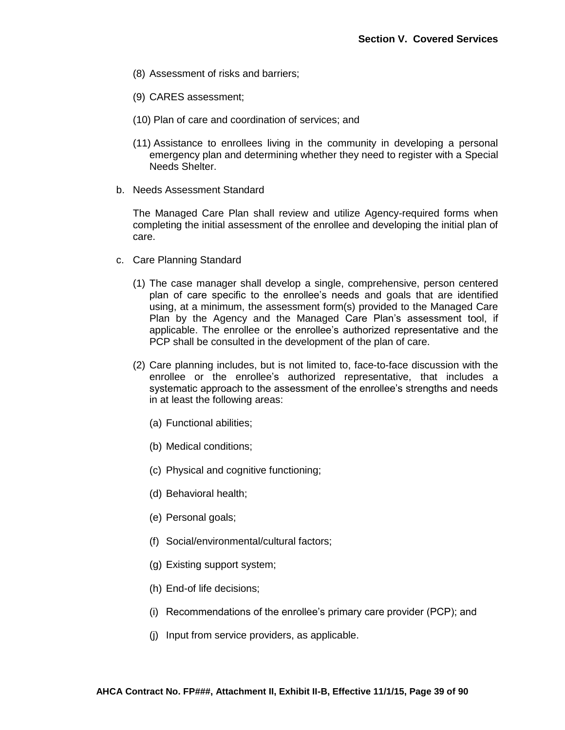(8) Assessment of risks and barriers;

(9) CARES assessment;

(10) Plan of care and coordination of services; and

(11) Assistance to enrollees living in the community in developing a personal emergency plan and determining whether they need to register with a Special Needs Shelter.

b. Needs Assessment Standard

The Managed Care Plan shall review and utilize Agency-required forms when completing the initial assessment of the enrollee and developing the initial plan of care.

c. Care Planning Standard

(1) The case manager shall develop a single, comprehensive, person centered plan of care specific to the enrollee's needs and goals that are identified using, at a minimum, the assessment form(s) provided to the Managed Care Plan by the Agency and the Managed Care Plan's assessment tool, if applicable. The enrollee or the enrollee's authorized representative and the PCP shall be consulted in the development of the plan of care.

(2) Care planning includes, but is not limited to, face-to-face discussion with the enrollee or the enrollee's authorized representative, that includes a systematic approach to the assessment of the enrollee's strengths and needs in at least the following areas:

(a) Functional abilities;

(b) Medical conditions;

(c) Physical and cognitive functioning;

(d) Behavioral health;

(e) Personal goals;

(f) Social/environmental/cultural factors;

(g) Existing support system;

(h) End-of life decisions;

(i) Recommendations of the enrollee's primary care provider (PCP); and

(j) Input from service providers, as applicable.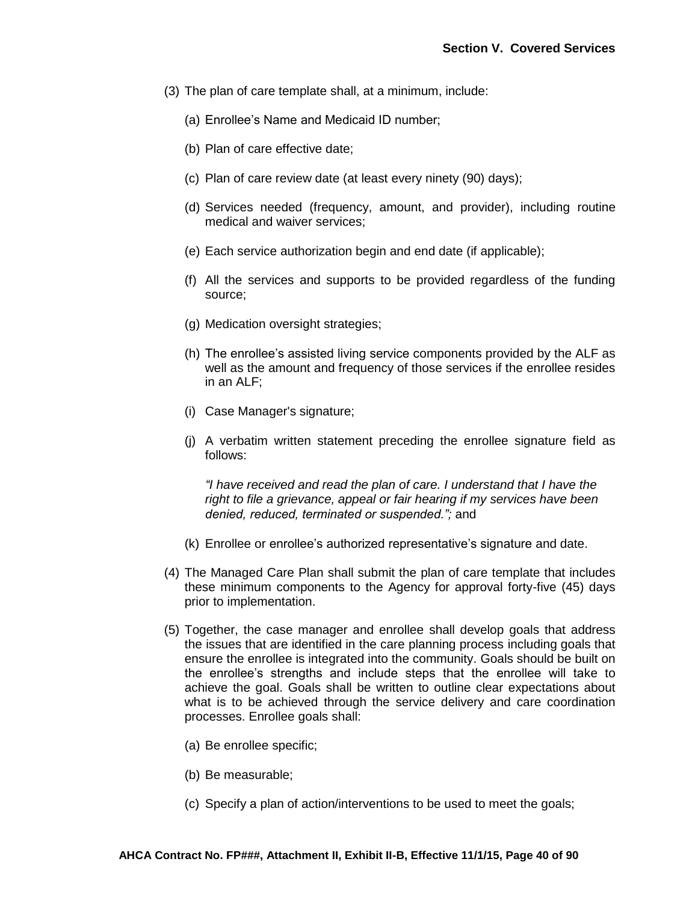(3) The plan of care template shall, at a minimum, include:

   (a) Enrollee's Name and Medicaid ID number;

   (b) Plan of care effective date;

   (c) Plan of care review date (at least every ninety (90) days);

   (d) Services needed (frequency, amount, and provider), including routine medical and waiver services;

   (e) Each service authorization begin and end date (if applicable);

   (f) All the services and supports to be provided regardless of the funding source;

   (g) Medication oversight strategies;

   (h) The enrollee's assisted living service components provided by the ALF as well as the amount and frequency of those services if the enrollee resides in an ALF;

   (i) Case Manager's signature;

   (j) A verbatim written statement preceding the enrollee signature field as follows:

   *"I have received and read the plan of care. I understand that I have the right to file a grievance, appeal or fair hearing if my services have been denied, reduced, terminated or suspended.";* and

   (k) Enrollee or enrollee's authorized representative's signature and date.

(4) The Managed Care Plan shall submit the plan of care template that includes these minimum components to the Agency for approval forty-five (45) days prior to implementation.

(5) Together, the case manager and enrollee shall develop goals that address the issues that are identified in the care planning process including goals that ensure the enrollee is integrated into the community. Goals should be built on the enrollee's strengths and include steps that the enrollee will take to achieve the goal. Goals shall be written to outline clear expectations about what is to be achieved through the service delivery and care coordination processes. Enrollee goals shall:

   (a) Be enrollee specific;

   (b) Be measurable;

   (c) Specify a plan of action/interventions to be used to meet the goals;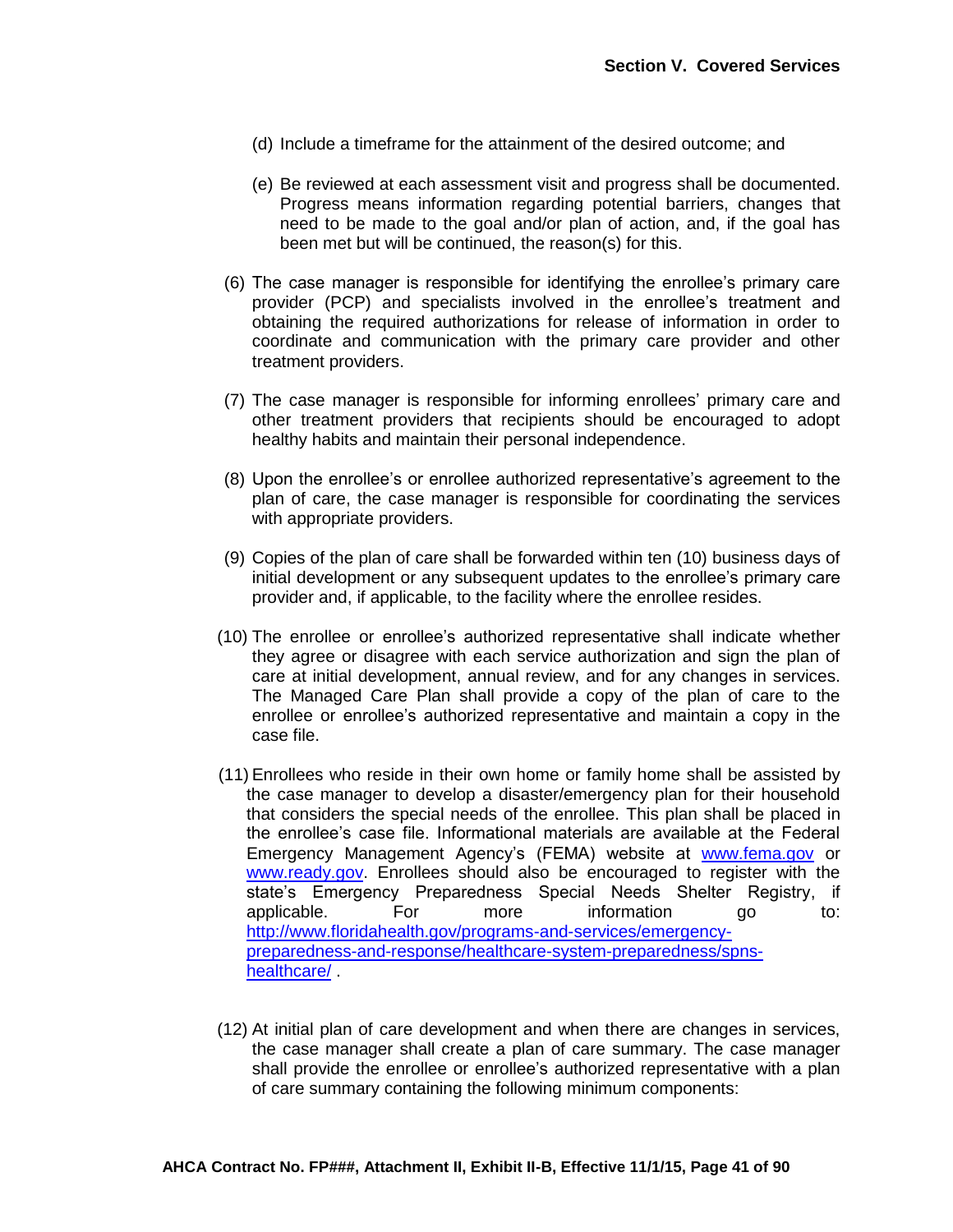(d) Include a timeframe for the attainment of the desired outcome; and

(e) Be reviewed at each assessment visit and progress shall be documented. Progress means information regarding potential barriers, changes that need to be made to the goal and/or plan of action, and, if the goal has been met but will be continued, the reason(s) for this.

(6) The case manager is responsible for identifying the enrollee's primary care provider (PCP) and specialists involved in the enrollee's treatment and obtaining the required authorizations for release of information in order to coordinate and communication with the primary care provider and other treatment providers.

(7) The case manager is responsible for informing enrollees' primary care and other treatment providers that recipients should be encouraged to adopt healthy habits and maintain their personal independence.

(8) Upon the enrollee's or enrollee authorized representative's agreement to the plan of care, the case manager is responsible for coordinating the services with appropriate providers.

(9) Copies of the plan of care shall be forwarded within ten (10) business days of initial development or any subsequent updates to the enrollee's primary care provider and, if applicable, to the facility where the enrollee resides.

(10) The enrollee or enrollee's authorized representative shall indicate whether they agree or disagree with each service authorization and sign the plan of care at initial development, annual review, and for any changes in services. The Managed Care Plan shall provide a copy of the plan of care to the enrollee or enrollee's authorized representative and maintain a copy in the case file.

(11) Enrollees who reside in their own home or family home shall be assisted by the case manager to develop a disaster/emergency plan for their household that considers the special needs of the enrollee. This plan shall be placed in the enrollee's case file. Informational materials are available at the Federal Emergency Management Agency's (FEMA) website at www.fema.gov or www.ready.gov. Enrollees should also be encouraged to register with the state's Emergency Preparedness Special Needs Shelter Registry, if applicable. For more information go to: http://www.floridahealth.gov/programs-and-services/emergency-preparedness-and-response/healthcare-system-preparedness/spns-healthcare/ .

(12) At initial plan of care development and when there are changes in services, the case manager shall create a plan of care summary. The case manager shall provide the enrollee or enrollee's authorized representative with a plan of care summary containing the following minimum components: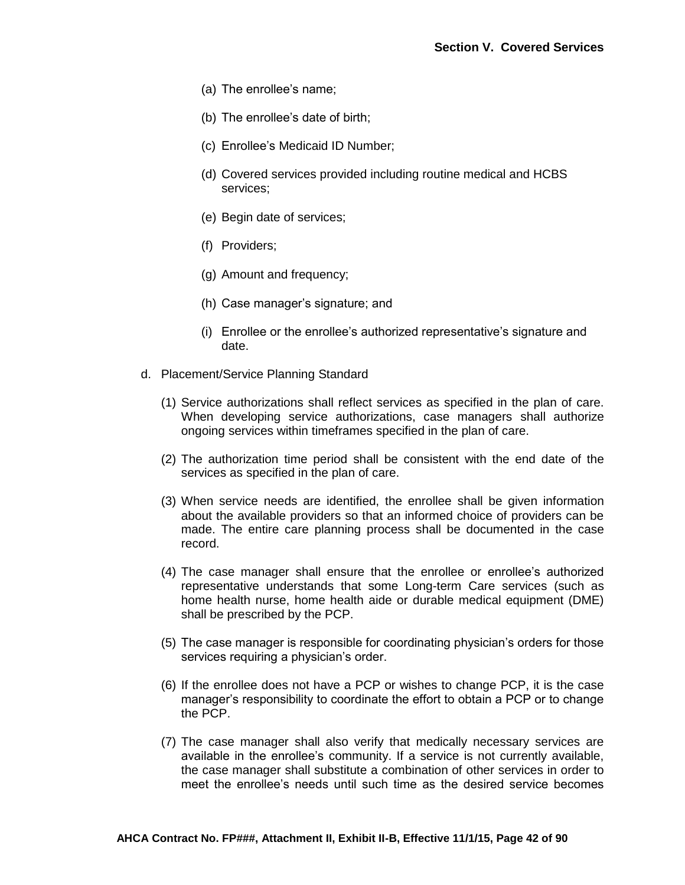(a) The enrollee's name;

(b) The enrollee's date of birth;

(c) Enrollee's Medicaid ID Number;

(d) Covered services provided including routine medical and HCBS services;

(e) Begin date of services;

(f) Providers;

(g) Amount and frequency;

(h) Case manager's signature; and

(i) Enrollee or the enrollee's authorized representative's signature and date.

d. Placement/Service Planning Standard

(1) Service authorizations shall reflect services as specified in the plan of care. When developing service authorizations, case managers shall authorize ongoing services within timeframes specified in the plan of care.

(2) The authorization time period shall be consistent with the end date of the services as specified in the plan of care.

(3) When service needs are identified, the enrollee shall be given information about the available providers so that an informed choice of providers can be made. The entire care planning process shall be documented in the case record.

(4) The case manager shall ensure that the enrollee or enrollee's authorized representative understands that some Long-term Care services (such as home health nurse, home health aide or durable medical equipment (DME) shall be prescribed by the PCP.

(5) The case manager is responsible for coordinating physician's orders for those services requiring a physician's order.

(6) If the enrollee does not have a PCP or wishes to change PCP, it is the case manager's responsibility to coordinate the effort to obtain a PCP or to change the PCP.

(7) The case manager shall also verify that medically necessary services are available in the enrollee's community. If a service is not currently available, the case manager shall substitute a combination of other services in order to meet the enrollee's needs until such time as the desired service becomes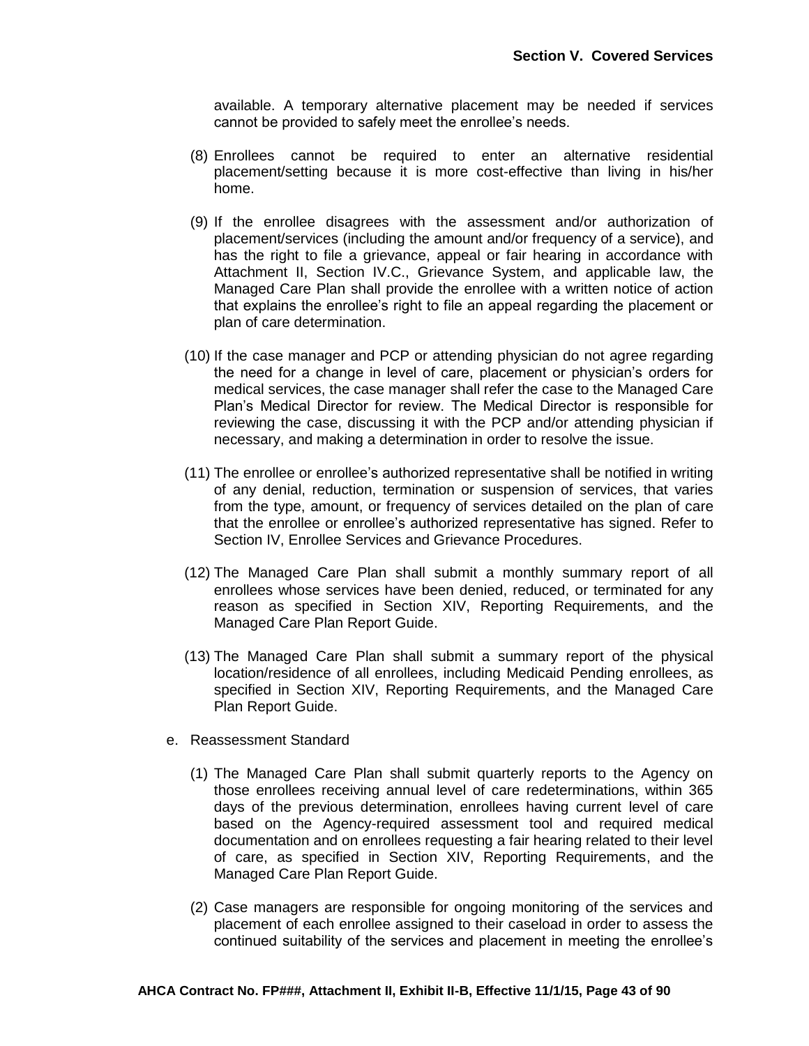available. A temporary alternative placement may be needed if services cannot be provided to safely meet the enrollee's needs.

(8) Enrollees cannot be required to enter an alternative residential placement/setting because it is more cost-effective than living in his/her home.

(9) If the enrollee disagrees with the assessment and/or authorization of placement/services (including the amount and/or frequency of a service), and has the right to file a grievance, appeal or fair hearing in accordance with Attachment II, Section IV.C., Grievance System, and applicable law, the Managed Care Plan shall provide the enrollee with a written notice of action that explains the enrollee's right to file an appeal regarding the placement or plan of care determination.

(10) If the case manager and PCP or attending physician do not agree regarding the need for a change in level of care, placement or physician's orders for medical services, the case manager shall refer the case to the Managed Care Plan's Medical Director for review. The Medical Director is responsible for reviewing the case, discussing it with the PCP and/or attending physician if necessary, and making a determination in order to resolve the issue.

(11) The enrollee or enrollee's authorized representative shall be notified in writing of any denial, reduction, termination or suspension of services, that varies from the type, amount, or frequency of services detailed on the plan of care that the enrollee or enrollee's authorized representative has signed. Refer to Section IV, Enrollee Services and Grievance Procedures.

(12) The Managed Care Plan shall submit a monthly summary report of all enrollees whose services have been denied, reduced, or terminated for any reason as specified in Section XIV, Reporting Requirements, and the Managed Care Plan Report Guide.

(13) The Managed Care Plan shall submit a summary report of the physical location/residence of all enrollees, including Medicaid Pending enrollees, as specified in Section XIV, Reporting Requirements, and the Managed Care Plan Report Guide.

e. Reassessment Standard

(1) The Managed Care Plan shall submit quarterly reports to the Agency on those enrollees receiving annual level of care redeterminations, within 365 days of the previous determination, enrollees having current level of care based on the Agency-required assessment tool and required medical documentation and on enrollees requesting a fair hearing related to their level of care, as specified in Section XIV, Reporting Requirements, and the Managed Care Plan Report Guide.

(2) Case managers are responsible for ongoing monitoring of the services and placement of each enrollee assigned to their caseload in order to assess the continued suitability of the services and placement in meeting the enrollee's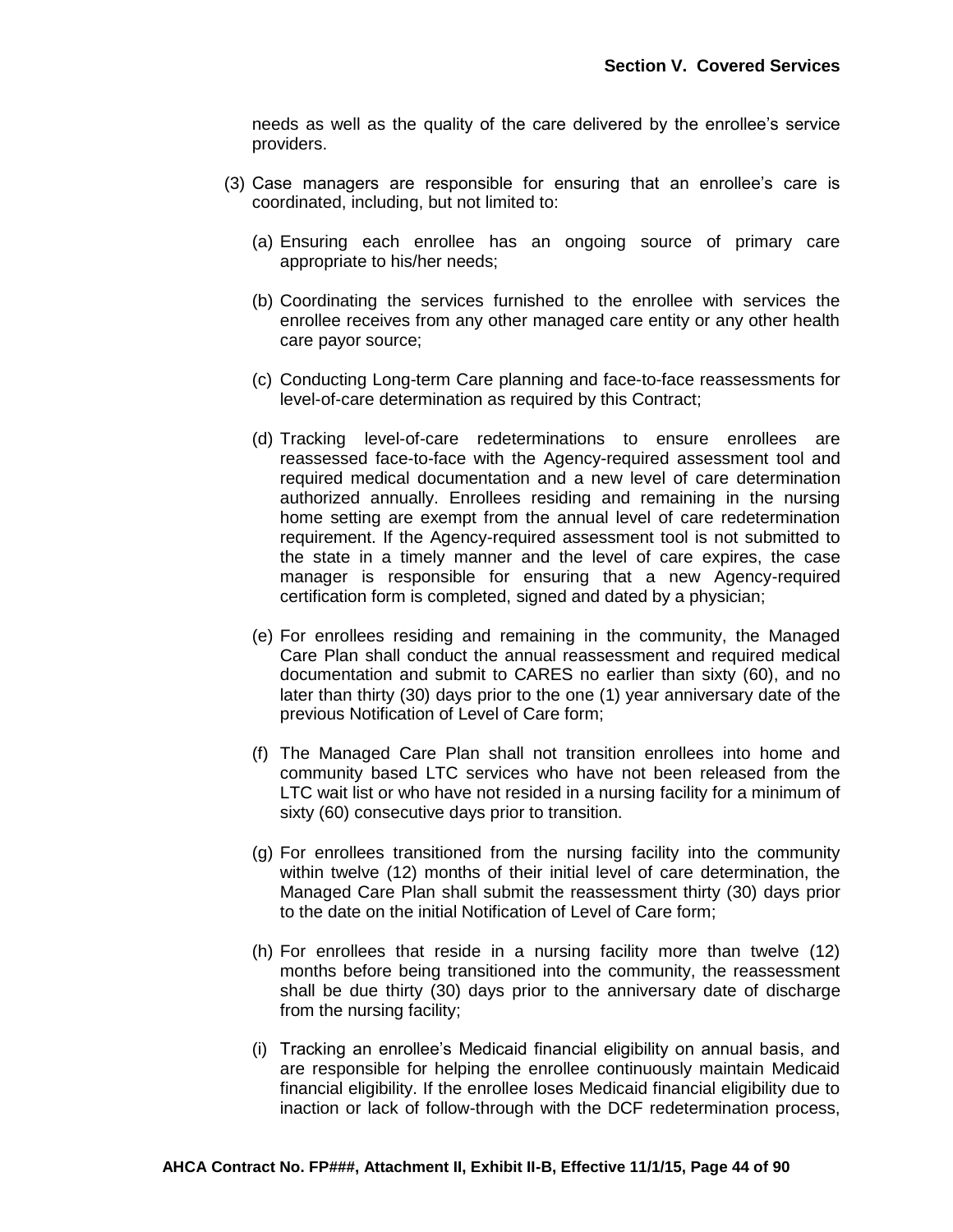needs as well as the quality of the care delivered by the enrollee's service providers.

(3) Case managers are responsible for ensuring that an enrollee's care is coordinated, including, but not limited to:

(a) Ensuring each enrollee has an ongoing source of primary care appropriate to his/her needs;

(b) Coordinating the services furnished to the enrollee with services the enrollee receives from any other managed care entity or any other health care payor source;

(c) Conducting Long-term Care planning and face-to-face reassessments for level-of-care determination as required by this Contract;

(d) Tracking level-of-care redeterminations to ensure enrollees are reassessed face-to-face with the Agency-required assessment tool and required medical documentation and a new level of care determination authorized annually. Enrollees residing and remaining in the nursing home setting are exempt from the annual level of care redetermination requirement. If the Agency-required assessment tool is not submitted to the state in a timely manner and the level of care expires, the case manager is responsible for ensuring that a new Agency-required certification form is completed, signed and dated by a physician;

(e) For enrollees residing and remaining in the community, the Managed Care Plan shall conduct the annual reassessment and required medical documentation and submit to CARES no earlier than sixty (60), and no later than thirty (30) days prior to the one (1) year anniversary date of the previous Notification of Level of Care form;

(f) The Managed Care Plan shall not transition enrollees into home and community based LTC services who have not been released from the LTC wait list or who have not resided in a nursing facility for a minimum of sixty (60) consecutive days prior to transition.

(g) For enrollees transitioned from the nursing facility into the community within twelve (12) months of their initial level of care determination, the Managed Care Plan shall submit the reassessment thirty (30) days prior to the date on the initial Notification of Level of Care form;

(h) For enrollees that reside in a nursing facility more than twelve (12) months before being transitioned into the community, the reassessment shall be due thirty (30) days prior to the anniversary date of discharge from the nursing facility;

(i) Tracking an enrollee's Medicaid financial eligibility on annual basis, and are responsible for helping the enrollee continuously maintain Medicaid financial eligibility. If the enrollee loses Medicaid financial eligibility due to inaction or lack of follow-through with the DCF redetermination process,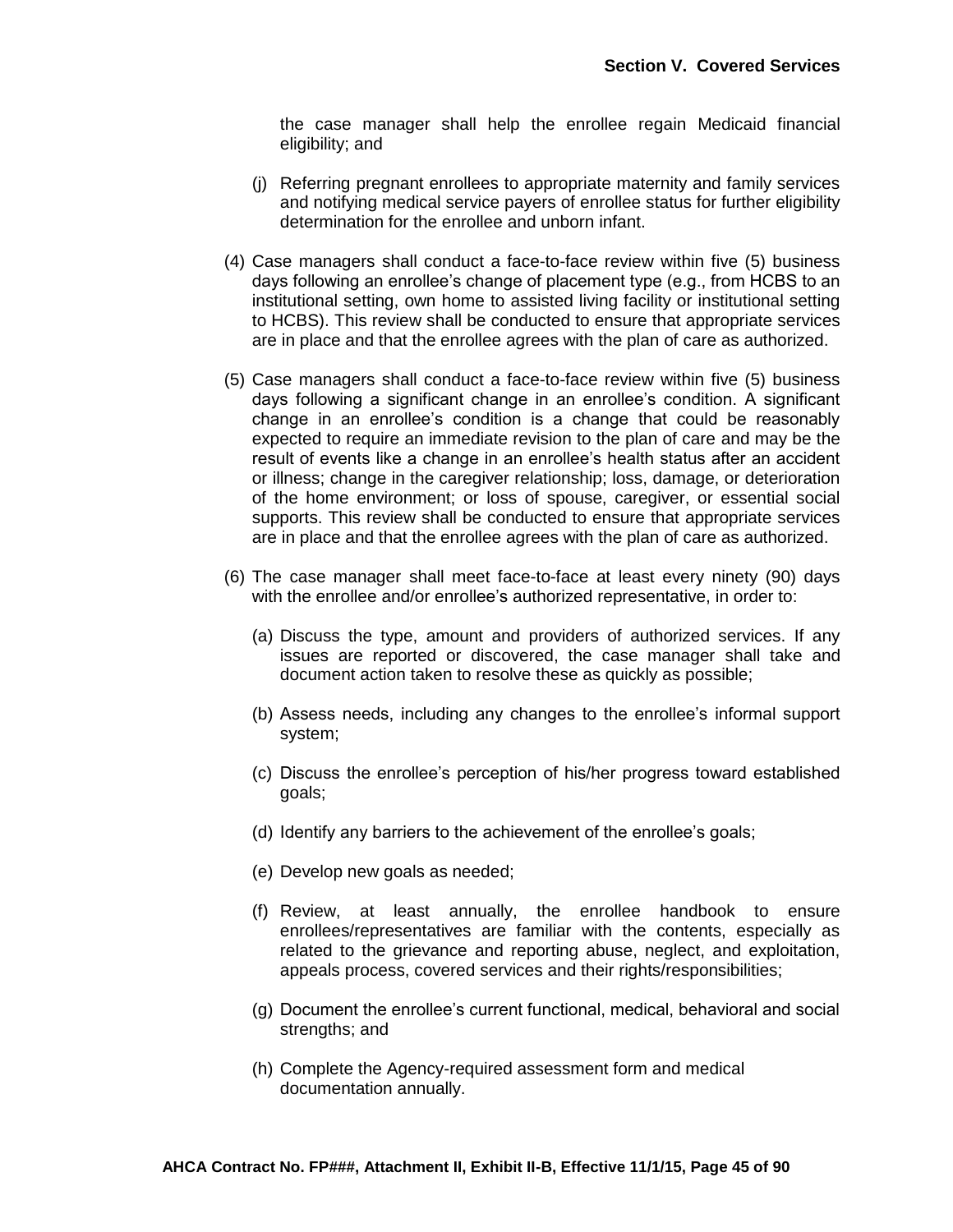the case manager shall help the enrollee regain Medicaid financial eligibility; and

(j) Referring pregnant enrollees to appropriate maternity and family services and notifying medical service payers of enrollee status for further eligibility determination for the enrollee and unborn infant.

(4) Case managers shall conduct a face-to-face review within five (5) business days following an enrollee's change of placement type (e.g., from HCBS to an institutional setting, own home to assisted living facility or institutional setting to HCBS). This review shall be conducted to ensure that appropriate services are in place and that the enrollee agrees with the plan of care as authorized.

(5) Case managers shall conduct a face-to-face review within five (5) business days following a significant change in an enrollee's condition. A significant change in an enrollee's condition is a change that could be reasonably expected to require an immediate revision to the plan of care and may be the result of events like a change in an enrollee's health status after an accident or illness; change in the caregiver relationship; loss, damage, or deterioration of the home environment; or loss of spouse, caregiver, or essential social supports. This review shall be conducted to ensure that appropriate services are in place and that the enrollee agrees with the plan of care as authorized.

(6) The case manager shall meet face-to-face at least every ninety (90) days with the enrollee and/or enrollee's authorized representative, in order to:

(a) Discuss the type, amount and providers of authorized services. If any issues are reported or discovered, the case manager shall take and document action taken to resolve these as quickly as possible;

(b) Assess needs, including any changes to the enrollee's informal support system;

(c) Discuss the enrollee's perception of his/her progress toward established goals;

(d) Identify any barriers to the achievement of the enrollee's goals;

(e) Develop new goals as needed;

(f) Review, at least annually, the enrollee handbook to ensure enrollees/representatives are familiar with the contents, especially as related to the grievance and reporting abuse, neglect, and exploitation, appeals process, covered services and their rights/responsibilities;

(g) Document the enrollee's current functional, medical, behavioral and social strengths; and

(h) Complete the Agency-required assessment form and medical documentation annually.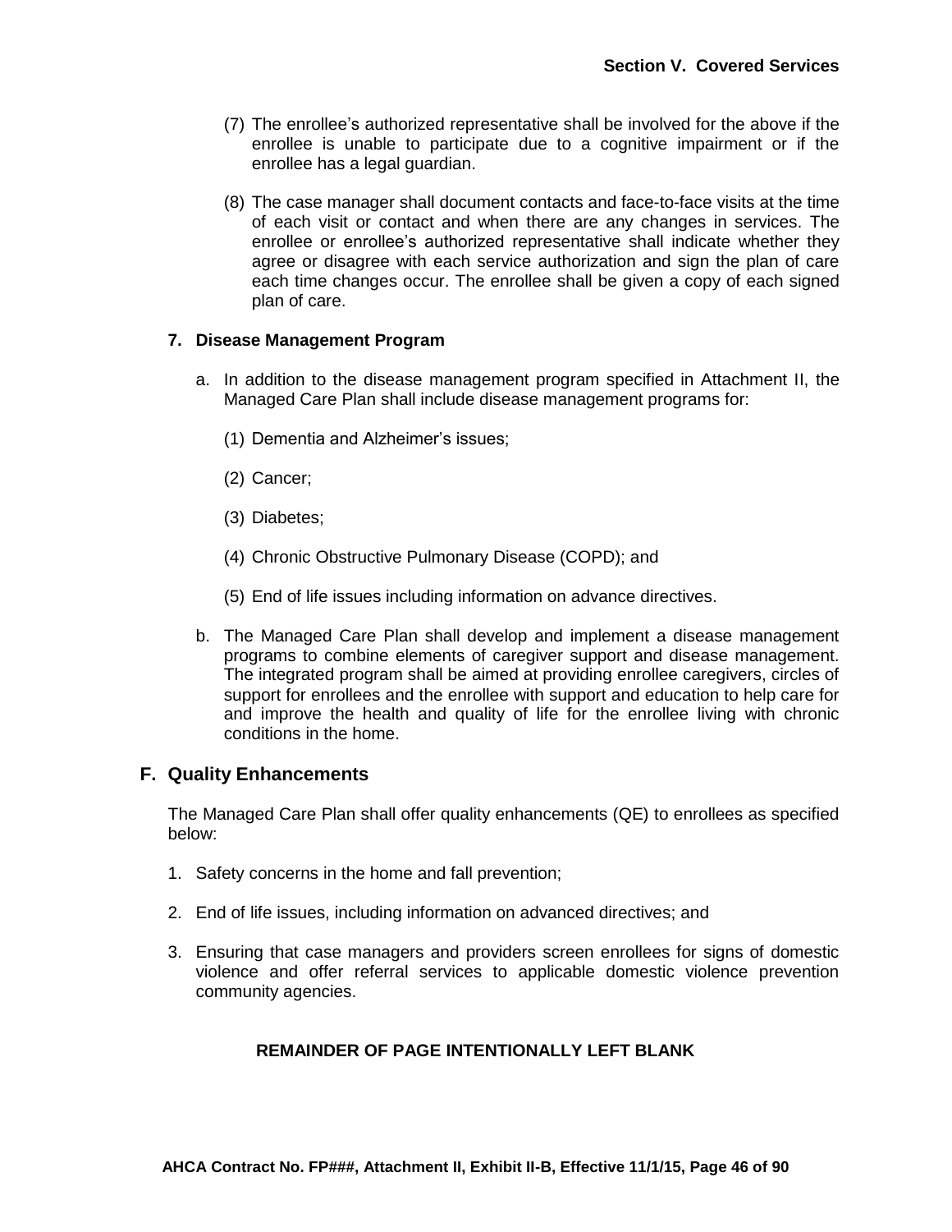(7) The enrollee's authorized representative shall be involved for the above if the enrollee is unable to participate due to a cognitive impairment or if the enrollee has a legal guardian.

(8) The case manager shall document contacts and face-to-face visits at the time of each visit or contact and when there are any changes in services. The enrollee or enrollee's authorized representative shall indicate whether they agree or disagree with each service authorization and sign the plan of care each time changes occur. The enrollee shall be given a copy of each signed plan of care.

### 7. Disease Management Program

a. In addition to the disease management program specified in Attachment II, the Managed Care Plan shall include disease management programs for:

(1) Dementia and Alzheimer's issues;

(2) Cancer;

(3) Diabetes;

(4) Chronic Obstructive Pulmonary Disease (COPD); and

(5) End of life issues including information on advance directives.

b. The Managed Care Plan shall develop and implement a disease management programs to combine elements of caregiver support and disease management. The integrated program shall be aimed at providing enrollee caregivers, circles of support for enrollees and the enrollee with support and education to help care for and improve the health and quality of life for the enrollee living with chronic conditions in the home.

## F. Quality Enhancements

The Managed Care Plan shall offer quality enhancements (QE) to enrollees as specified below:

1. Safety concerns in the home and fall prevention;
2. End of life issues, including information on advanced directives; and
3. Ensuring that case managers and providers screen enrollees for signs of domestic violence and offer referral services to applicable domestic violence prevention community agencies.

**REMAINDER OF PAGE INTENTIONALLY LEFT BLANK**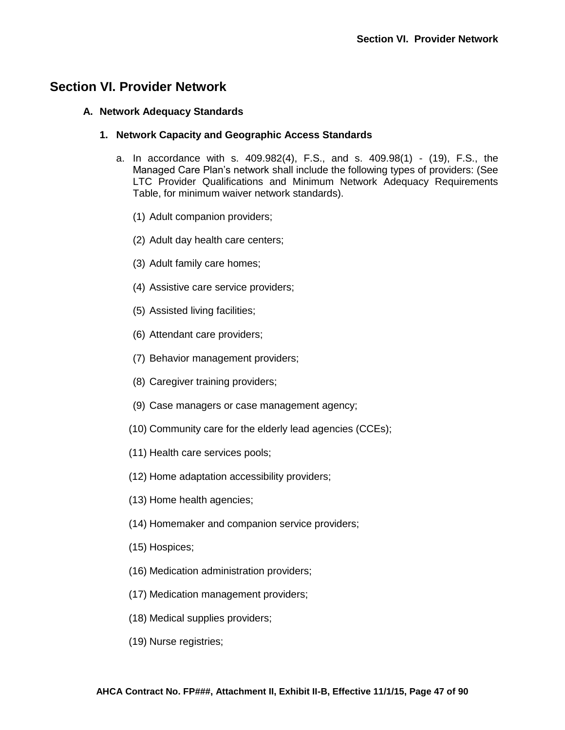# Section VI. Provider Network

## A. Network Adequacy Standards

### 1. Network Capacity and Geographic Access Standards

a. In accordance with s. 409.982(4), F.S., and s. 409.98(1) - (19), F.S., the Managed Care Plan's network shall include the following types of providers: (See LTC Provider Qualifications and Minimum Network Adequacy Requirements Table, for minimum waiver network standards).

(1) Adult companion providers;

(2) Adult day health care centers;

(3) Adult family care homes;

(4) Assistive care service providers;

(5) Assisted living facilities;

(6) Attendant care providers;

(7) Behavior management providers;

(8) Caregiver training providers;

(9) Case managers or case management agency;

(10) Community care for the elderly lead agencies (CCEs);

(11) Health care services pools;

(12) Home adaptation accessibility providers;

(13) Home health agencies;

(14) Homemaker and companion service providers;

(15) Hospices;

(16) Medication administration providers;

(17) Medication management providers;

(18) Medical supplies providers;

(19) Nurse registries;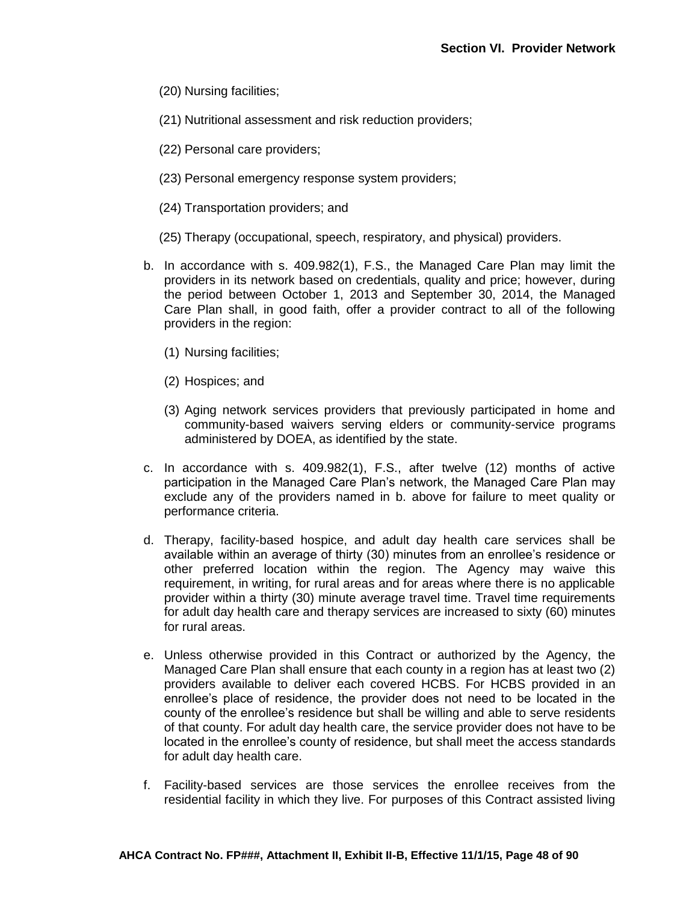(20) Nursing facilities;

(21) Nutritional assessment and risk reduction providers;

(22) Personal care providers;

(23) Personal emergency response system providers;

(24) Transportation providers; and

(25) Therapy (occupational, speech, respiratory, and physical) providers.

b. In accordance with s. 409.982(1), F.S., the Managed Care Plan may limit the providers in its network based on credentials, quality and price; however, during the period between October 1, 2013 and September 30, 2014, the Managed Care Plan shall, in good faith, offer a provider contract to all of the following providers in the region:

   (1) Nursing facilities;

   (2) Hospices; and

   (3) Aging network services providers that previously participated in home and community-based waivers serving elders or community-service programs administered by DOEA, as identified by the state.

c. In accordance with s. 409.982(1), F.S., after twelve (12) months of active participation in the Managed Care Plan's network, the Managed Care Plan may exclude any of the providers named in b. above for failure to meet quality or performance criteria.

d. Therapy, facility-based hospice, and adult day health care services shall be available within an average of thirty (30) minutes from an enrollee's residence or other preferred location within the region. The Agency may waive this requirement, in writing, for rural areas and for areas where there is no applicable provider within a thirty (30) minute average travel time. Travel time requirements for adult day health care and therapy services are increased to sixty (60) minutes for rural areas.

e. Unless otherwise provided in this Contract or authorized by the Agency, the Managed Care Plan shall ensure that each county in a region has at least two (2) providers available to deliver each covered HCBS. For HCBS provided in an enrollee's place of residence, the provider does not need to be located in the county of the enrollee's residence but shall be willing and able to serve residents of that county. For adult day health care, the service provider does not have to be located in the enrollee's county of residence, but shall meet the access standards for adult day health care.

f. Facility-based services are those services the enrollee receives from the residential facility in which they live. For purposes of this Contract assisted living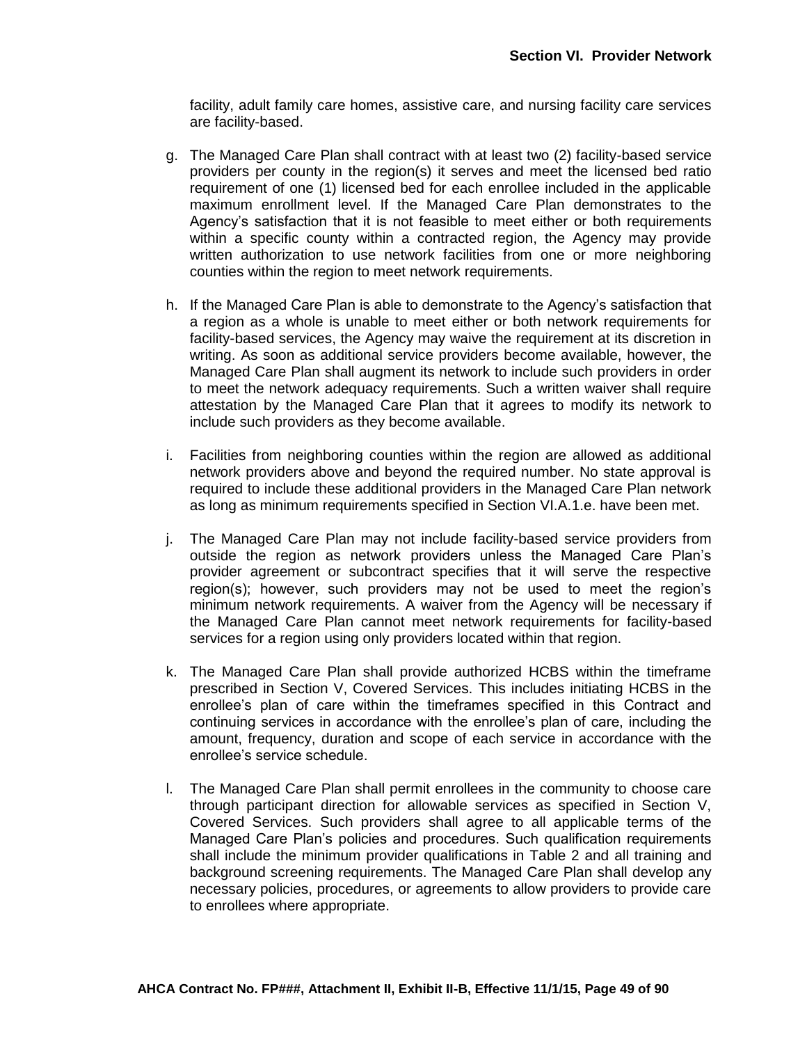facility, adult family care homes, assistive care, and nursing facility care services are facility-based.

g. The Managed Care Plan shall contract with at least two (2) facility-based service providers per county in the region(s) it serves and meet the licensed bed ratio requirement of one (1) licensed bed for each enrollee included in the applicable maximum enrollment level. If the Managed Care Plan demonstrates to the Agency's satisfaction that it is not feasible to meet either or both requirements within a specific county within a contracted region, the Agency may provide written authorization to use network facilities from one or more neighboring counties within the region to meet network requirements.

h. If the Managed Care Plan is able to demonstrate to the Agency's satisfaction that a region as a whole is unable to meet either or both network requirements for facility-based services, the Agency may waive the requirement at its discretion in writing. As soon as additional service providers become available, however, the Managed Care Plan shall augment its network to include such providers in order to meet the network adequacy requirements. Such a written waiver shall require attestation by the Managed Care Plan that it agrees to modify its network to include such providers as they become available.

i. Facilities from neighboring counties within the region are allowed as additional network providers above and beyond the required number. No state approval is required to include these additional providers in the Managed Care Plan network as long as minimum requirements specified in Section VI.A.1.e. have been met.

j. The Managed Care Plan may not include facility-based service providers from outside the region as network providers unless the Managed Care Plan's provider agreement or subcontract specifies that it will serve the respective region(s); however, such providers may not be used to meet the region's minimum network requirements. A waiver from the Agency will be necessary if the Managed Care Plan cannot meet network requirements for facility-based services for a region using only providers located within that region.

k. The Managed Care Plan shall provide authorized HCBS within the timeframe prescribed in Section V, Covered Services. This includes initiating HCBS in the enrollee's plan of care within the timeframes specified in this Contract and continuing services in accordance with the enrollee's plan of care, including the amount, frequency, duration and scope of each service in accordance with the enrollee's service schedule.

l. The Managed Care Plan shall permit enrollees in the community to choose care through participant direction for allowable services as specified in Section V, Covered Services. Such providers shall agree to all applicable terms of the Managed Care Plan's policies and procedures. Such qualification requirements shall include the minimum provider qualifications in Table 2 and all training and background screening requirements. The Managed Care Plan shall develop any necessary policies, procedures, or agreements to allow providers to provide care to enrollees where appropriate.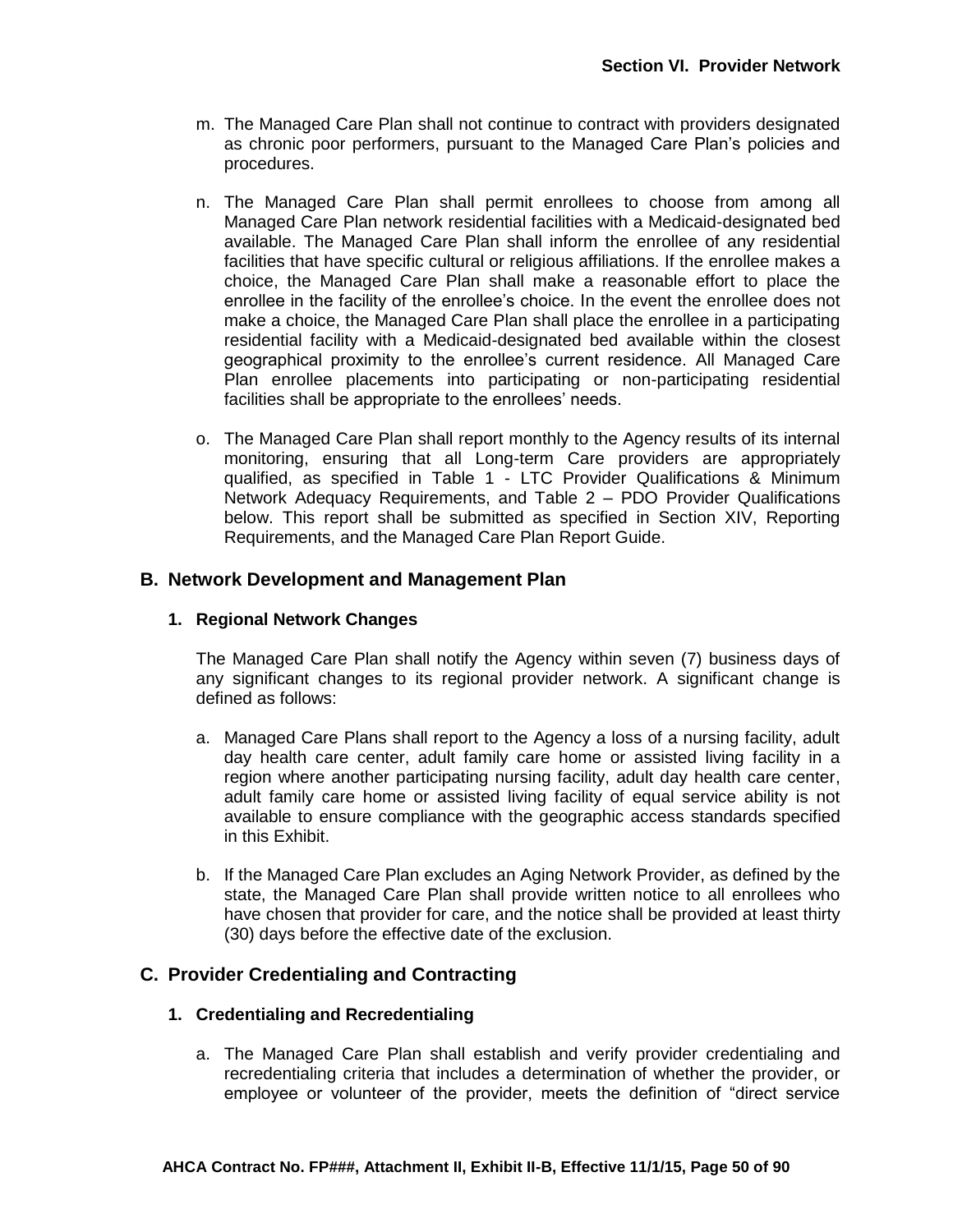m. The Managed Care Plan shall not continue to contract with providers designated as chronic poor performers, pursuant to the Managed Care Plan's policies and procedures.

n. The Managed Care Plan shall permit enrollees to choose from among all Managed Care Plan network residential facilities with a Medicaid-designated bed available. The Managed Care Plan shall inform the enrollee of any residential facilities that have specific cultural or religious affiliations. If the enrollee makes a choice, the Managed Care Plan shall make a reasonable effort to place the enrollee in the facility of the enrollee's choice. In the event the enrollee does not make a choice, the Managed Care Plan shall place the enrollee in a participating residential facility with a Medicaid-designated bed available within the closest geographical proximity to the enrollee's current residence. All Managed Care Plan enrollee placements into participating or non-participating residential facilities shall be appropriate to the enrollees' needs.

o. The Managed Care Plan shall report monthly to the Agency results of its internal monitoring, ensuring that all Long-term Care providers are appropriately qualified, as specified in Table 1 - LTC Provider Qualifications & Minimum Network Adequacy Requirements, and Table 2 – PDO Provider Qualifications below. This report shall be submitted as specified in Section XIV, Reporting Requirements, and the Managed Care Plan Report Guide.

## B. Network Development and Management Plan

### 1. Regional Network Changes

The Managed Care Plan shall notify the Agency within seven (7) business days of any significant changes to its regional provider network. A significant change is defined as follows:

a. Managed Care Plans shall report to the Agency a loss of a nursing facility, adult day health care center, adult family care home or assisted living facility in a region where another participating nursing facility, adult day health care center, adult family care home or assisted living facility of equal service ability is not available to ensure compliance with the geographic access standards specified in this Exhibit.

b. If the Managed Care Plan excludes an Aging Network Provider, as defined by the state, the Managed Care Plan shall provide written notice to all enrollees who have chosen that provider for care, and the notice shall be provided at least thirty (30) days before the effective date of the exclusion.

## C. Provider Credentialing and Contracting

### 1. Credentialing and Recredentialing

a. The Managed Care Plan shall establish and verify provider credentialing and recredentialing criteria that includes a determination of whether the provider, or employee or volunteer of the provider, meets the definition of "direct service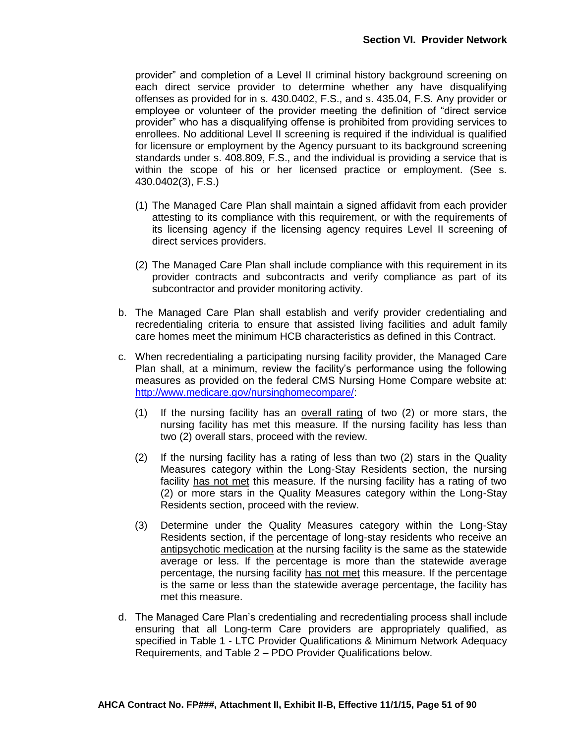provider" and completion of a Level II criminal history background screening on each direct service provider to determine whether any have disqualifying offenses as provided for in s. 430.0402, F.S., and s. 435.04, F.S. Any provider or employee or volunteer of the provider meeting the definition of "direct service provider" who has a disqualifying offense is prohibited from providing services to enrollees. No additional Level II screening is required if the individual is qualified for licensure or employment by the Agency pursuant to its background screening standards under s. 408.809, F.S., and the individual is providing a service that is within the scope of his or her licensed practice or employment. (See s. 430.0402(3), F.S.)

(1) The Managed Care Plan shall maintain a signed affidavit from each provider attesting to its compliance with this requirement, or with the requirements of its licensing agency if the licensing agency requires Level II screening of direct services providers.

(2) The Managed Care Plan shall include compliance with this requirement in its provider contracts and subcontracts and verify compliance as part of its subcontractor and provider monitoring activity.

b. The Managed Care Plan shall establish and verify provider credentialing and recredentialing criteria to ensure that assisted living facilities and adult family care homes meet the minimum HCB characteristics as defined in this Contract.

c. When recredentialing a participating nursing facility provider, the Managed Care Plan shall, at a minimum, review the facility's performance using the following measures as provided on the federal CMS Nursing Home Compare website at: http://www.medicare.gov/nursinghomecompare/:

(1) If the nursing facility has an overall rating of two (2) or more stars, the nursing facility has met this measure. If the nursing facility has less than two (2) overall stars, proceed with the review.

(2) If the nursing facility has a rating of less than two (2) stars in the Quality Measures category within the Long-Stay Residents section, the nursing facility has not met this measure. If the nursing facility has a rating of two (2) or more stars in the Quality Measures category within the Long-Stay Residents section, proceed with the review.

(3) Determine under the Quality Measures category within the Long-Stay Residents section, if the percentage of long-stay residents who receive an antipsychotic medication at the nursing facility is the same as the statewide average or less. If the percentage is more than the statewide average percentage, the nursing facility has not met this measure. If the percentage is the same or less than the statewide average percentage, the facility has met this measure.

d. The Managed Care Plan's credentialing and recredentialing process shall include ensuring that all Long-term Care providers are appropriately qualified, as specified in Table 1 - LTC Provider Qualifications & Minimum Network Adequacy Requirements, and Table 2 – PDO Provider Qualifications below.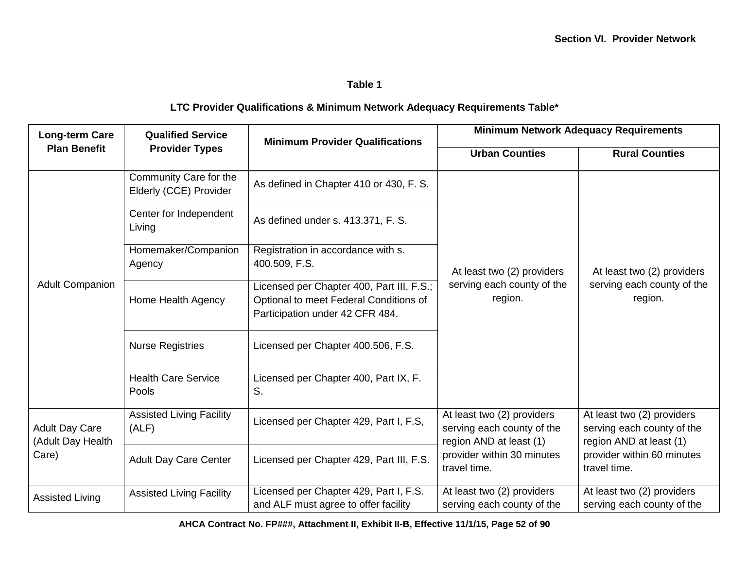**Table 1**

**LTC Provider Qualifications & Minimum Network Adequacy Requirements Table***

| Long-term Care Plan Benefit | Qualified Service Provider Types | Minimum Provider Qualifications | Minimum Network Adequacy Requirements | |
|---|---|---|---|---|
| | | | Urban Counties | Rural Counties |
| Adult Companion | Community Care for the Elderly (CCE) Provider | As defined in Chapter 410 or 430, F. S. | At least two (2) providers serving each county of the region. | At least two (2) providers serving each county of the region. |
| | Center for Independent Living | As defined under s. 413.371, F. S. | | |
| | Homemaker/Companion Agency | Registration in accordance with s. 400.509, F.S. | | |
| | Home Health Agency | Licensed per Chapter 400, Part III, F.S.; Optional to meet Federal Conditions of Participation under 42 CFR 484. | | |
| | Nurse Registries | Licensed per Chapter 400.506, F.S. | | |
| | Health Care Service Pools | Licensed per Chapter 400, Part IX, F. S. | | |
| Adult Day Care (Adult Day Health Care) | Assisted Living Facility (ALF) | Licensed per Chapter 429, Part I, F.S, | At least two (2) providers serving each county of the region AND at least (1) provider within 30 minutes travel time. | At least two (2) providers serving each county of the region AND at least (1) provider within 60 minutes travel time. |
| | Adult Day Care Center | Licensed per Chapter 429, Part III, F.S. | | |
| Assisted Living | Assisted Living Facility | Licensed per Chapter 429, Part I, F.S. and ALF must agree to offer facility | At least two (2) providers serving each county of the | At least two (2) providers serving each county of the |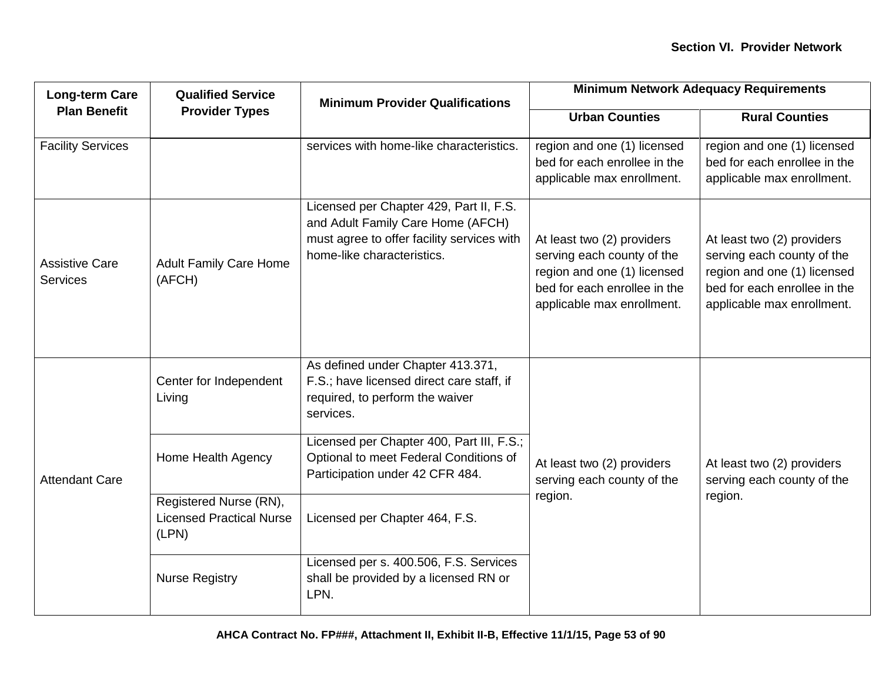| Long-term Care Plan Benefit | Qualified Service Provider Types | Minimum Provider Qualifications | Minimum Network Adequacy Requirements | |
|---|---|---|---|---|
| | | | Urban Counties | Rural Counties |
| Facility Services | | services with home-like characteristics. | region and one (1) licensed bed for each enrollee in the applicable max enrollment. | region and one (1) licensed bed for each enrollee in the applicable max enrollment. |
| Assistive Care Services | Adult Family Care Home (AFCH) | Licensed per Chapter 429, Part II, F.S. and Adult Family Care Home (AFCH) must agree to offer facility services with home-like characteristics. | At least two (2) providers serving each county of the region and one (1) licensed bed for each enrollee in the applicable max enrollment. | At least two (2) providers serving each county of the region and one (1) licensed bed for each enrollee in the applicable max enrollment. |
| Attendant Care | Center for Independent Living | As defined under Chapter 413.371, F.S.; have licensed direct care staff, if required, to perform the waiver services. | At least two (2) providers serving each county of the region. | At least two (2) providers serving each county of the region. |
| | Home Health Agency | Licensed per Chapter 400, Part III, F.S.; Optional to meet Federal Conditions of Participation under 42 CFR 484. | | |
| | Registered Nurse (RN), Licensed Practical Nurse (LPN) | Licensed per Chapter 464, F.S. | | |
| | Nurse Registry | Licensed per s. 400.506, F.S. Services shall be provided by a licensed RN or LPN. | | |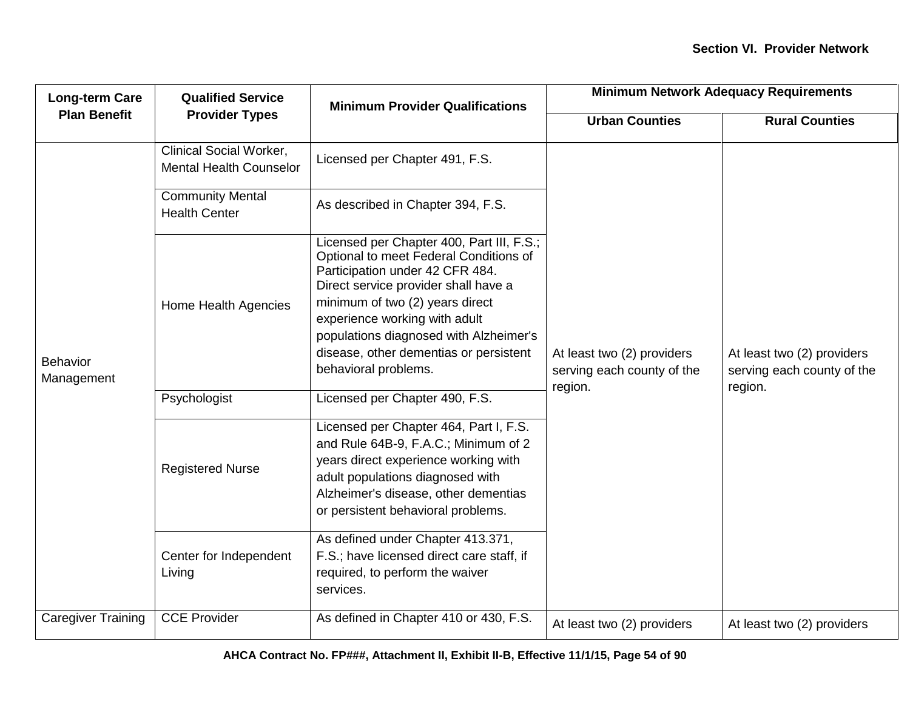| Long-term Care Plan Benefit | Qualified Service Provider Types | Minimum Provider Qualifications | Minimum Network Adequacy Requirements | |
|---|---|---|---|---|
| | | | Urban Counties | Rural Counties |
| Behavior Management | Clinical Social Worker, Mental Health Counselor | Licensed per Chapter 491, F.S. | At least two (2) providers serving each county of the region. | At least two (2) providers serving each county of the region. |
| | Community Mental Health Center | As described in Chapter 394, F.S. | | |
| | Home Health Agencies | Licensed per Chapter 400, Part III, F.S.; Optional to meet Federal Conditions of Participation under 42 CFR 484. Direct service provider shall have a minimum of two (2) years direct experience working with adult populations diagnosed with Alzheimer's disease, other dementias or persistent behavioral problems. | | |
| | Psychologist | Licensed per Chapter 490, F.S. | | |
| | Registered Nurse | Licensed per Chapter 464, Part I, F.S. and Rule 64B-9, F.A.C.; Minimum of 2 years direct experience working with adult populations diagnosed with Alzheimer's disease, other dementias or persistent behavioral problems. | | |
| | Center for Independent Living | As defined under Chapter 413.371, F.S.; have licensed direct care staff, if required, to perform the waiver services. | | |
| Caregiver Training | CCE Provider | As defined in Chapter 410 or 430, F.S. | At least two (2) providers | At least two (2) providers |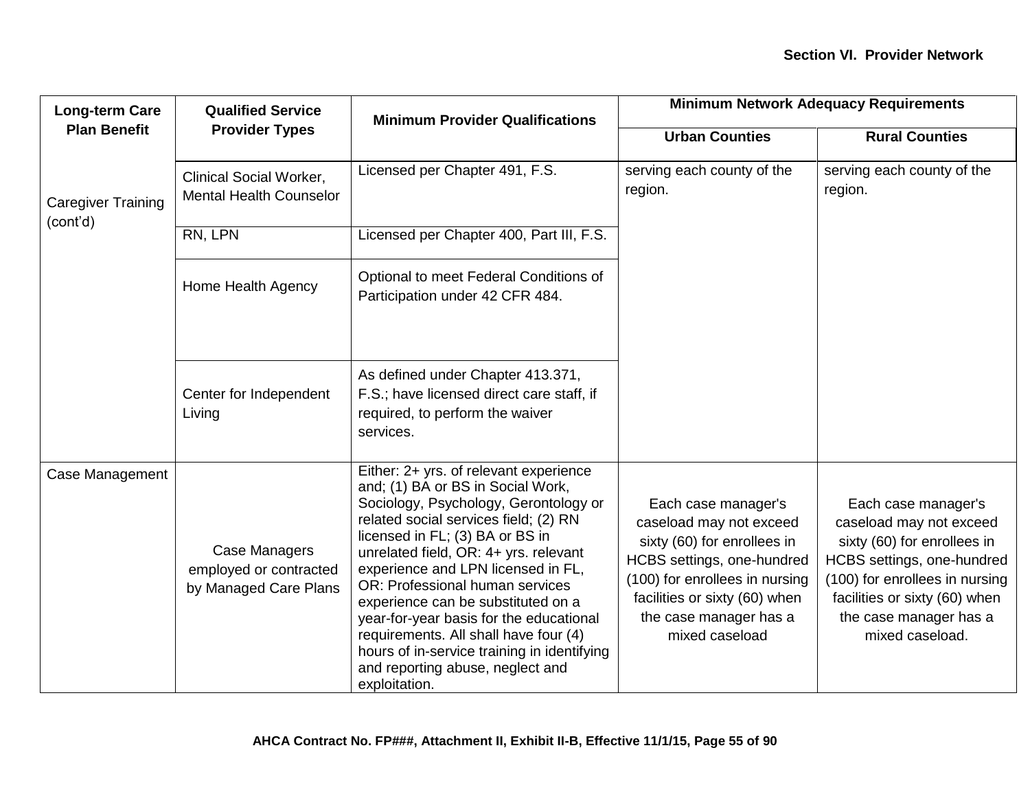| Long-term Care Plan Benefit | Qualified Service Provider Types | Minimum Provider Qualifications | Minimum Network Adequacy Requirements | |
|---|---|---|---|---|
| | | | Urban Counties | Rural Counties |
| Caregiver Training (cont'd) | Clinical Social Worker, Mental Health Counselor | Licensed per Chapter 491, F.S. | serving each county of the region. | serving each county of the region. |
| | RN, LPN | Licensed per Chapter 400, Part III, F.S. | | |
| | Home Health Agency | Optional to meet Federal Conditions of Participation under 42 CFR 484. | | |
| | Center for Independent Living | As defined under Chapter 413.371, F.S.; have licensed direct care staff, if required, to perform the waiver services. | | |
| Case Management | Case Managers employed or contracted by Managed Care Plans | Either: 2+ yrs. of relevant experience and; (1) BA or BS in Social Work, Sociology, Psychology, Gerontology or related social services field; (2) RN licensed in FL; (3) BA or BS in unrelated field, OR: 4+ yrs. relevant experience and LPN licensed in FL, OR: Professional human services experience can be substituted on a year-for-year basis for the educational requirements. All shall have four (4) hours of in-service training in identifying and reporting abuse, neglect and exploitation. | Each case manager's caseload may not exceed sixty (60) for enrollees in HCBS settings, one-hundred (100) for enrollees in nursing facilities or sixty (60) when the case manager has a mixed caseload | Each case manager's caseload may not exceed sixty (60) for enrollees in HCBS settings, one-hundred (100) for enrollees in nursing facilities or sixty (60) when the case manager has a mixed caseload. |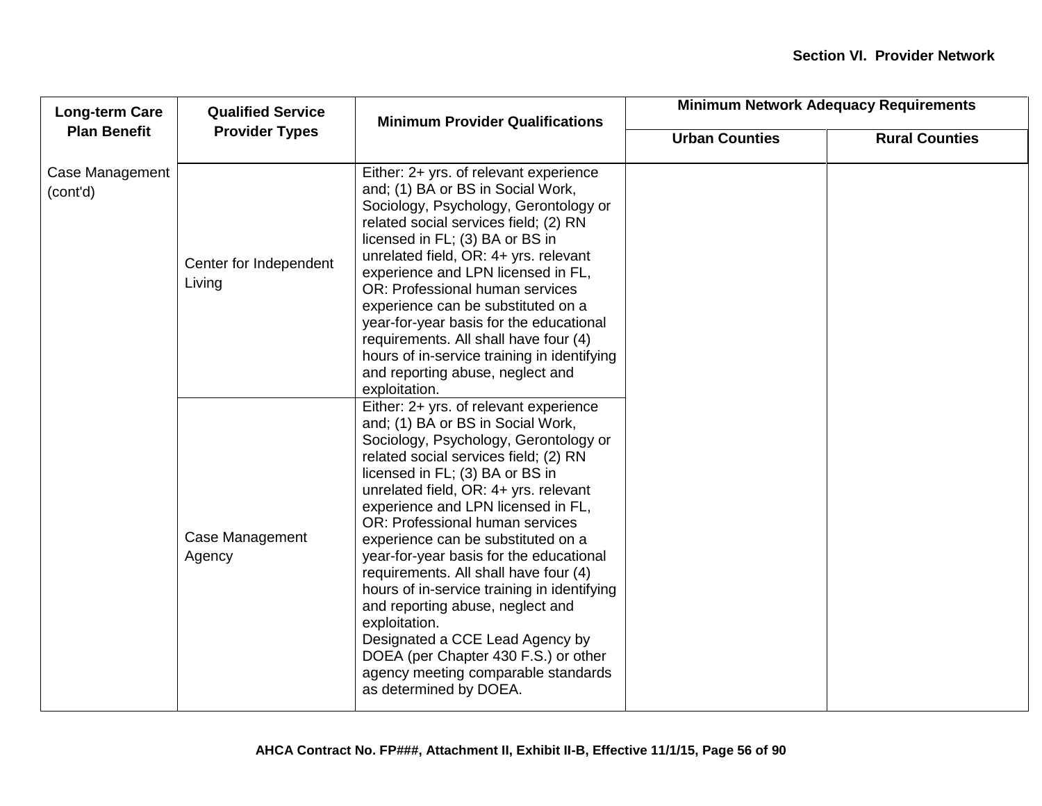| Long-term Care Plan Benefit | Qualified Service Provider Types | Minimum Provider Qualifications | Minimum Network Adequacy Requirements | |
|---|---|---|---|---|
| | | | Urban Counties | Rural Counties |
| Case Management (cont'd) | Center for Independent Living | Either: 2+ yrs. of relevant experience and; (1) BA or BS in Social Work, Sociology, Psychology, Gerontology or related social services field; (2) RN licensed in FL; (3) BA or BS in unrelated field, OR: 4+ yrs. relevant experience and LPN licensed in FL, OR: Professional human services experience can be substituted on a year-for-year basis for the educational requirements. All shall have four (4) hours of in-service training in identifying and reporting abuse, neglect and exploitation. | | |
| | Case Management Agency | Either: 2+ yrs. of relevant experience and; (1) BA or BS in Social Work, Sociology, Psychology, Gerontology or related social services field; (2) RN licensed in FL; (3) BA or BS in unrelated field, OR: 4+ yrs. relevant experience and LPN licensed in FL, OR: Professional human services experience can be substituted on a year-for-year basis for the educational requirements. All shall have four (4) hours of in-service training in identifying and reporting abuse, neglect and exploitation. Designated a CCE Lead Agency by DOEA (per Chapter 430 F.S.) or other agency meeting comparable standards as determined by DOEA. | | |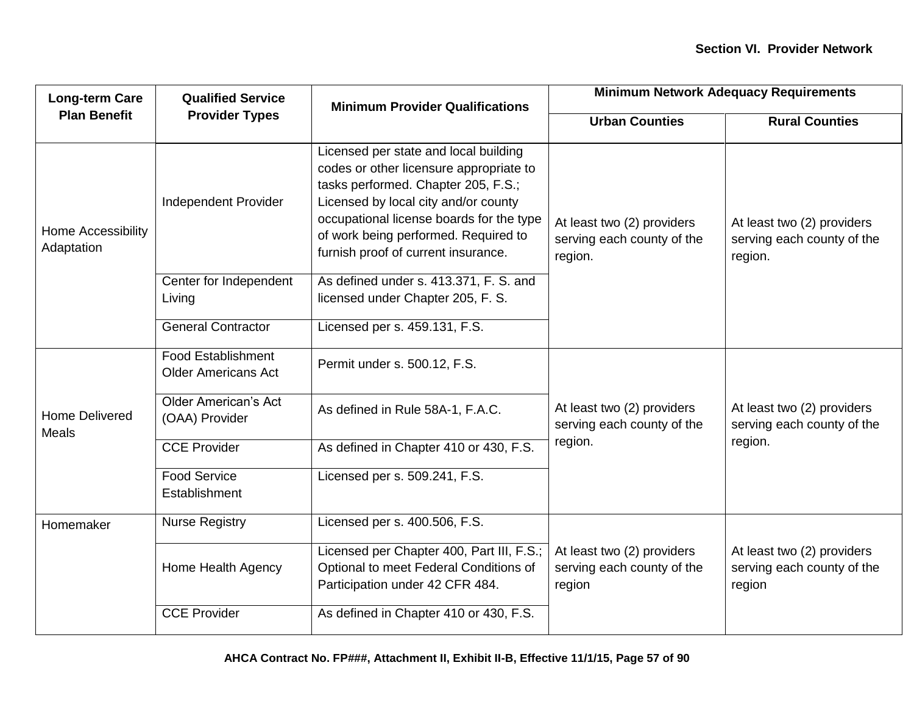| Long-term Care Plan Benefit | Qualified Service Provider Types | Minimum Provider Qualifications | Minimum Network Adequacy Requirements | |
|---|---|---|---|---|
| | | | Urban Counties | Rural Counties |
| Home Accessibility Adaptation | Independent Provider | Licensed per state and local building codes or other licensure appropriate to tasks performed. Chapter 205, F.S.; Licensed by local city and/or county occupational license boards for the type of work being performed. Required to furnish proof of current insurance. | At least two (2) providers serving each county of the region. | At least two (2) providers serving each county of the region. |
| | Center for Independent Living | As defined under s. 413.371, F. S. and licensed under Chapter 205, F. S. | | |
| | General Contractor | Licensed per s. 459.131, F.S. | | |
| Home Delivered Meals | Food Establishment Older Americans Act | Permit under s. 500.12, F.S. | At least two (2) providers serving each county of the region. | At least two (2) providers serving each county of the region. |
| | Older American's Act (OAA) Provider | As defined in Rule 58A-1, F.A.C. | | |
| | CCE Provider | As defined in Chapter 410 or 430, F.S. | | |
| | Food Service Establishment | Licensed per s. 509.241, F.S. | | |
| Homemaker | Nurse Registry | Licensed per s. 400.506, F.S. | At least two (2) providers serving each county of the region | At least two (2) providers serving each county of the region |
| | Home Health Agency | Licensed per Chapter 400, Part III, F.S.; Optional to meet Federal Conditions of Participation under 42 CFR 484. | | |
| | CCE Provider | As defined in Chapter 410 or 430, F.S. | | |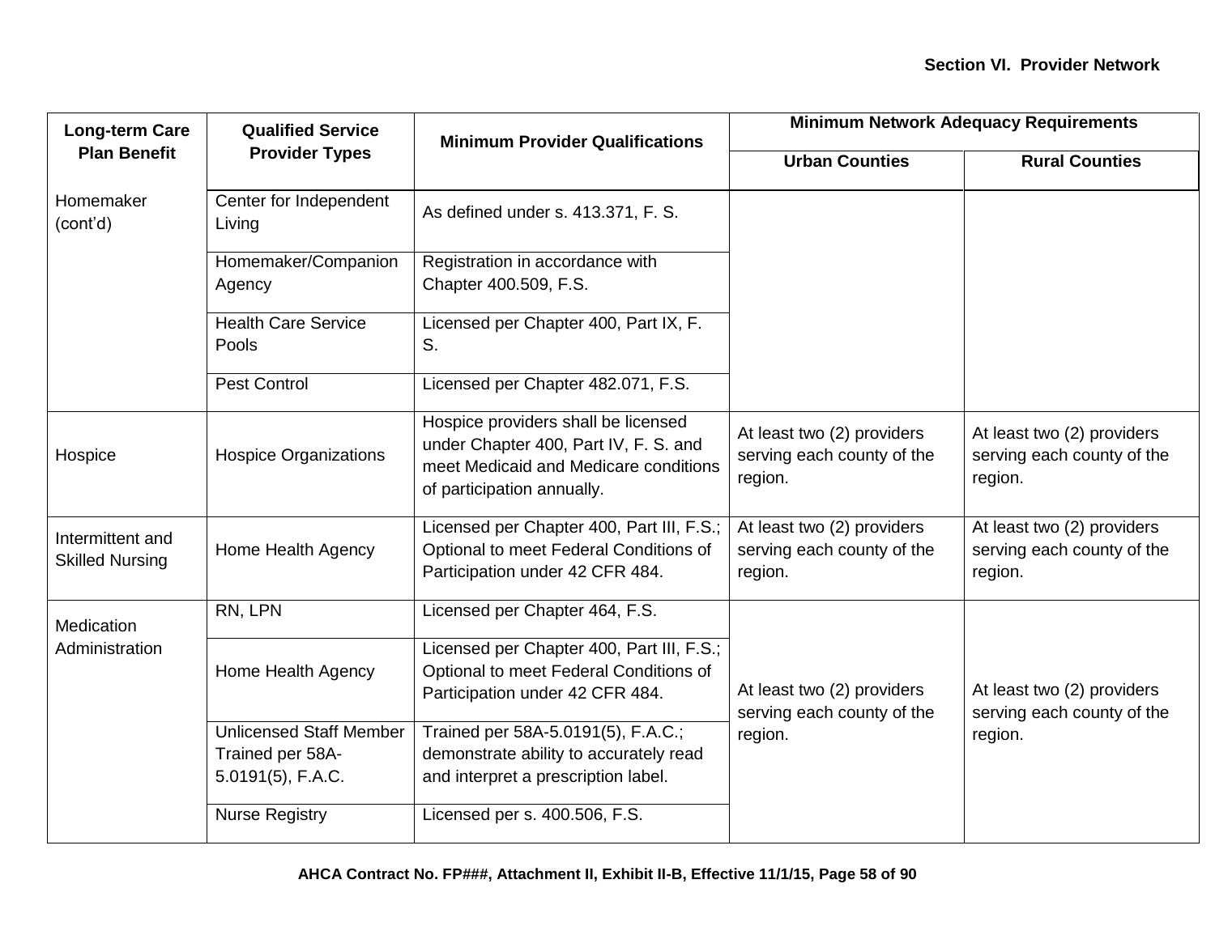| Long-term Care Plan Benefit | Qualified Service Provider Types | Minimum Provider Qualifications | Minimum Network Adequacy Requirements | |
|---|---|---|---|---|
| | | | Urban Counties | Rural Counties |
| Homemaker (cont'd) | Center for Independent Living | As defined under s. 413.371, F. S. | | |
| | Homemaker/Companion Agency | Registration in accordance with Chapter 400.509, F.S. | | |
| | Health Care Service Pools | Licensed per Chapter 400, Part IX, F. S. | | |
| | Pest Control | Licensed per Chapter 482.071, F.S. | | |
| Hospice | Hospice Organizations | Hospice providers shall be licensed under Chapter 400, Part IV, F. S. and meet Medicaid and Medicare conditions of participation annually. | At least two (2) providers serving each county of the region. | At least two (2) providers serving each county of the region. |
| Intermittent and Skilled Nursing | Home Health Agency | Licensed per Chapter 400, Part III, F.S.; Optional to meet Federal Conditions of Participation under 42 CFR 484. | At least two (2) providers serving each county of the region. | At least two (2) providers serving each county of the region. |
| Medication Administration | RN, LPN | Licensed per Chapter 464, F.S. | At least two (2) providers serving each county of the region. | At least two (2) providers serving each county of the region. |
| | Home Health Agency | Licensed per Chapter 400, Part III, F.S.; Optional to meet Federal Conditions of Participation under 42 CFR 484. | | |
| | Unlicensed Staff Member Trained per 58A-5.0191(5), F.A.C. | Trained per 58A-5.0191(5), F.A.C.; demonstrate ability to accurately read and interpret a prescription label. | | |
| | Nurse Registry | Licensed per s. 400.506, F.S. | | |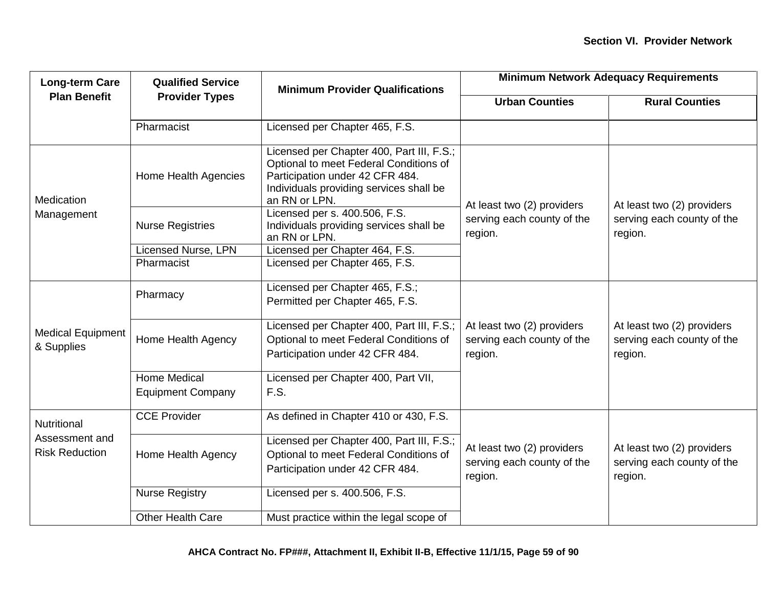| Long-term Care Plan Benefit | Qualified Service Provider Types | Minimum Provider Qualifications | Minimum Network Adequacy Requirements | |
|---|---|---|---|---|
| | | | Urban Counties | Rural Counties |
| | Pharmacist | Licensed per Chapter 465, F.S. | | |
| Medication Management | Home Health Agencies | Licensed per Chapter 400, Part III, F.S.; Optional to meet Federal Conditions of Participation under 42 CFR 484. Individuals providing services shall be an RN or LPN. | At least two (2) providers serving each county of the region. | At least two (2) providers serving each county of the region. |
| | Nurse Registries | Licensed per s. 400.506, F.S. Individuals providing services shall be an RN or LPN. | | |
| | Licensed Nurse, LPN | Licensed per Chapter 464, F.S. | | |
| | Pharmacist | Licensed per Chapter 465, F.S. | | |
| Medical Equipment & Supplies | Pharmacy | Licensed per Chapter 465, F.S.; Permitted per Chapter 465, F.S. | At least two (2) providers serving each county of the region. | At least two (2) providers serving each county of the region. |
| | Home Health Agency | Licensed per Chapter 400, Part III, F.S.; Optional to meet Federal Conditions of Participation under 42 CFR 484. | | |
| | Home Medical Equipment Company | Licensed per Chapter 400, Part VII, F.S. | | |
| Nutritional Assessment and Risk Reduction | CCE Provider | As defined in Chapter 410 or 430, F.S. | At least two (2) providers serving each county of the region. | At least two (2) providers serving each county of the region. |
| | Home Health Agency | Licensed per Chapter 400, Part III, F.S.; Optional to meet Federal Conditions of Participation under 42 CFR 484. | | |
| | Nurse Registry | Licensed per s. 400.506, F.S. | | |
| | Other Health Care | Must practice within the legal scope of | | |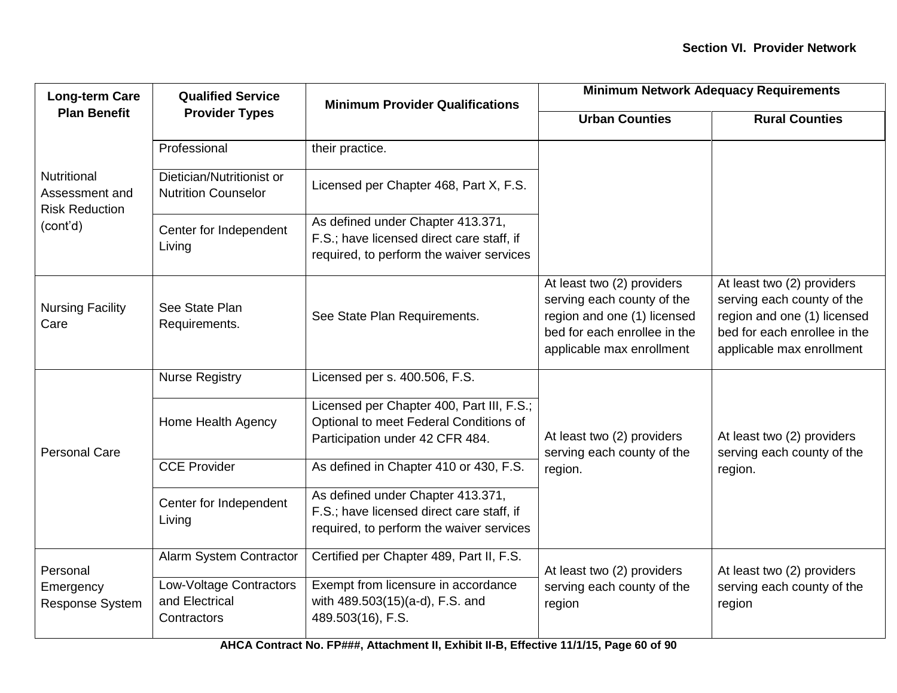| Long-term Care Plan Benefit | Qualified Service Provider Types | Minimum Provider Qualifications | Minimum Network Adequacy Requirements | |
|---|---|---|---|---|
| | | | Urban Counties | Rural Counties |
| Nutritional Assessment and Risk Reduction (cont'd) | Professional | their practice. | | |
| | Dietician/Nutritionist or Nutrition Counselor | Licensed per Chapter 468, Part X, F.S. | | |
| | Center for Independent Living | As defined under Chapter 413.371, F.S.; have licensed direct care staff, if required, to perform the waiver services | | |
| Nursing Facility Care | See State Plan Requirements. | See State Plan Requirements. | At least two (2) providers serving each county of the region and one (1) licensed bed for each enrollee in the applicable max enrollment | At least two (2) providers serving each county of the region and one (1) licensed bed for each enrollee in the applicable max enrollment |
| Personal Care | Nurse Registry | Licensed per s. 400.506, F.S. | At least two (2) providers serving each county of the region. | At least two (2) providers serving each county of the region. |
| | Home Health Agency | Licensed per Chapter 400, Part III, F.S.; Optional to meet Federal Conditions of Participation under 42 CFR 484. | | |
| | CCE Provider | As defined in Chapter 410 or 430, F.S. | | |
| | Center for Independent Living | As defined under Chapter 413.371, F.S.; have licensed direct care staff, if required, to perform the waiver services | | |
| Personal Emergency Response System | Alarm System Contractor | Certified per Chapter 489, Part II, F.S. | At least two (2) providers serving each county of the region | At least two (2) providers serving each county of the region |
| | Low-Voltage Contractors and Electrical Contractors | Exempt from licensure in accordance with 489.503(15)(a-d), F.S. and 489.503(16), F.S. | | |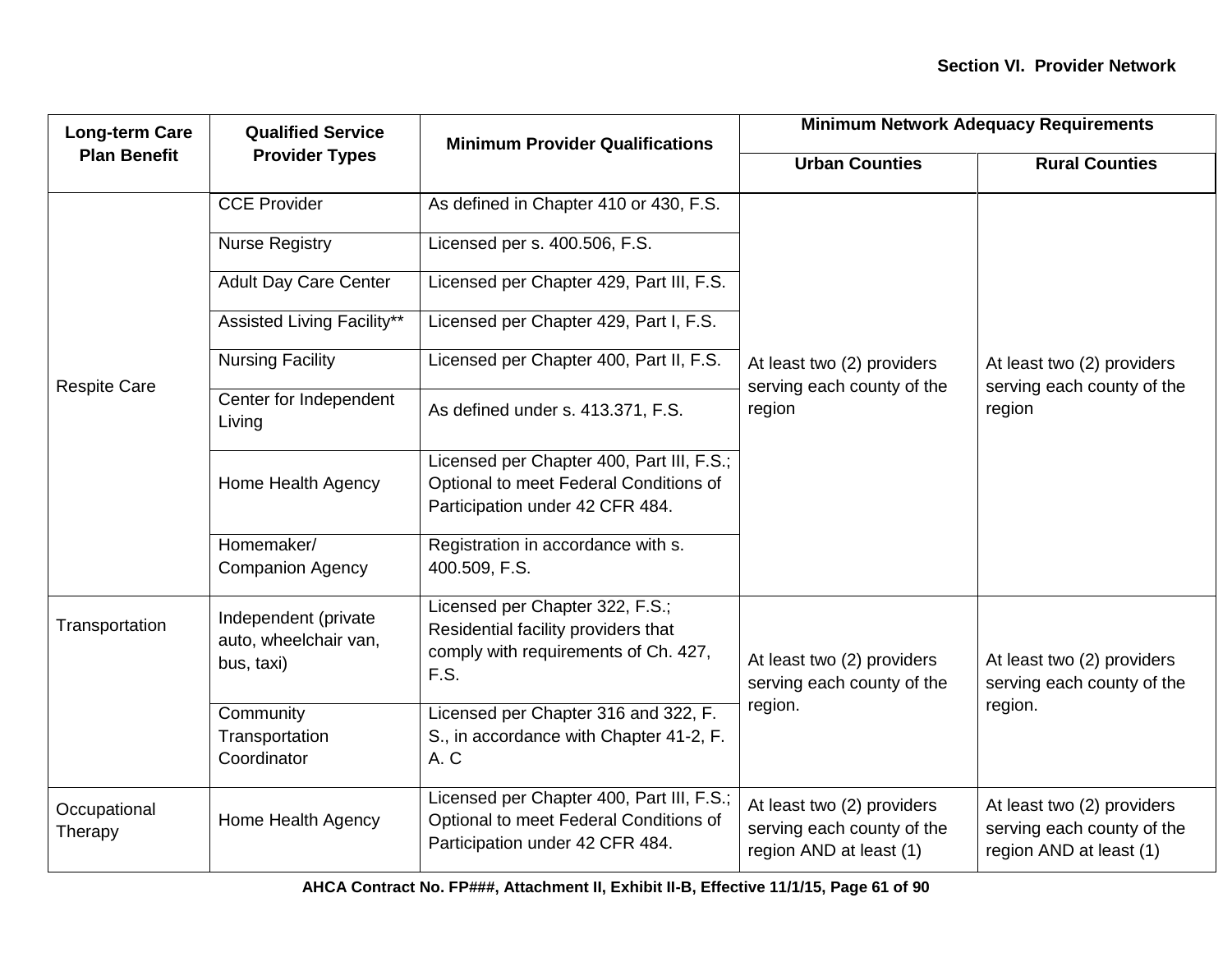| Long-term Care Plan Benefit | Qualified Service Provider Types | Minimum Provider Qualifications | Minimum Network Adequacy Requirements | |
|---|---|---|---|---|
| | | | Urban Counties | Rural Counties |
| Respite Care | CCE Provider | As defined in Chapter 410 or 430, F.S. | At least two (2) providers serving each county of the region | At least two (2) providers serving each county of the region |
| | Nurse Registry | Licensed per s. 400.506, F.S. | | |
| | Adult Day Care Center | Licensed per Chapter 429, Part III, F.S. | | |
| | Assisted Living Facility** | Licensed per Chapter 429, Part I, F.S. | | |
| | Nursing Facility | Licensed per Chapter 400, Part II, F.S. | | |
| | Center for Independent Living | As defined under s. 413.371, F.S. | | |
| | Home Health Agency | Licensed per Chapter 400, Part III, F.S.; Optional to meet Federal Conditions of Participation under 42 CFR 484. | | |
| | Homemaker/ Companion Agency | Registration in accordance with s. 400.509, F.S. | | |
| Transportation | Independent (private auto, wheelchair van, bus, taxi) | Licensed per Chapter 322, F.S.; Residential facility providers that comply with requirements of Ch. 427, F.S. | At least two (2) providers serving each county of the region. | At least two (2) providers serving each county of the region. |
| | Community Transportation Coordinator | Licensed per Chapter 316 and 322, F. S., in accordance with Chapter 41-2, F. A. C | | |
| Occupational Therapy | Home Health Agency | Licensed per Chapter 400, Part III, F.S.; Optional to meet Federal Conditions of Participation under 42 CFR 484. | At least two (2) providers serving each county of the region AND at least (1) | At least two (2) providers serving each county of the region AND at least (1) |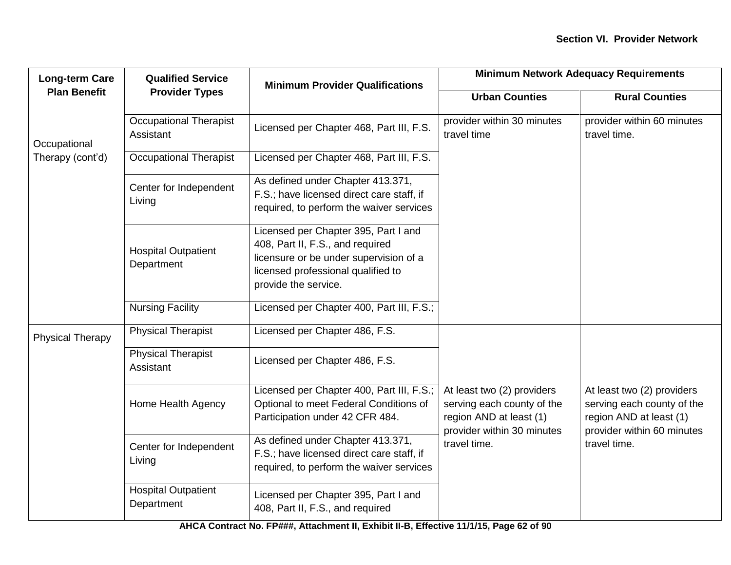| Long-term Care Plan Benefit | Qualified Service Provider Types | Minimum Provider Qualifications | Minimum Network Adequacy Requirements | |
|---|---|---|---|---|
| | | | Urban Counties | Rural Counties |
| Occupational Therapy (cont'd) | Occupational Therapist Assistant | Licensed per Chapter 468, Part III, F.S. | provider within 30 minutes travel time | provider within 60 minutes travel time. |
| | Occupational Therapist | Licensed per Chapter 468, Part III, F.S. | | |
| | Center for Independent Living | As defined under Chapter 413.371, F.S.; have licensed direct care staff, if required, to perform the waiver services | | |
| | Hospital Outpatient Department | Licensed per Chapter 395, Part I and 408, Part II, F.S., and required licensure or be under supervision of a licensed professional qualified to provide the service. | | |
| | Nursing Facility | Licensed per Chapter 400, Part III, F.S.; | | |
| Physical Therapy | Physical Therapist | Licensed per Chapter 486, F.S. | At least two (2) providers serving each county of the region AND at least (1) provider within 30 minutes travel time. | At least two (2) providers serving each county of the region AND at least (1) provider within 60 minutes travel time. |
| | Physical Therapist Assistant | Licensed per Chapter 486, F.S. | | |
| | Home Health Agency | Licensed per Chapter 400, Part III, F.S.; Optional to meet Federal Conditions of Participation under 42 CFR 484. | | |
| | Center for Independent Living | As defined under Chapter 413.371, F.S.; have licensed direct care staff, if required, to perform the waiver services | | |
| | Hospital Outpatient Department | Licensed per Chapter 395, Part I and 408, Part II, F.S., and required | | |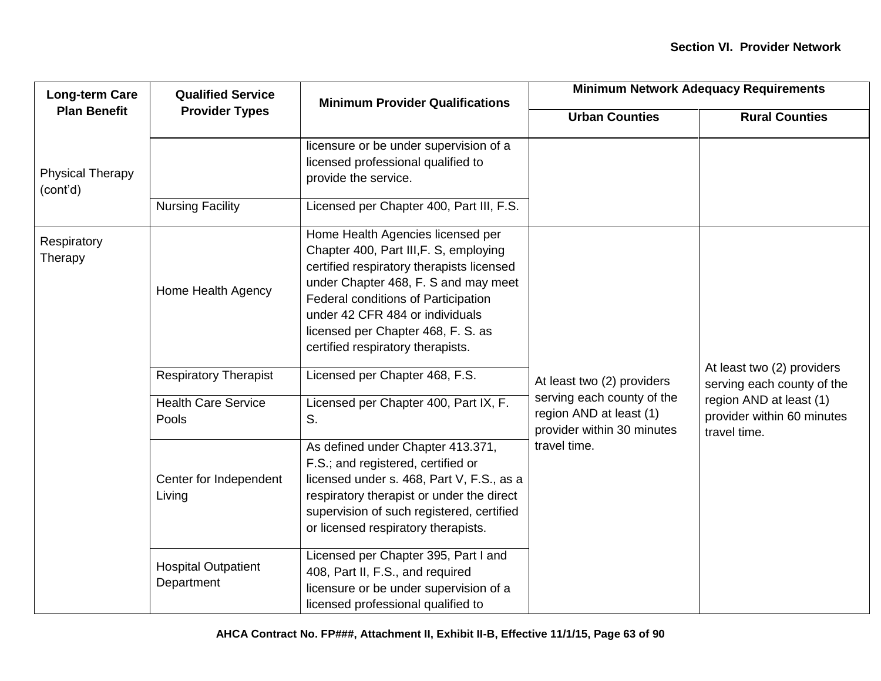| Long-term Care Plan Benefit | Qualified Service Provider Types | Minimum Provider Qualifications | Minimum Network Adequacy Requirements | |
|---|---|---|---|---|
| | | | Urban Counties | Rural Counties |
| Physical Therapy (cont'd) | | licensure or be under supervision of a licensed professional qualified to provide the service. | | |
| | Nursing Facility | Licensed per Chapter 400, Part III, F.S. | | |
| Respiratory Therapy | Home Health Agency | Home Health Agencies licensed per Chapter 400, Part III,F. S, employing certified respiratory therapists licensed under Chapter 468, F. S and may meet Federal conditions of Participation under 42 CFR 484 or individuals licensed per Chapter 468, F. S. as certified respiratory therapists. | At least two (2) providers serving each county of the region AND at least (1) provider within 30 minutes travel time. | At least two (2) providers serving each county of the region AND at least (1) provider within 60 minutes travel time. |
| | Respiratory Therapist | Licensed per Chapter 468, F.S. | | |
| | Health Care Service Pools | Licensed per Chapter 400, Part IX, F. S. | | |
| | Center for Independent Living | As defined under Chapter 413.371, F.S.; and registered, certified or licensed under s. 468, Part V, F.S., as a respiratory therapist or under the direct supervision of such registered, certified or licensed respiratory therapists. | | |
| | Hospital Outpatient Department | Licensed per Chapter 395, Part I and 408, Part II, F.S., and required licensure or be under supervision of a licensed professional qualified to | | |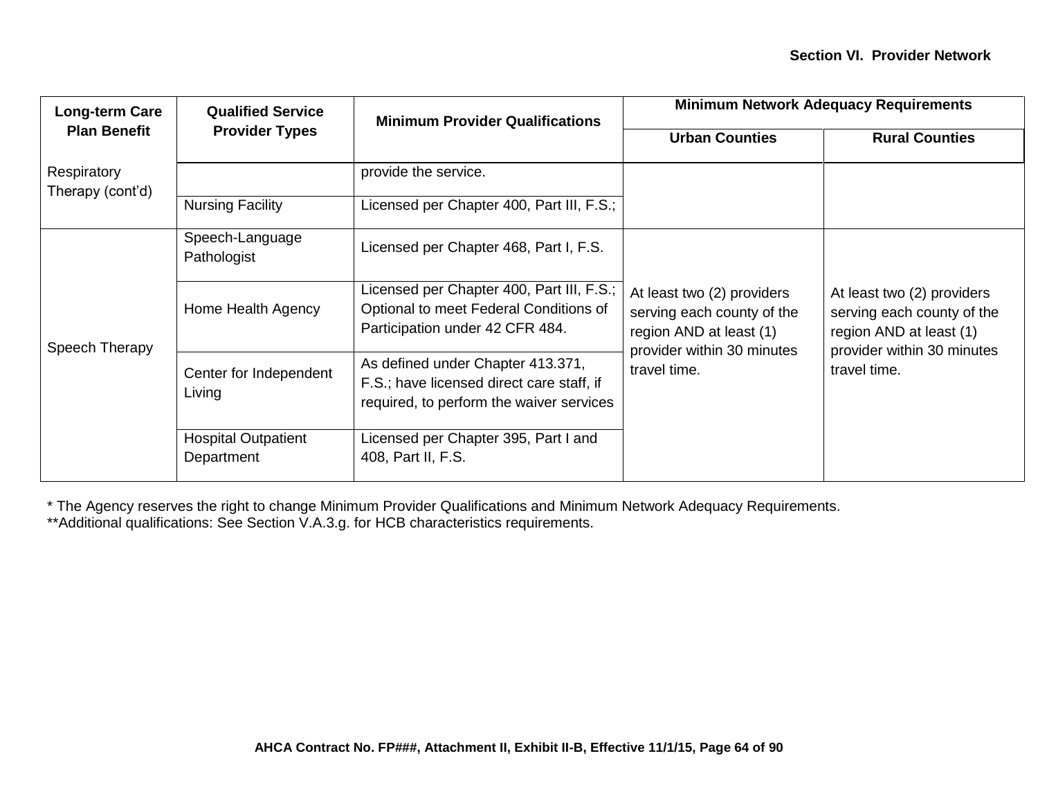| Long-term Care Plan Benefit | Qualified Service Provider Types | Minimum Provider Qualifications | Minimum Network Adequacy Requirements | |
|---|---|---|---|---|
| | | | Urban Counties | Rural Counties |
| Respiratory Therapy (cont'd) | | provide the service. | | |
| | Nursing Facility | Licensed per Chapter 400, Part III, F.S.; | | |
| Speech Therapy | Speech-Language Pathologist | Licensed per Chapter 468, Part I, F.S. | At least two (2) providers serving each county of the region AND at least (1) provider within 30 minutes travel time. | At least two (2) providers serving each county of the region AND at least (1) provider within 30 minutes travel time. |
| | Home Health Agency | Licensed per Chapter 400, Part III, F.S.; Optional to meet Federal Conditions of Participation under 42 CFR 484. | | |
| | Center for Independent Living | As defined under Chapter 413.371, F.S.; have licensed direct care staff, if required, to perform the waiver services | | |
| | Hospital Outpatient Department | Licensed per Chapter 395, Part I and 408, Part II, F.S. | | |

* The Agency reserves the right to change Minimum Provider Qualifications and Minimum Network Adequacy Requirements.
**Additional qualifications: See Section V.A.3.g. for HCB characteristics requirements.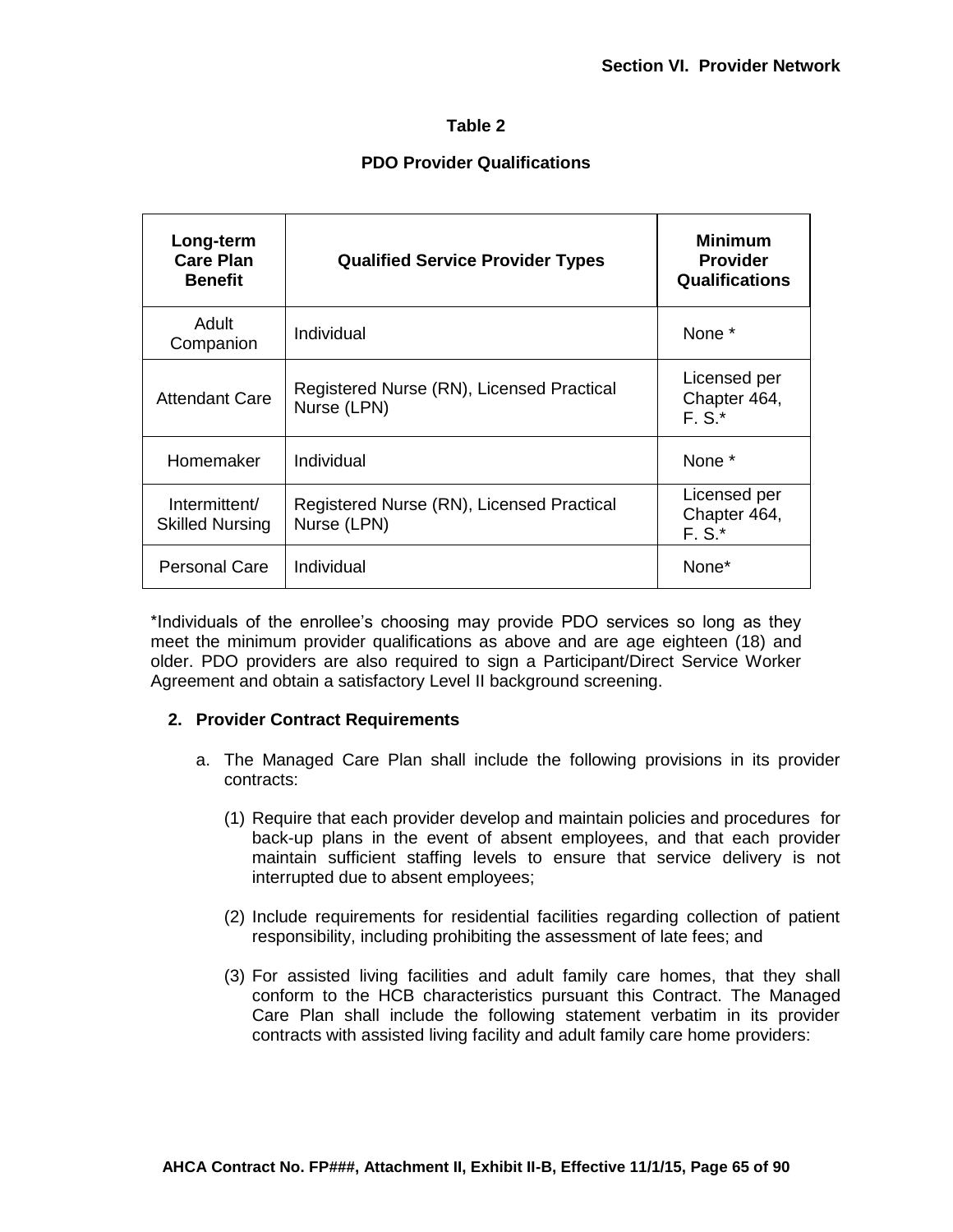**Table 2**

**PDO Provider Qualifications**

| Long-term Care Plan Benefit | Qualified Service Provider Types | Minimum Provider Qualifications |
|---|---|---|
| Adult Companion | Individual | None * |
| Attendant Care | Registered Nurse (RN), Licensed Practical Nurse (LPN) | Licensed per Chapter 464, F. S.* |
| Homemaker | Individual | None * |
| Intermittent/ Skilled Nursing | Registered Nurse (RN), Licensed Practical Nurse (LPN) | Licensed per Chapter 464, F. S.* |
| Personal Care | Individual | None* |

*Individuals of the enrollee's choosing may provide PDO services so long as they meet the minimum provider qualifications as above and are age eighteen (18) and older. PDO providers are also required to sign a Participant/Direct Service Worker Agreement and obtain a satisfactory Level II background screening.

**2. Provider Contract Requirements**

a. The Managed Care Plan shall include the following provisions in its provider contracts:

(1) Require that each provider develop and maintain policies and procedures for back-up plans in the event of absent employees, and that each provider maintain sufficient staffing levels to ensure that service delivery is not interrupted due to absent employees;

(2) Include requirements for residential facilities regarding collection of patient responsibility, including prohibiting the assessment of late fees; and

(3) For assisted living facilities and adult family care homes, that they shall conform to the HCB characteristics pursuant this Contract. The Managed Care Plan shall include the following statement verbatim in its provider contracts with assisted living facility and adult family care home providers: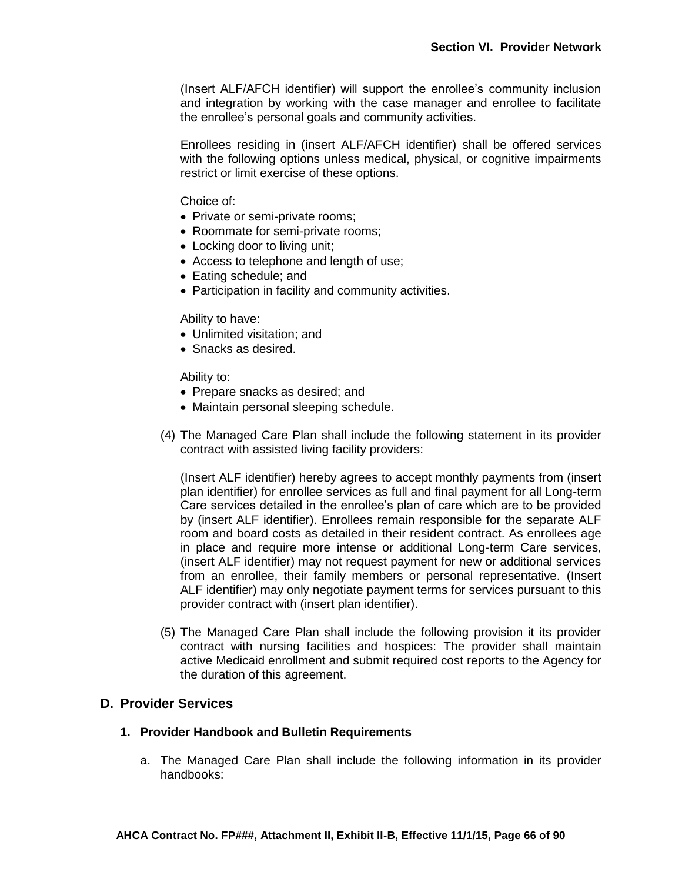(Insert ALF/AFCH identifier) will support the enrollee's community inclusion and integration by working with the case manager and enrollee to facilitate the enrollee's personal goals and community activities.

Enrollees residing in (insert ALF/AFCH identifier) shall be offered services with the following options unless medical, physical, or cognitive impairments restrict or limit exercise of these options.

Choice of:

- Private or semi-private rooms;
- Roommate for semi-private rooms;
- Locking door to living unit;
- Access to telephone and length of use;
- Eating schedule; and
- Participation in facility and community activities.

Ability to have:

- Unlimited visitation; and
- Snacks as desired.

Ability to:

- Prepare snacks as desired; and
- Maintain personal sleeping schedule.

(4) The Managed Care Plan shall include the following statement in its provider contract with assisted living facility providers:

(Insert ALF identifier) hereby agrees to accept monthly payments from (insert plan identifier) for enrollee services as full and final payment for all Long-term Care services detailed in the enrollee's plan of care which are to be provided by (insert ALF identifier). Enrollees remain responsible for the separate ALF room and board costs as detailed in their resident contract. As enrollees age in place and require more intense or additional Long-term Care services, (insert ALF identifier) may not request payment for new or additional services from an enrollee, their family members or personal representative. (Insert ALF identifier) may only negotiate payment terms for services pursuant to this provider contract with (insert plan identifier).

(5) The Managed Care Plan shall include the following provision it its provider contract with nursing facilities and hospices: The provider shall maintain active Medicaid enrollment and submit required cost reports to the Agency for the duration of this agreement.

## D. Provider Services

### 1. Provider Handbook and Bulletin Requirements

a. The Managed Care Plan shall include the following information in its provider handbooks: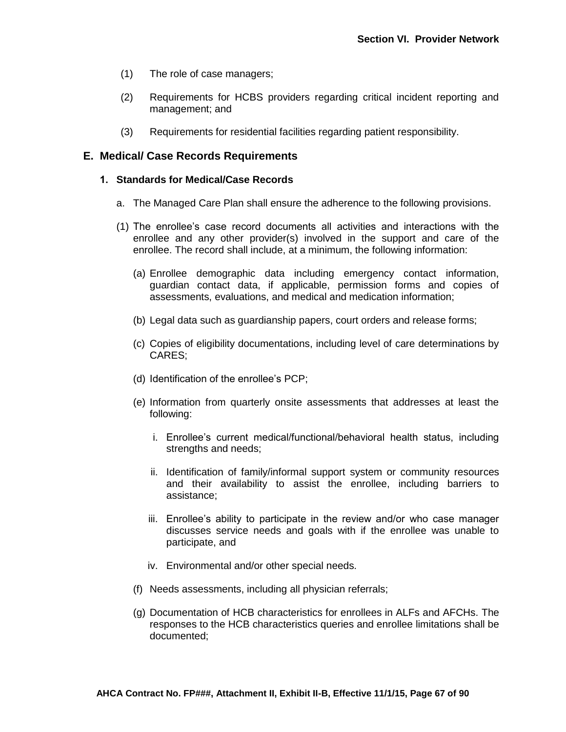(1) The role of case managers;

(2) Requirements for HCBS providers regarding critical incident reporting and management; and

(3) Requirements for residential facilities regarding patient responsibility.

## E. Medical/ Case Records Requirements

### 1. Standards for Medical/Case Records

a. The Managed Care Plan shall ensure the adherence to the following provisions.

(1) The enrollee's case record documents all activities and interactions with the enrollee and any other provider(s) involved in the support and care of the enrollee. The record shall include, at a minimum, the following information:

(a) Enrollee demographic data including emergency contact information, guardian contact data, if applicable, permission forms and copies of assessments, evaluations, and medical and medication information;

(b) Legal data such as guardianship papers, court orders and release forms;

(c) Copies of eligibility documentations, including level of care determinations by CARES;

(d) Identification of the enrollee's PCP;

(e) Information from quarterly onsite assessments that addresses at least the following:

i. Enrollee's current medical/functional/behavioral health status, including strengths and needs;

ii. Identification of family/informal support system or community resources and their availability to assist the enrollee, including barriers to assistance;

iii. Enrollee's ability to participate in the review and/or who case manager discusses service needs and goals with if the enrollee was unable to participate, and

iv. Environmental and/or other special needs.

(f) Needs assessments, including all physician referrals;

(g) Documentation of HCB characteristics for enrollees in ALFs and AFCHs. The responses to the HCB characteristics queries and enrollee limitations shall be documented;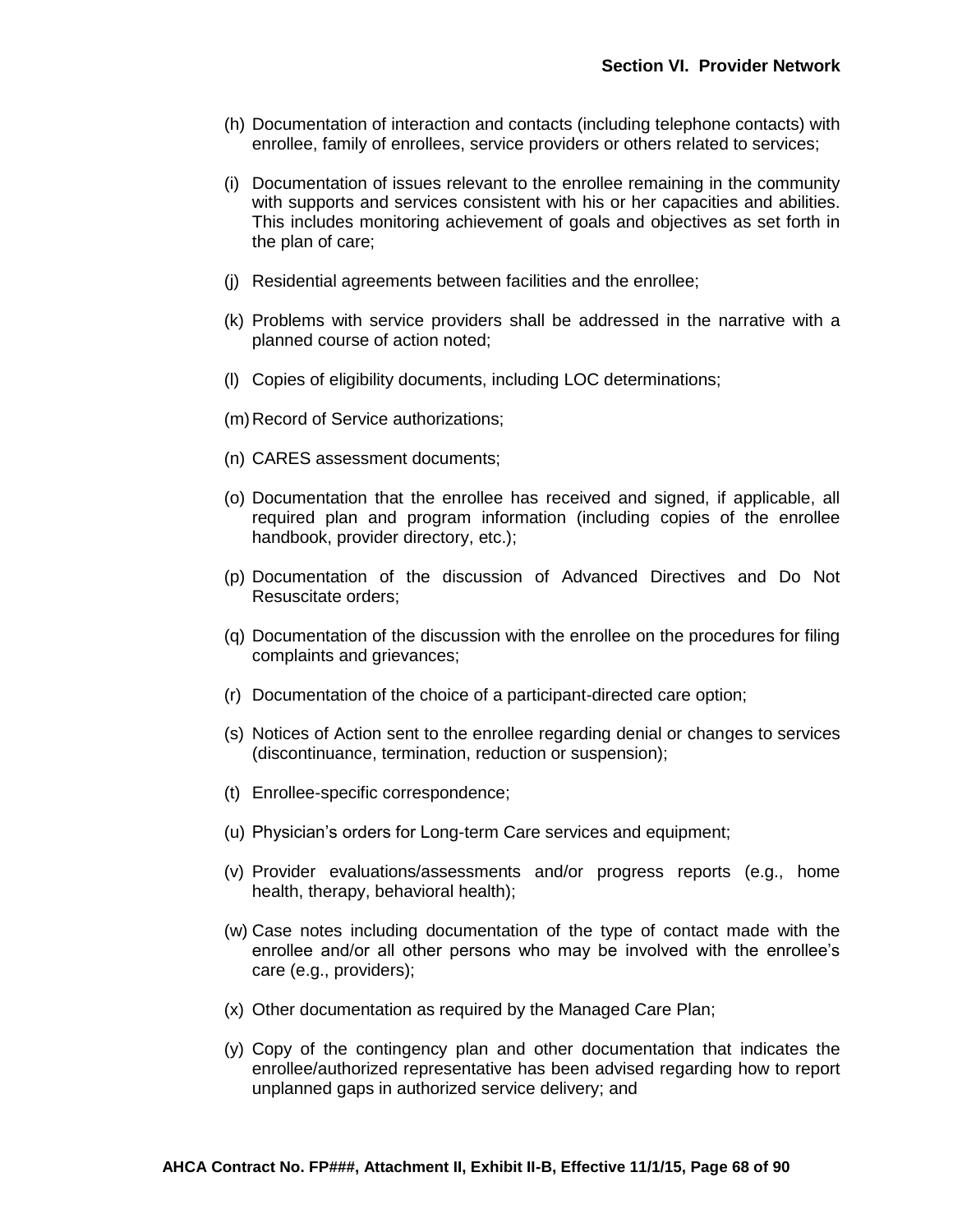(h) Documentation of interaction and contacts (including telephone contacts) with enrollee, family of enrollees, service providers or others related to services;

(i) Documentation of issues relevant to the enrollee remaining in the community with supports and services consistent with his or her capacities and abilities. This includes monitoring achievement of goals and objectives as set forth in the plan of care;

(j) Residential agreements between facilities and the enrollee;

(k) Problems with service providers shall be addressed in the narrative with a planned course of action noted;

(l) Copies of eligibility documents, including LOC determinations;

(m) Record of Service authorizations;

(n) CARES assessment documents;

(o) Documentation that the enrollee has received and signed, if applicable, all required plan and program information (including copies of the enrollee handbook, provider directory, etc.);

(p) Documentation of the discussion of Advanced Directives and Do Not Resuscitate orders;

(q) Documentation of the discussion with the enrollee on the procedures for filing complaints and grievances;

(r) Documentation of the choice of a participant-directed care option;

(s) Notices of Action sent to the enrollee regarding denial or changes to services (discontinuance, termination, reduction or suspension);

(t) Enrollee-specific correspondence;

(u) Physician's orders for Long-term Care services and equipment;

(v) Provider evaluations/assessments and/or progress reports (e.g., home health, therapy, behavioral health);

(w) Case notes including documentation of the type of contact made with the enrollee and/or all other persons who may be involved with the enrollee's care (e.g., providers);

(x) Other documentation as required by the Managed Care Plan;

(y) Copy of the contingency plan and other documentation that indicates the enrollee/authorized representative has been advised regarding how to report unplanned gaps in authorized service delivery; and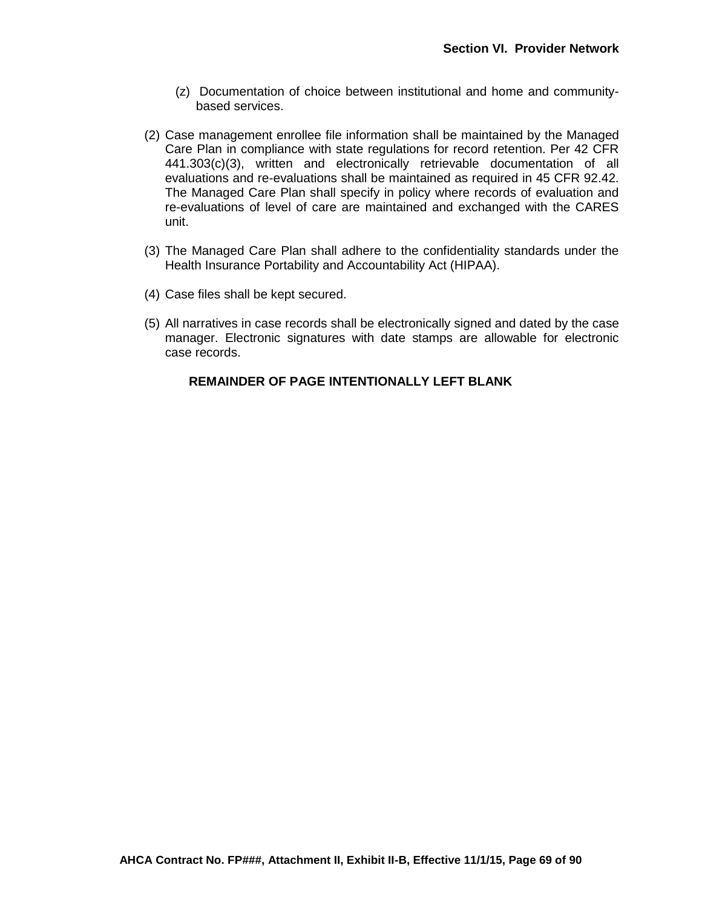(z) Documentation of choice between institutional and home and community-based services.

(2) Case management enrollee file information shall be maintained by the Managed Care Plan in compliance with state regulations for record retention. Per 42 CFR 441.303(c)(3), written and electronically retrievable documentation of all evaluations and re-evaluations shall be maintained as required in 45 CFR 92.42. The Managed Care Plan shall specify in policy where records of evaluation and re-evaluations of level of care are maintained and exchanged with the CARES unit.

(3) The Managed Care Plan shall adhere to the confidentiality standards under the Health Insurance Portability and Accountability Act (HIPAA).

(4) Case files shall be kept secured.

(5) All narratives in case records shall be electronically signed and dated by the case manager. Electronic signatures with date stamps are allowable for electronic case records.

**REMAINDER OF PAGE INTENTIONALLY LEFT BLANK**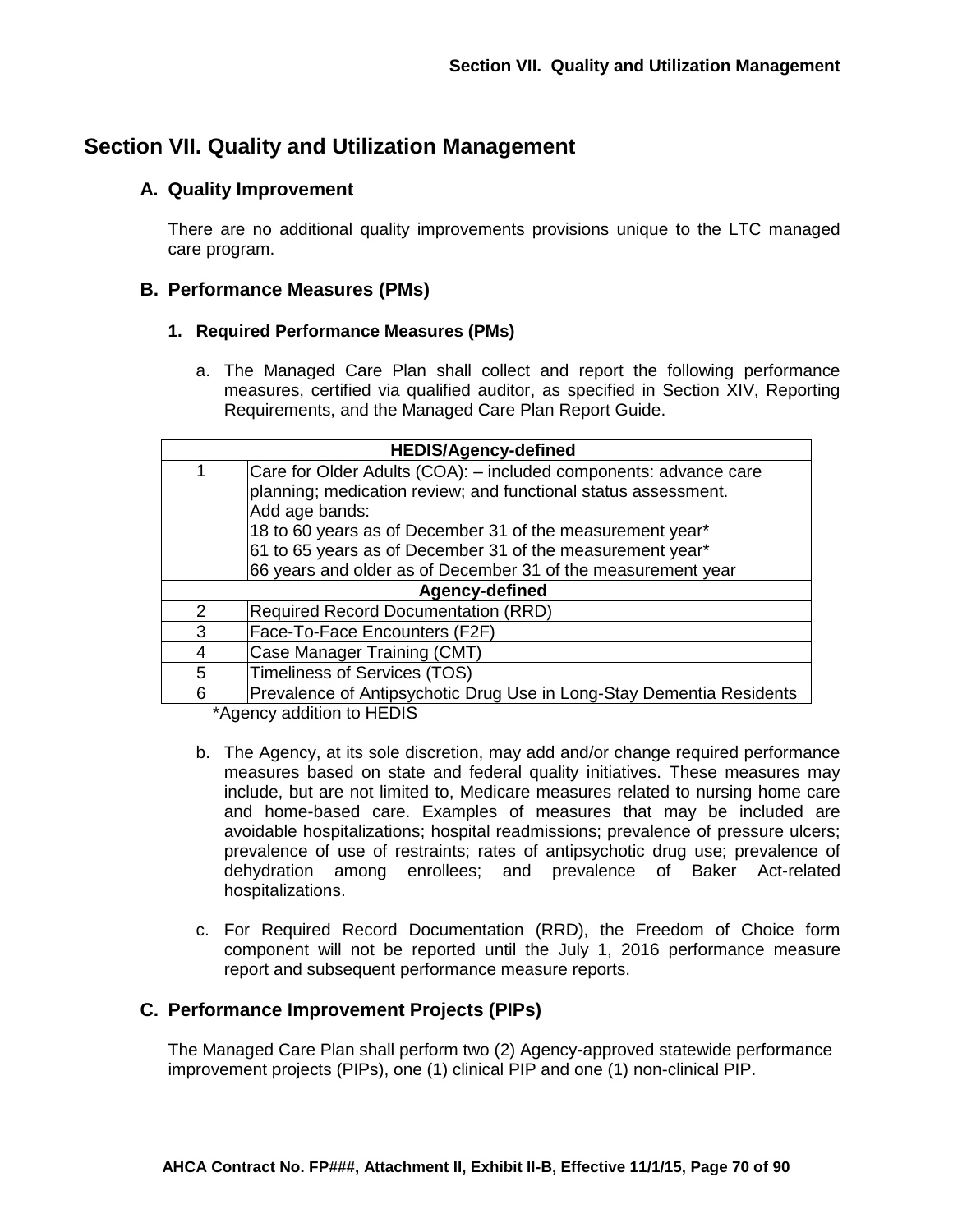# Section VII. Quality and Utilization Management

## A. Quality Improvement

There are no additional quality improvements provisions unique to the LTC managed care program.

## B. Performance Measures (PMs)

### 1. Required Performance Measures (PMs)

a. The Managed Care Plan shall collect and report the following performance measures, certified via qualified auditor, as specified in Section XIV, Reporting Requirements, and the Managed Care Plan Report Guide.

| HEDIS/Agency-defined | |
|---|---|
| 1 | Care for Older Adults (COA): – included components: advance care planning; medication review; and functional status assessment.<br>Add age bands:<br>18 to 60 years as of December 31 of the measurement year*<br>61 to 65 years as of December 31 of the measurement year*<br>66 years and older as of December 31 of the measurement year |
| **Agency-defined** | |
| 2 | Required Record Documentation (RRD) |
| 3 | Face-To-Face Encounters (F2F) |
| 4 | Case Manager Training (CMT) |
| 5 | Timeliness of Services (TOS) |
| 6 | Prevalence of Antipsychotic Drug Use in Long-Stay Dementia Residents |

*Agency addition to HEDIS

b. The Agency, at its sole discretion, may add and/or change required performance measures based on state and federal quality initiatives. These measures may include, but are not limited to, Medicare measures related to nursing home care and home-based care. Examples of measures that may be included are avoidable hospitalizations; hospital readmissions; prevalence of pressure ulcers; prevalence of use of restraints; rates of antipsychotic drug use; prevalence of dehydration among enrollees; and prevalence of Baker Act-related hospitalizations.

c. For Required Record Documentation (RRD), the Freedom of Choice form component will not be reported until the July 1, 2016 performance measure report and subsequent performance measure reports.

## C. Performance Improvement Projects (PIPs)

The Managed Care Plan shall perform two (2) Agency-approved statewide performance improvement projects (PIPs), one (1) clinical PIP and one (1) non-clinical PIP.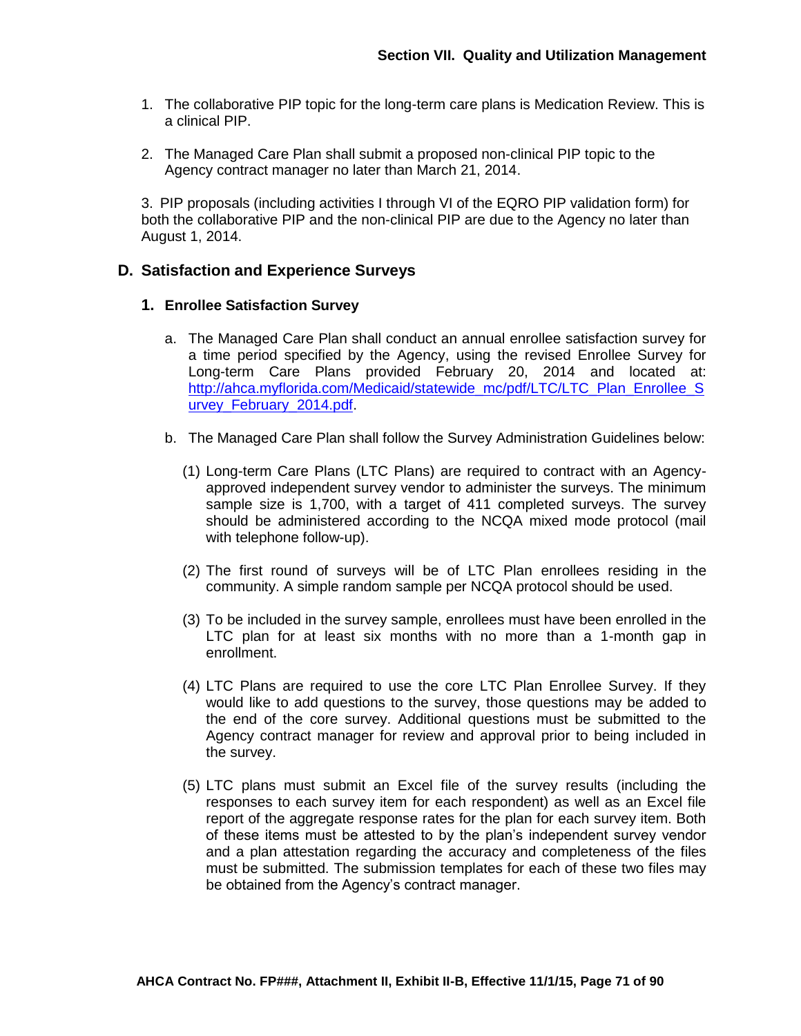1. The collaborative PIP topic for the long-term care plans is Medication Review. This is a clinical PIP.

2. The Managed Care Plan shall submit a proposed non-clinical PIP topic to the Agency contract manager no later than March 21, 2014.

3. PIP proposals (including activities I through VI of the EQRO PIP validation form) for both the collaborative PIP and the non-clinical PIP are due to the Agency no later than August 1, 2014.

## D. Satisfaction and Experience Surveys

### 1. Enrollee Satisfaction Survey

a. The Managed Care Plan shall conduct an annual enrollee satisfaction survey for a time period specified by the Agency, using the revised Enrollee Survey for Long-term Care Plans provided February 20, 2014 and located at: http://ahca.myflorida.com/Medicaid/statewide_mc/pdf/LTC/LTC_Plan_Enrollee_Survey_February_2014.pdf.

b. The Managed Care Plan shall follow the Survey Administration Guidelines below:

(1) Long-term Care Plans (LTC Plans) are required to contract with an Agency-approved independent survey vendor to administer the surveys. The minimum sample size is 1,700, with a target of 411 completed surveys. The survey should be administered according to the NCQA mixed mode protocol (mail with telephone follow-up).

(2) The first round of surveys will be of LTC Plan enrollees residing in the community. A simple random sample per NCQA protocol should be used.

(3) To be included in the survey sample, enrollees must have been enrolled in the LTC plan for at least six months with no more than a 1-month gap in enrollment.

(4) LTC Plans are required to use the core LTC Plan Enrollee Survey. If they would like to add questions to the survey, those questions may be added to the end of the core survey. Additional questions must be submitted to the Agency contract manager for review and approval prior to being included in the survey.

(5) LTC plans must submit an Excel file of the survey results (including the responses to each survey item for each respondent) as well as an Excel file report of the aggregate response rates for the plan for each survey item. Both of these items must be attested to by the plan's independent survey vendor and a plan attestation regarding the accuracy and completeness of the files must be submitted. The submission templates for each of these two files may be obtained from the Agency's contract manager.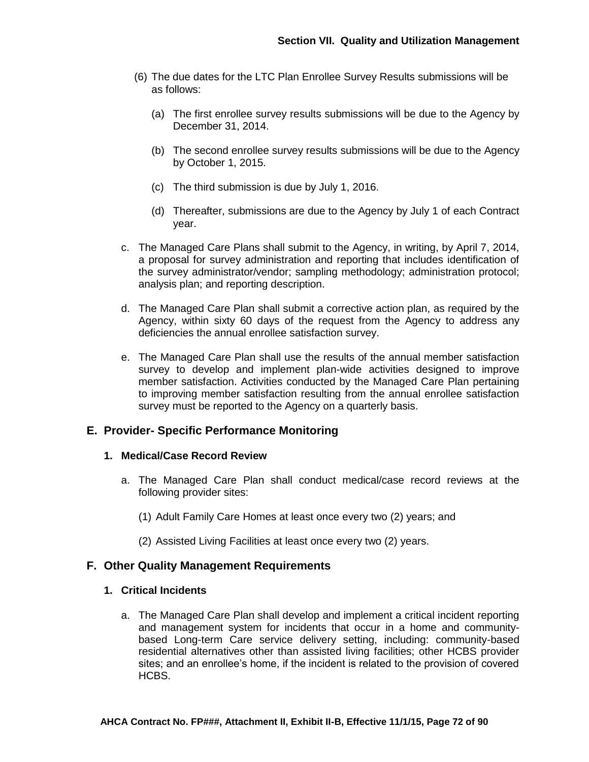(6) The due dates for the LTC Plan Enrollee Survey Results submissions will be as follows:

   (a) The first enrollee survey results submissions will be due to the Agency by December 31, 2014.

   (b) The second enrollee survey results submissions will be due to the Agency by October 1, 2015.

   (c) The third submission is due by July 1, 2016.

   (d) Thereafter, submissions are due to the Agency by July 1 of each Contract year.

c. The Managed Care Plans shall submit to the Agency, in writing, by April 7, 2014, a proposal for survey administration and reporting that includes identification of the survey administrator/vendor; sampling methodology; administration protocol; analysis plan; and reporting description.

d. The Managed Care Plan shall submit a corrective action plan, as required by the Agency, within sixty 60 days of the request from the Agency to address any deficiencies the annual enrollee satisfaction survey.

e. The Managed Care Plan shall use the results of the annual member satisfaction survey to develop and implement plan-wide activities designed to improve member satisfaction. Activities conducted by the Managed Care Plan pertaining to improving member satisfaction resulting from the annual enrollee satisfaction survey must be reported to the Agency on a quarterly basis.

## E. Provider- Specific Performance Monitoring

### 1. Medical/Case Record Review

a. The Managed Care Plan shall conduct medical/case record reviews at the following provider sites:

   (1) Adult Family Care Homes at least once every two (2) years; and

   (2) Assisted Living Facilities at least once every two (2) years.

## F. Other Quality Management Requirements

### 1. Critical Incidents

a. The Managed Care Plan shall develop and implement a critical incident reporting and management system for incidents that occur in a home and community-based Long-term Care service delivery setting, including: community-based residential alternatives other than assisted living facilities; other HCBS provider sites; and an enrollee's home, if the incident is related to the provision of covered HCBS.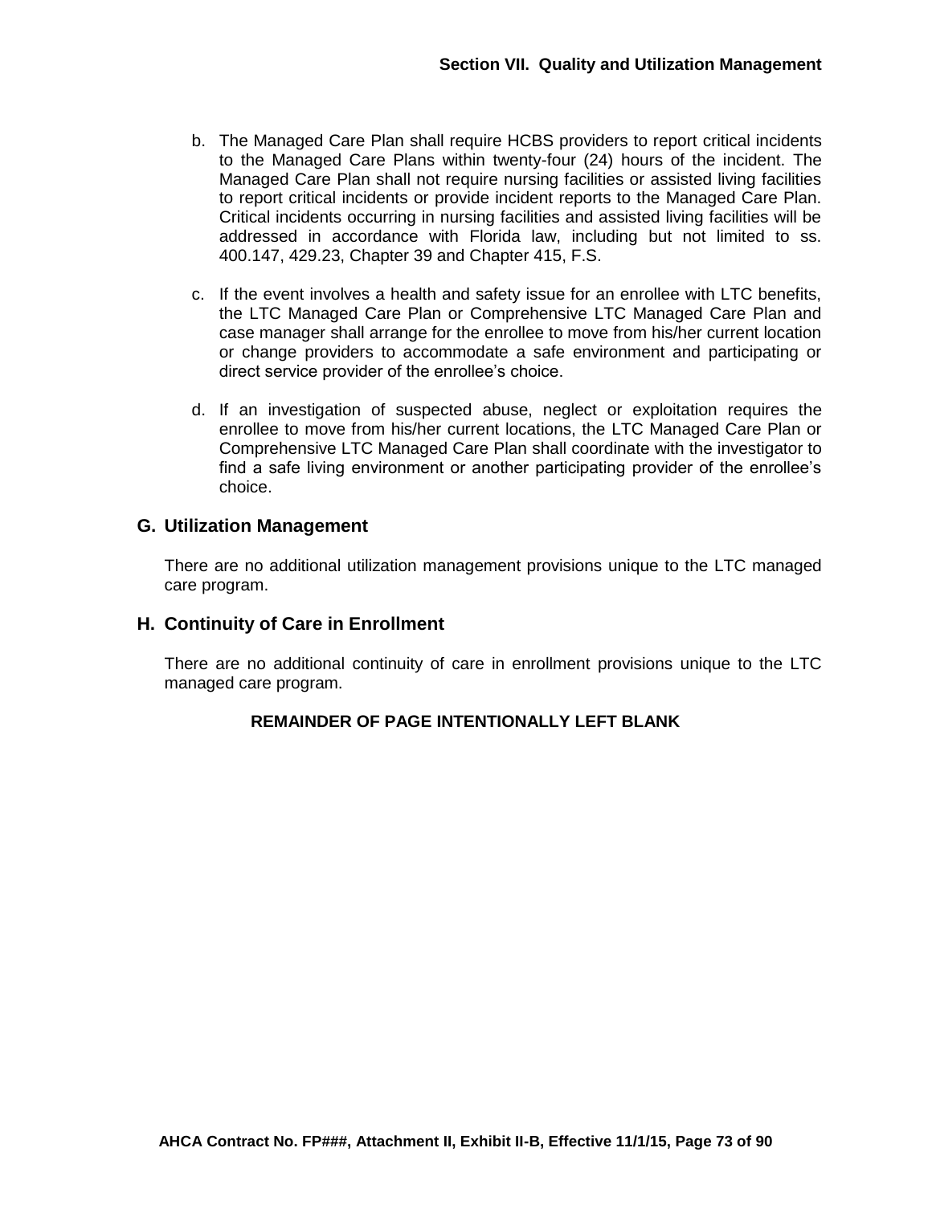b. The Managed Care Plan shall require HCBS providers to report critical incidents to the Managed Care Plans within twenty-four (24) hours of the incident. The Managed Care Plan shall not require nursing facilities or assisted living facilities to report critical incidents or provide incident reports to the Managed Care Plan. Critical incidents occurring in nursing facilities and assisted living facilities will be addressed in accordance with Florida law, including but not limited to ss. 400.147, 429.23, Chapter 39 and Chapter 415, F.S.

c. If the event involves a health and safety issue for an enrollee with LTC benefits, the LTC Managed Care Plan or Comprehensive LTC Managed Care Plan and case manager shall arrange for the enrollee to move from his/her current location or change providers to accommodate a safe environment and participating or direct service provider of the enrollee's choice.

d. If an investigation of suspected abuse, neglect or exploitation requires the enrollee to move from his/her current locations, the LTC Managed Care Plan or Comprehensive LTC Managed Care Plan shall coordinate with the investigator to find a safe living environment or another participating provider of the enrollee's choice.

## G. Utilization Management

There are no additional utilization management provisions unique to the LTC managed care program.

## H. Continuity of Care in Enrollment

There are no additional continuity of care in enrollment provisions unique to the LTC managed care program.

**REMAINDER OF PAGE INTENTIONALLY LEFT BLANK**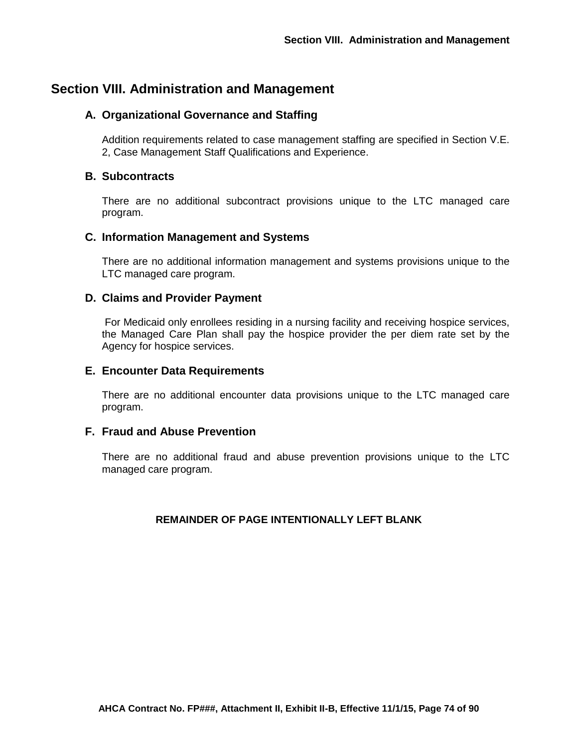# Section VIII. Administration and Management

## A. Organizational Governance and Staffing

Addition requirements related to case management staffing are specified in Section V.E. 2, Case Management Staff Qualifications and Experience.

## B. Subcontracts

There are no additional subcontract provisions unique to the LTC managed care program.

## C. Information Management and Systems

There are no additional information management and systems provisions unique to the LTC managed care program.

## D. Claims and Provider Payment

For Medicaid only enrollees residing in a nursing facility and receiving hospice services, the Managed Care Plan shall pay the hospice provider the per diem rate set by the Agency for hospice services.

## E. Encounter Data Requirements

There are no additional encounter data provisions unique to the LTC managed care program.

## F. Fraud and Abuse Prevention

There are no additional fraud and abuse prevention provisions unique to the LTC managed care program.

**REMAINDER OF PAGE INTENTIONALLY LEFT BLANK**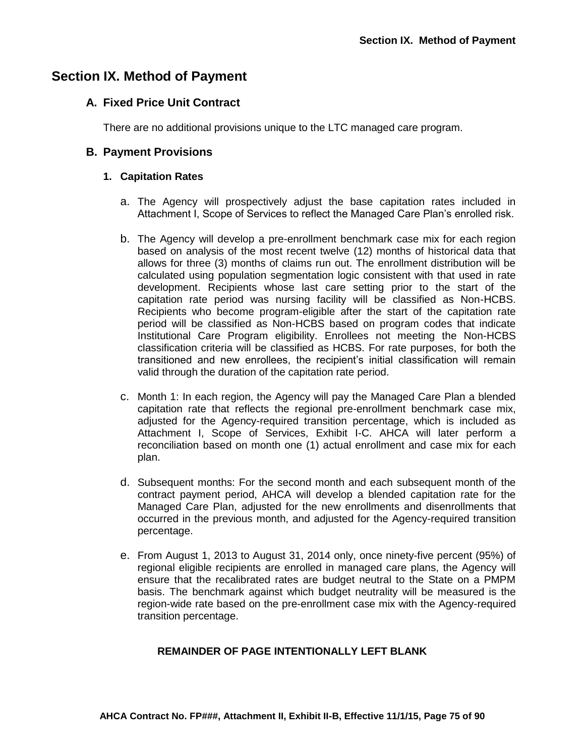# Section IX. Method of Payment

## A. Fixed Price Unit Contract

There are no additional provisions unique to the LTC managed care program.

## B. Payment Provisions

### 1. Capitation Rates

a. The Agency will prospectively adjust the base capitation rates included in Attachment I, Scope of Services to reflect the Managed Care Plan's enrolled risk.

b. The Agency will develop a pre-enrollment benchmark case mix for each region based on analysis of the most recent twelve (12) months of historical data that allows for three (3) months of claims run out. The enrollment distribution will be calculated using population segmentation logic consistent with that used in rate development. Recipients whose last care setting prior to the start of the capitation rate period was nursing facility will be classified as Non-HCBS. Recipients who become program-eligible after the start of the capitation rate period will be classified as Non-HCBS based on program codes that indicate Institutional Care Program eligibility. Enrollees not meeting the Non-HCBS classification criteria will be classified as HCBS. For rate purposes, for both the transitioned and new enrollees, the recipient's initial classification will remain valid through the duration of the capitation rate period.

c. Month 1: In each region, the Agency will pay the Managed Care Plan a blended capitation rate that reflects the regional pre-enrollment benchmark case mix, adjusted for the Agency-required transition percentage, which is included as Attachment I, Scope of Services, Exhibit I-C. AHCA will later perform a reconciliation based on month one (1) actual enrollment and case mix for each plan.

d. Subsequent months: For the second month and each subsequent month of the contract payment period, AHCA will develop a blended capitation rate for the Managed Care Plan, adjusted for the new enrollments and disenrollments that occurred in the previous month, and adjusted for the Agency-required transition percentage.

e. From August 1, 2013 to August 31, 2014 only, once ninety-five percent (95%) of regional eligible recipients are enrolled in managed care plans, the Agency will ensure that the recalibrated rates are budget neutral to the State on a PMPM basis. The benchmark against which budget neutrality will be measured is the region-wide rate based on the pre-enrollment case mix with the Agency-required transition percentage.

**REMAINDER OF PAGE INTENTIONALLY LEFT BLANK**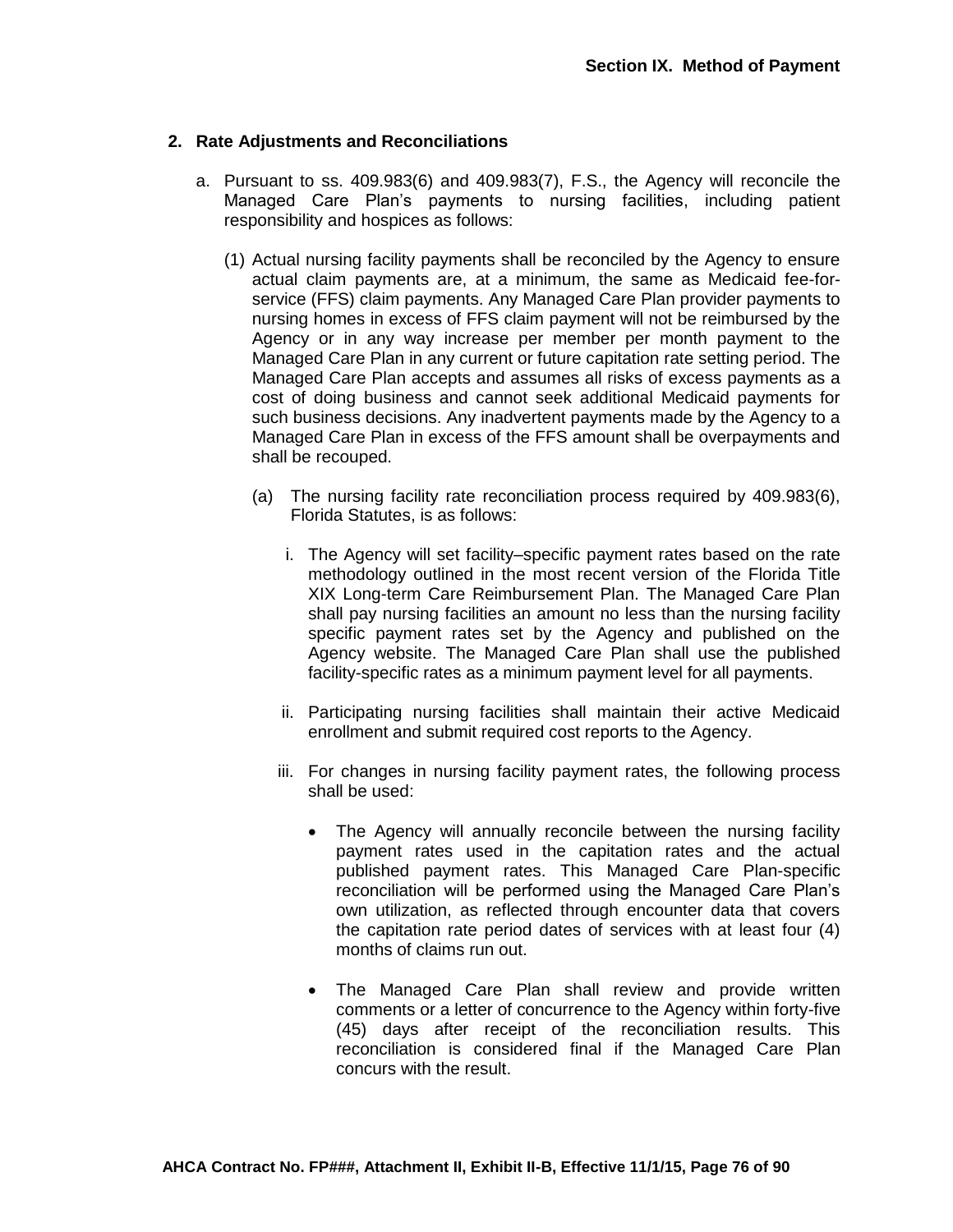## 2. Rate Adjustments and Reconciliations

a. Pursuant to ss. 409.983(6) and 409.983(7), F.S., the Agency will reconcile the Managed Care Plan's payments to nursing facilities, including patient responsibility and hospices as follows:

(1) Actual nursing facility payments shall be reconciled by the Agency to ensure actual claim payments are, at a minimum, the same as Medicaid fee-for-service (FFS) claim payments. Any Managed Care Plan provider payments to nursing homes in excess of FFS claim payment will not be reimbursed by the Agency or in any way increase per member per month payment to the Managed Care Plan in any current or future capitation rate setting period. The Managed Care Plan accepts and assumes all risks of excess payments as a cost of doing business and cannot seek additional Medicaid payments for such business decisions. Any inadvertent payments made by the Agency to a Managed Care Plan in excess of the FFS amount shall be overpayments and shall be recouped.

(a) The nursing facility rate reconciliation process required by 409.983(6), Florida Statutes, is as follows:

i. The Agency will set facility–specific payment rates based on the rate methodology outlined in the most recent version of the Florida Title XIX Long-term Care Reimbursement Plan. The Managed Care Plan shall pay nursing facilities an amount no less than the nursing facility specific payment rates set by the Agency and published on the Agency website. The Managed Care Plan shall use the published facility-specific rates as a minimum payment level for all payments.

ii. Participating nursing facilities shall maintain their active Medicaid enrollment and submit required cost reports to the Agency.

iii. For changes in nursing facility payment rates, the following process shall be used:

- The Agency will annually reconcile between the nursing facility payment rates used in the capitation rates and the actual published payment rates. This Managed Care Plan-specific reconciliation will be performed using the Managed Care Plan's own utilization, as reflected through encounter data that covers the capitation rate period dates of services with at least four (4) months of claims run out.
- The Managed Care Plan shall review and provide written comments or a letter of concurrence to the Agency within forty-five (45) days after receipt of the reconciliation results. This reconciliation is considered final if the Managed Care Plan concurs with the result.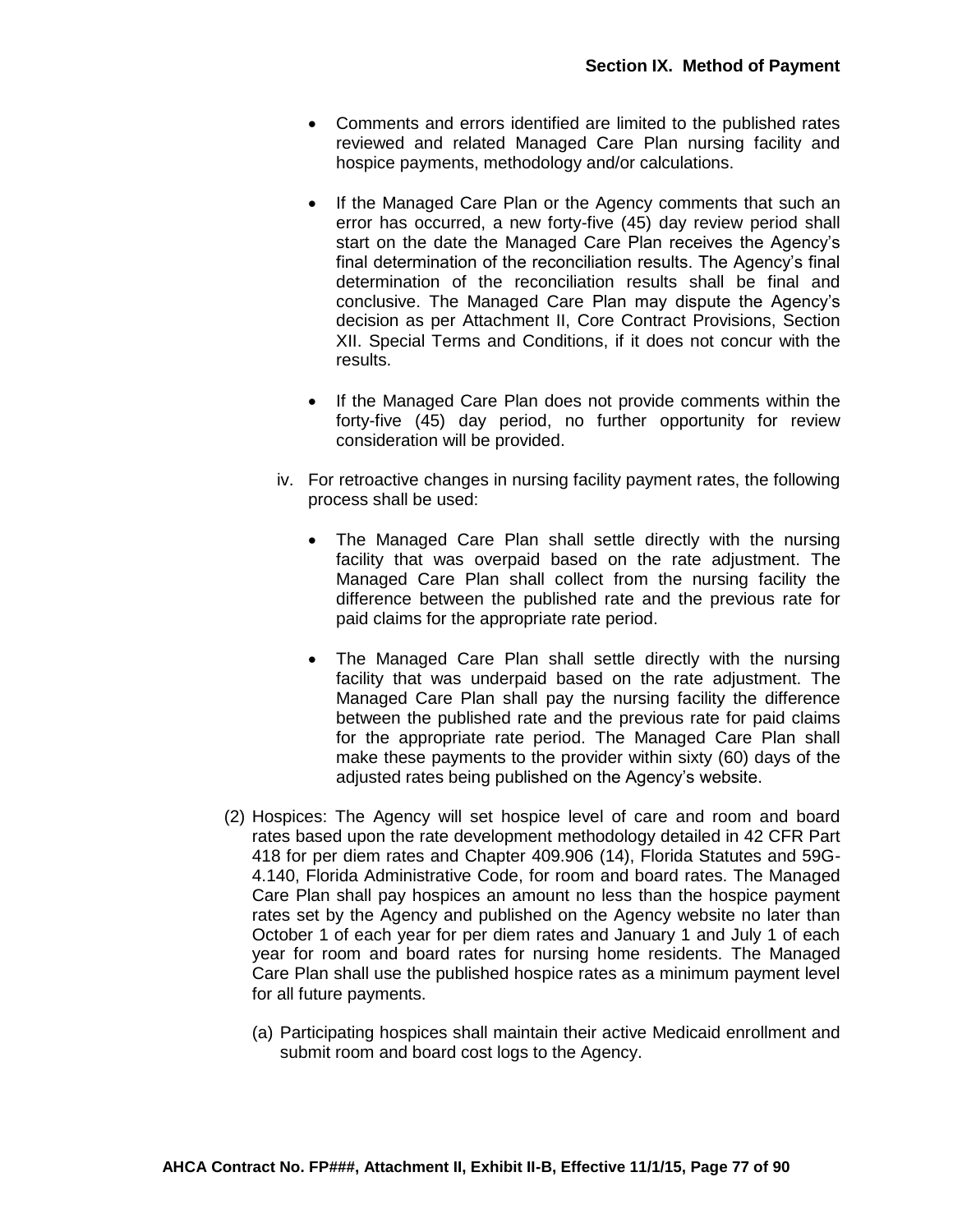- Comments and errors identified are limited to the published rates reviewed and related Managed Care Plan nursing facility and hospice payments, methodology and/or calculations.
- If the Managed Care Plan or the Agency comments that such an error has occurred, a new forty-five (45) day review period shall start on the date the Managed Care Plan receives the Agency's final determination of the reconciliation results. The Agency's final determination of the reconciliation results shall be final and conclusive. The Managed Care Plan may dispute the Agency's decision as per Attachment II, Core Contract Provisions, Section XII. Special Terms and Conditions, if it does not concur with the results.
- If the Managed Care Plan does not provide comments within the forty-five (45) day period, no further opportunity for review consideration will be provided.

iv. For retroactive changes in nursing facility payment rates, the following process shall be used:

- The Managed Care Plan shall settle directly with the nursing facility that was overpaid based on the rate adjustment. The Managed Care Plan shall collect from the nursing facility the difference between the published rate and the previous rate for paid claims for the appropriate rate period.
- The Managed Care Plan shall settle directly with the nursing facility that was underpaid based on the rate adjustment. The Managed Care Plan shall pay the nursing facility the difference between the published rate and the previous rate for paid claims for the appropriate rate period. The Managed Care Plan shall make these payments to the provider within sixty (60) days of the adjusted rates being published on the Agency's website.

(2) Hospices: The Agency will set hospice level of care and room and board rates based upon the rate development methodology detailed in 42 CFR Part 418 for per diem rates and Chapter 409.906 (14), Florida Statutes and 59G-4.140, Florida Administrative Code, for room and board rates. The Managed Care Plan shall pay hospices an amount no less than the hospice payment rates set by the Agency and published on the Agency website no later than October 1 of each year for per diem rates and January 1 and July 1 of each year for room and board rates for nursing home residents. The Managed Care Plan shall use the published hospice rates as a minimum payment level for all future payments.

(a) Participating hospices shall maintain their active Medicaid enrollment and submit room and board cost logs to the Agency.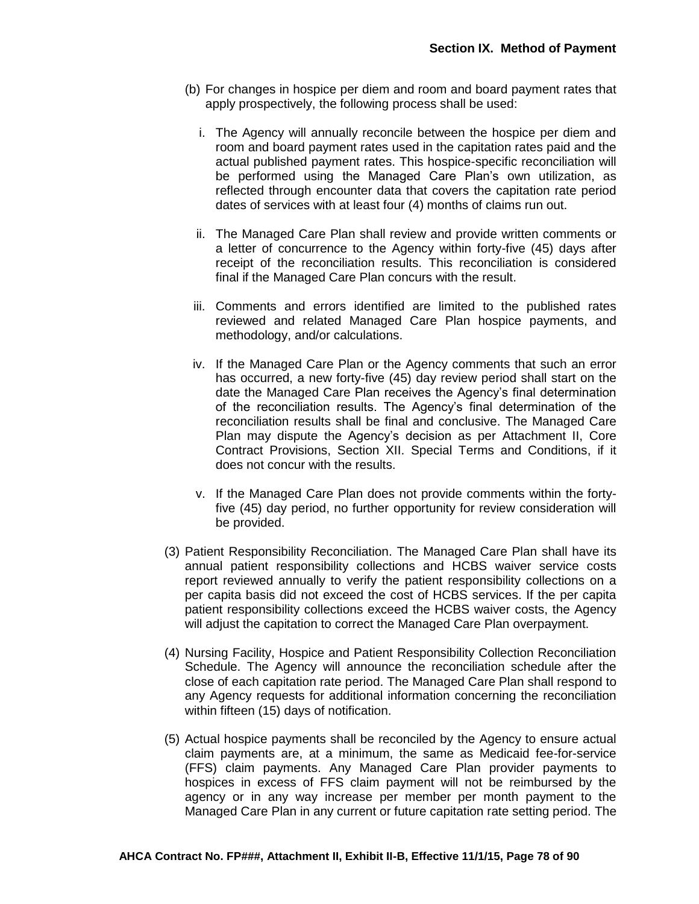(b) For changes in hospice per diem and room and board payment rates that apply prospectively, the following process shall be used:

i. The Agency will annually reconcile between the hospice per diem and room and board payment rates used in the capitation rates paid and the actual published payment rates. This hospice-specific reconciliation will be performed using the Managed Care Plan's own utilization, as reflected through encounter data that covers the capitation rate period dates of services with at least four (4) months of claims run out.

ii. The Managed Care Plan shall review and provide written comments or a letter of concurrence to the Agency within forty-five (45) days after receipt of the reconciliation results. This reconciliation is considered final if the Managed Care Plan concurs with the result.

iii. Comments and errors identified are limited to the published rates reviewed and related Managed Care Plan hospice payments, and methodology, and/or calculations.

iv. If the Managed Care Plan or the Agency comments that such an error has occurred, a new forty-five (45) day review period shall start on the date the Managed Care Plan receives the Agency's final determination of the reconciliation results. The Agency's final determination of the reconciliation results shall be final and conclusive. The Managed Care Plan may dispute the Agency's decision as per Attachment II, Core Contract Provisions, Section XII. Special Terms and Conditions, if it does not concur with the results.

v. If the Managed Care Plan does not provide comments within the forty-five (45) day period, no further opportunity for review consideration will be provided.

(3) Patient Responsibility Reconciliation. The Managed Care Plan shall have its annual patient responsibility collections and HCBS waiver service costs report reviewed annually to verify the patient responsibility collections on a per capita basis did not exceed the cost of HCBS services. If the per capita patient responsibility collections exceed the HCBS waiver costs, the Agency will adjust the capitation to correct the Managed Care Plan overpayment.

(4) Nursing Facility, Hospice and Patient Responsibility Collection Reconciliation Schedule. The Agency will announce the reconciliation schedule after the close of each capitation rate period. The Managed Care Plan shall respond to any Agency requests for additional information concerning the reconciliation within fifteen (15) days of notification.

(5) Actual hospice payments shall be reconciled by the Agency to ensure actual claim payments are, at a minimum, the same as Medicaid fee-for-service (FFS) claim payments. Any Managed Care Plan provider payments to hospices in excess of FFS claim payment will not be reimbursed by the agency or in any way increase per member per month payment to the Managed Care Plan in any current or future capitation rate setting period. The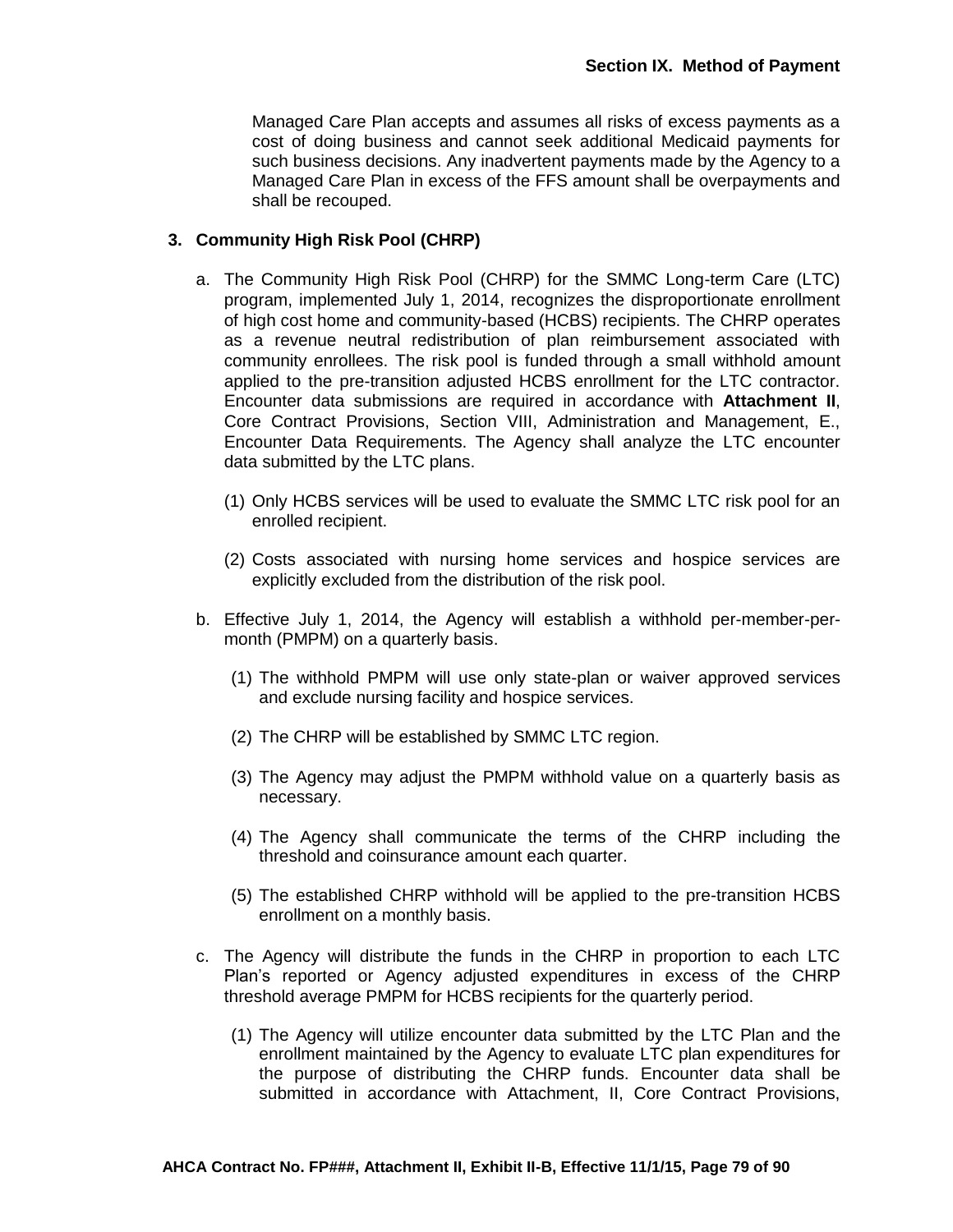Managed Care Plan accepts and assumes all risks of excess payments as a cost of doing business and cannot seek additional Medicaid payments for such business decisions. Any inadvertent payments made by the Agency to a Managed Care Plan in excess of the FFS amount shall be overpayments and shall be recouped.

### 3. Community High Risk Pool (CHRP)

a. The Community High Risk Pool (CHRP) for the SMMC Long-term Care (LTC) program, implemented July 1, 2014, recognizes the disproportionate enrollment of high cost home and community-based (HCBS) recipients. The CHRP operates as a revenue neutral redistribution of plan reimbursement associated with community enrollees. The risk pool is funded through a small withhold amount applied to the pre-transition adjusted HCBS enrollment for the LTC contractor. Encounter data submissions are required in accordance with **Attachment II**, Core Contract Provisions, Section VIII, Administration and Management, E., Encounter Data Requirements. The Agency shall analyze the LTC encounter data submitted by the LTC plans.

   (1) Only HCBS services will be used to evaluate the SMMC LTC risk pool for an enrolled recipient.

   (2) Costs associated with nursing home services and hospice services are explicitly excluded from the distribution of the risk pool.

b. Effective July 1, 2014, the Agency will establish a withhold per-member-per-month (PMPM) on a quarterly basis.

   (1) The withhold PMPM will use only state-plan or waiver approved services and exclude nursing facility and hospice services.

   (2) The CHRP will be established by SMMC LTC region.

   (3) The Agency may adjust the PMPM withhold value on a quarterly basis as necessary.

   (4) The Agency shall communicate the terms of the CHRP including the threshold and coinsurance amount each quarter.

   (5) The established CHRP withhold will be applied to the pre-transition HCBS enrollment on a monthly basis.

c. The Agency will distribute the funds in the CHRP in proportion to each LTC Plan's reported or Agency adjusted expenditures in excess of the CHRP threshold average PMPM for HCBS recipients for the quarterly period.

   (1) The Agency will utilize encounter data submitted by the LTC Plan and the enrollment maintained by the Agency to evaluate LTC plan expenditures for the purpose of distributing the CHRP funds. Encounter data shall be submitted in accordance with Attachment, II, Core Contract Provisions,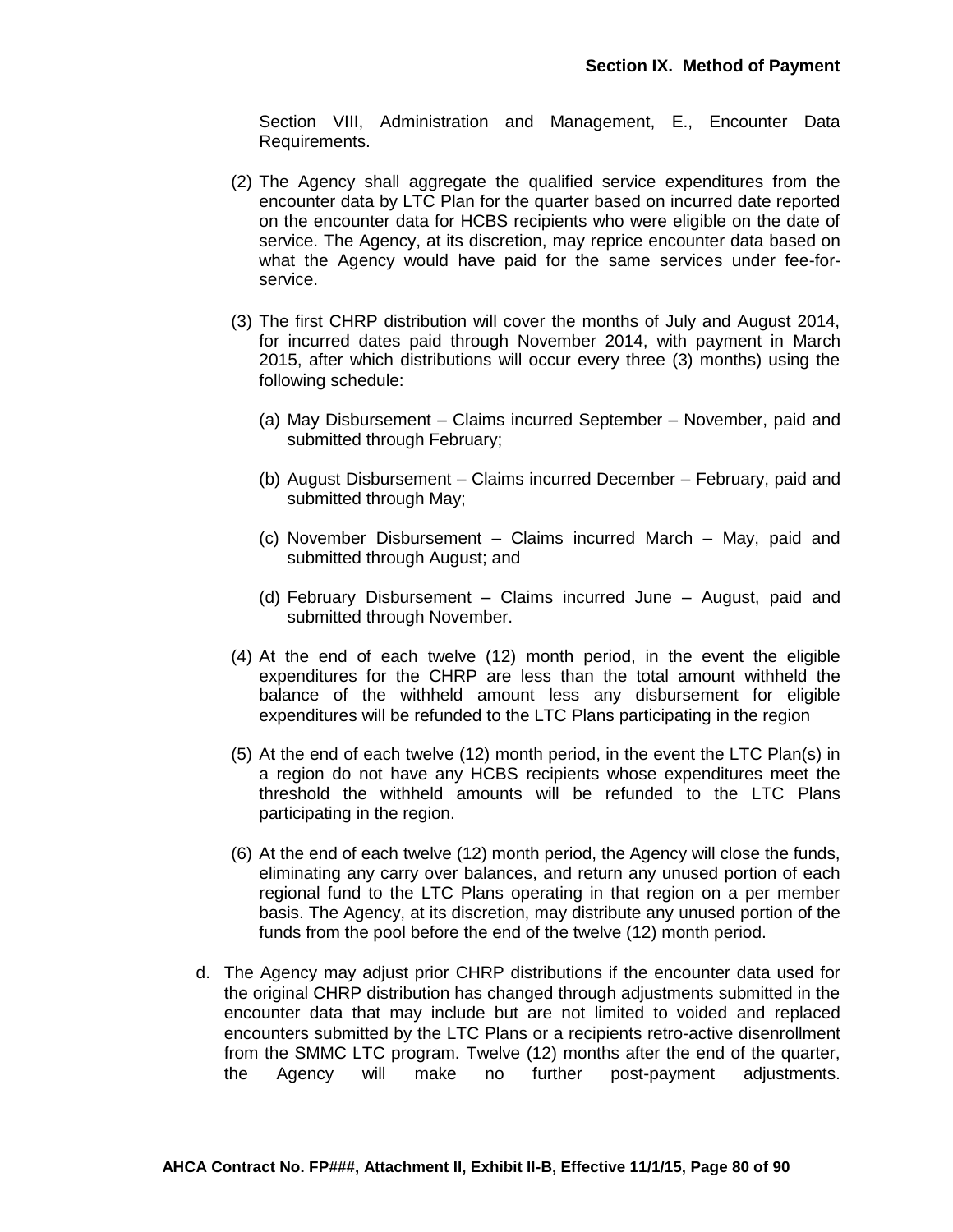Section VIII, Administration and Management, E., Encounter Data Requirements.

(2) The Agency shall aggregate the qualified service expenditures from the encounter data by LTC Plan for the quarter based on incurred date reported on the encounter data for HCBS recipients who were eligible on the date of service. The Agency, at its discretion, may reprice encounter data based on what the Agency would have paid for the same services under fee-for-service.

(3) The first CHRP distribution will cover the months of July and August 2014, for incurred dates paid through November 2014, with payment in March 2015, after which distributions will occur every three (3) months) using the following schedule:

   (a) May Disbursement – Claims incurred September – November, paid and submitted through February;

   (b) August Disbursement – Claims incurred December – February, paid and submitted through May;

   (c) November Disbursement – Claims incurred March – May, paid and submitted through August; and

   (d) February Disbursement – Claims incurred June – August, paid and submitted through November.

(4) At the end of each twelve (12) month period, in the event the eligible expenditures for the CHRP are less than the total amount withheld the balance of the withheld amount less any disbursement for eligible expenditures will be refunded to the LTC Plans participating in the region

(5) At the end of each twelve (12) month period, in the event the LTC Plan(s) in a region do not have any HCBS recipients whose expenditures meet the threshold the withheld amounts will be refunded to the LTC Plans participating in the region.

(6) At the end of each twelve (12) month period, the Agency will close the funds, eliminating any carry over balances, and return any unused portion of each regional fund to the LTC Plans operating in that region on a per member basis. The Agency, at its discretion, may distribute any unused portion of the funds from the pool before the end of the twelve (12) month period.

d. The Agency may adjust prior CHRP distributions if the encounter data used for the original CHRP distribution has changed through adjustments submitted in the encounter data that may include but are not limited to voided and replaced encounters submitted by the LTC Plans or a recipients retro-active disenrollment from the SMMC LTC program. Twelve (12) months after the end of the quarter, the Agency will make no further post-payment adjustments.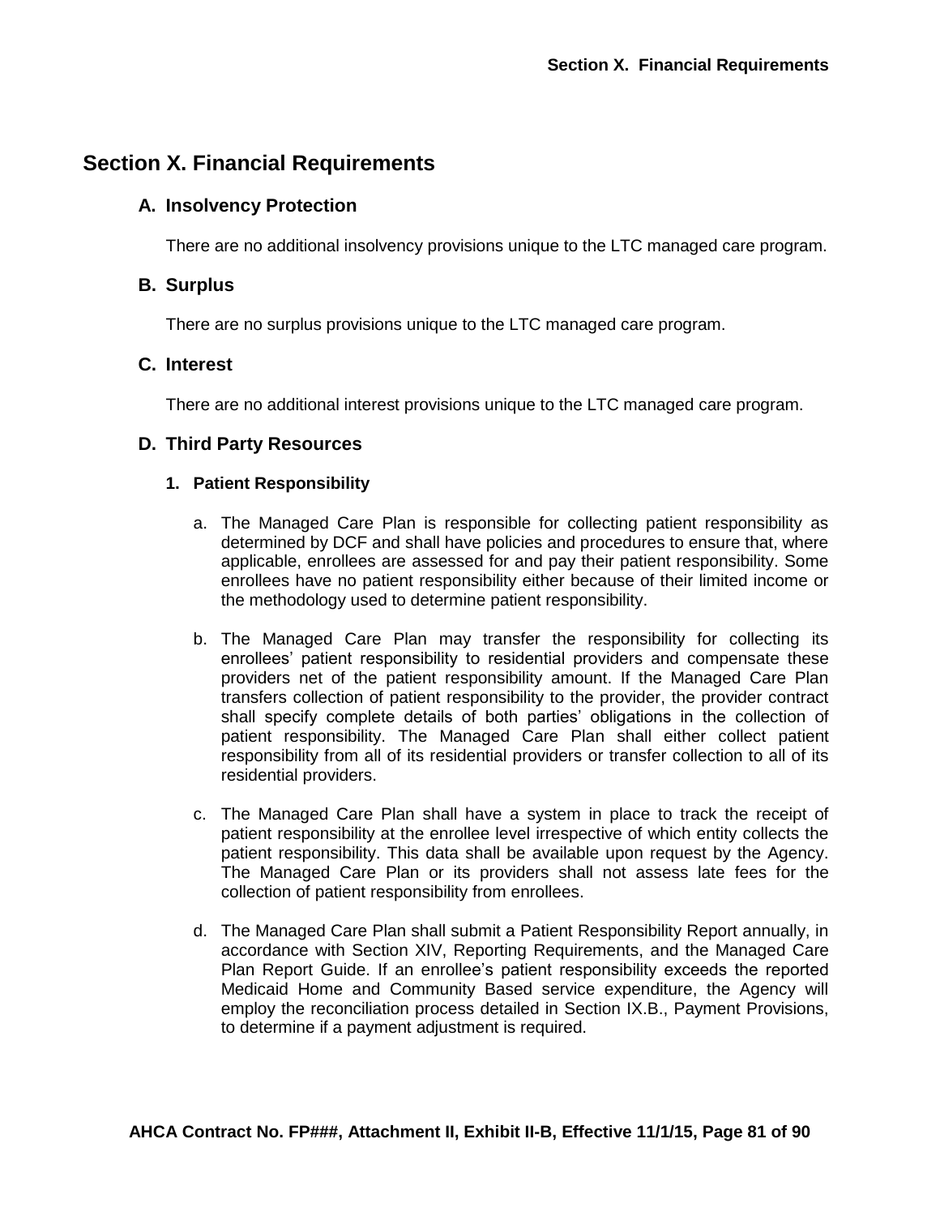# Section X. Financial Requirements

## A. Insolvency Protection

There are no additional insolvency provisions unique to the LTC managed care program.

## B. Surplus

There are no surplus provisions unique to the LTC managed care program.

## C. Interest

There are no additional interest provisions unique to the LTC managed care program.

## D. Third Party Resources

### 1. Patient Responsibility

a. The Managed Care Plan is responsible for collecting patient responsibility as determined by DCF and shall have policies and procedures to ensure that, where applicable, enrollees are assessed for and pay their patient responsibility. Some enrollees have no patient responsibility either because of their limited income or the methodology used to determine patient responsibility.

b. The Managed Care Plan may transfer the responsibility for collecting its enrollees' patient responsibility to residential providers and compensate these providers net of the patient responsibility amount. If the Managed Care Plan transfers collection of patient responsibility to the provider, the provider contract shall specify complete details of both parties' obligations in the collection of patient responsibility. The Managed Care Plan shall either collect patient responsibility from all of its residential providers or transfer collection to all of its residential providers.

c. The Managed Care Plan shall have a system in place to track the receipt of patient responsibility at the enrollee level irrespective of which entity collects the patient responsibility. This data shall be available upon request by the Agency. The Managed Care Plan or its providers shall not assess late fees for the collection of patient responsibility from enrollees.

d. The Managed Care Plan shall submit a Patient Responsibility Report annually, in accordance with Section XIV, Reporting Requirements, and the Managed Care Plan Report Guide. If an enrollee's patient responsibility exceeds the reported Medicaid Home and Community Based service expenditure, the Agency will employ the reconciliation process detailed in Section IX.B., Payment Provisions, to determine if a payment adjustment is required.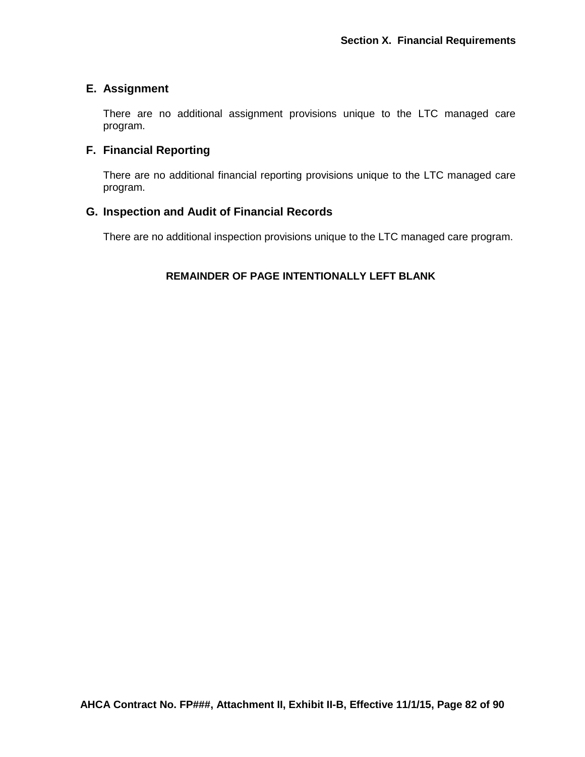## E. Assignment

There are no additional assignment provisions unique to the LTC managed care program.

## F. Financial Reporting

There are no additional financial reporting provisions unique to the LTC managed care program.

## G. Inspection and Audit of Financial Records

There are no additional inspection provisions unique to the LTC managed care program.

**REMAINDER OF PAGE INTENTIONALLY LEFT BLANK**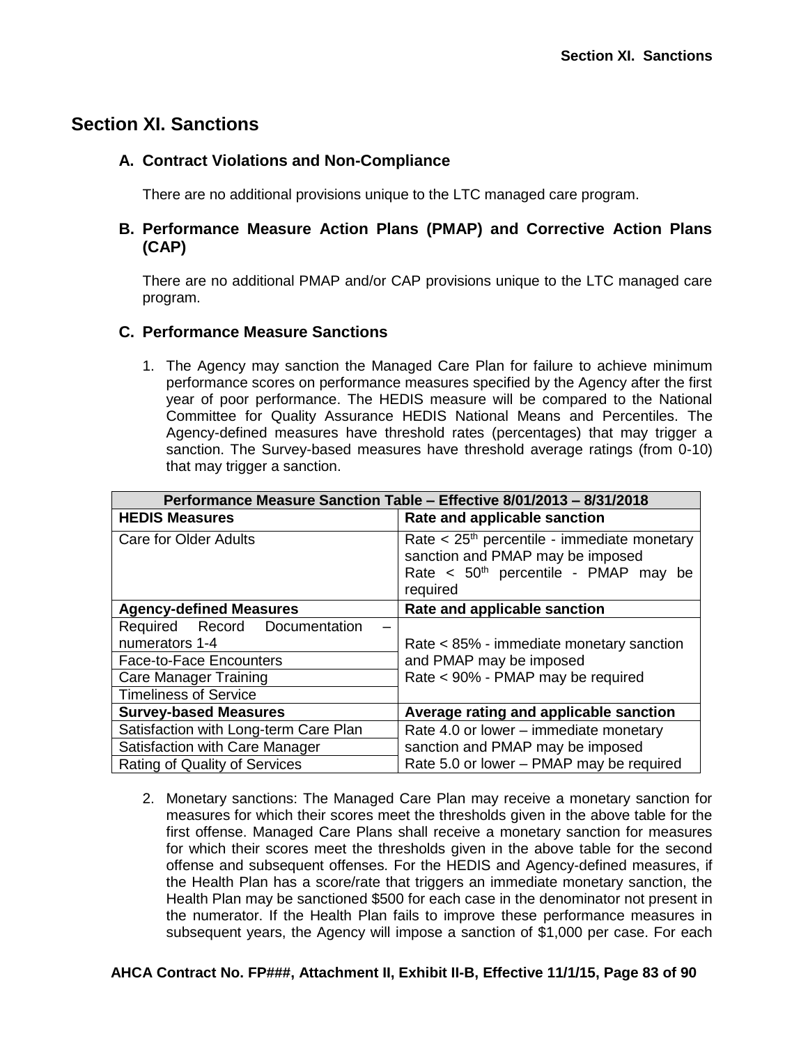# Section XI. Sanctions

## A. Contract Violations and Non-Compliance

There are no additional provisions unique to the LTC managed care program.

## B. Performance Measure Action Plans (PMAP) and Corrective Action Plans (CAP)

There are no additional PMAP and/or CAP provisions unique to the LTC managed care program.

## C. Performance Measure Sanctions

1. The Agency may sanction the Managed Care Plan for failure to achieve minimum performance scores on performance measures specified by the Agency after the first year of poor performance. The HEDIS measure will be compared to the National Committee for Quality Assurance HEDIS National Means and Percentiles. The Agency-defined measures have threshold rates (percentages) that may trigger a sanction. The Survey-based measures have threshold average ratings (from 0-10) that may trigger a sanction.

| Performance Measure Sanction Table – Effective 8/01/2013 – 8/31/2018 | |
|---|---|
| **HEDIS Measures** | **Rate and applicable sanction** |
| Care for Older Adults | Rate < 25th percentile - immediate monetary sanction and PMAP may be imposed<br>Rate < 50th percentile - PMAP may be required |
| **Agency-defined Measures** | **Rate and applicable sanction** |
| Required Record Documentation – numerators 1-4 | Rate < 85% - immediate monetary sanction and PMAP may be imposed<br>Rate < 90% - PMAP may be required |
| Face-to-Face Encounters | |
| Care Manager Training | |
| Timeliness of Service | |
| **Survey-based Measures** | **Average rating and applicable sanction** |
| Satisfaction with Long-term Care Plan | Rate 4.0 or lower – immediate monetary sanction and PMAP may be imposed<br>Rate 5.0 or lower – PMAP may be required |
| Satisfaction with Care Manager | |
| Rating of Quality of Services | |

2. Monetary sanctions: The Managed Care Plan may receive a monetary sanction for measures for which their scores meet the thresholds given in the above table for the first offense. Managed Care Plans shall receive a monetary sanction for measures for which their scores meet the thresholds given in the above table for the second offense and subsequent offenses. For the HEDIS and Agency-defined measures, if the Health Plan has a score/rate that triggers an immediate monetary sanction, the Health Plan may be sanctioned $500 for each case in the denominator not present in the numerator. If the Health Plan fails to improve these performance measures in subsequent years, the Agency will impose a sanction of $1,000 per case. For each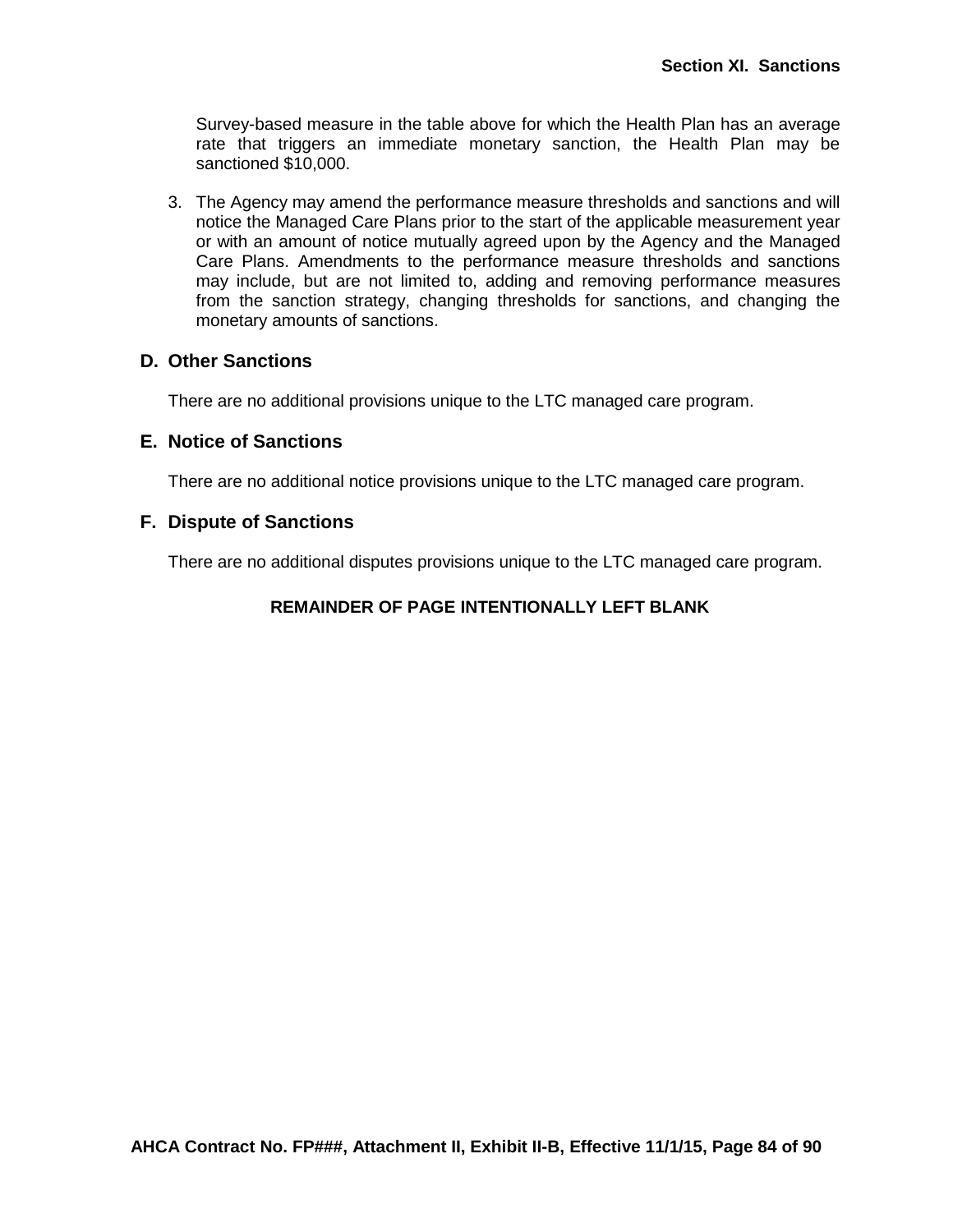Survey-based measure in the table above for which the Health Plan has an average rate that triggers an immediate monetary sanction, the Health Plan may be sanctioned $10,000.

3. The Agency may amend the performance measure thresholds and sanctions and will notice the Managed Care Plans prior to the start of the applicable measurement year or with an amount of notice mutually agreed upon by the Agency and the Managed Care Plans. Amendments to the performance measure thresholds and sanctions may include, but are not limited to, adding and removing performance measures from the sanction strategy, changing thresholds for sanctions, and changing the monetary amounts of sanctions.

## D. Other Sanctions

There are no additional provisions unique to the LTC managed care program.

## E. Notice of Sanctions

There are no additional notice provisions unique to the LTC managed care program.

## F. Dispute of Sanctions

There are no additional disputes provisions unique to the LTC managed care program.

**REMAINDER OF PAGE INTENTIONALLY LEFT BLANK**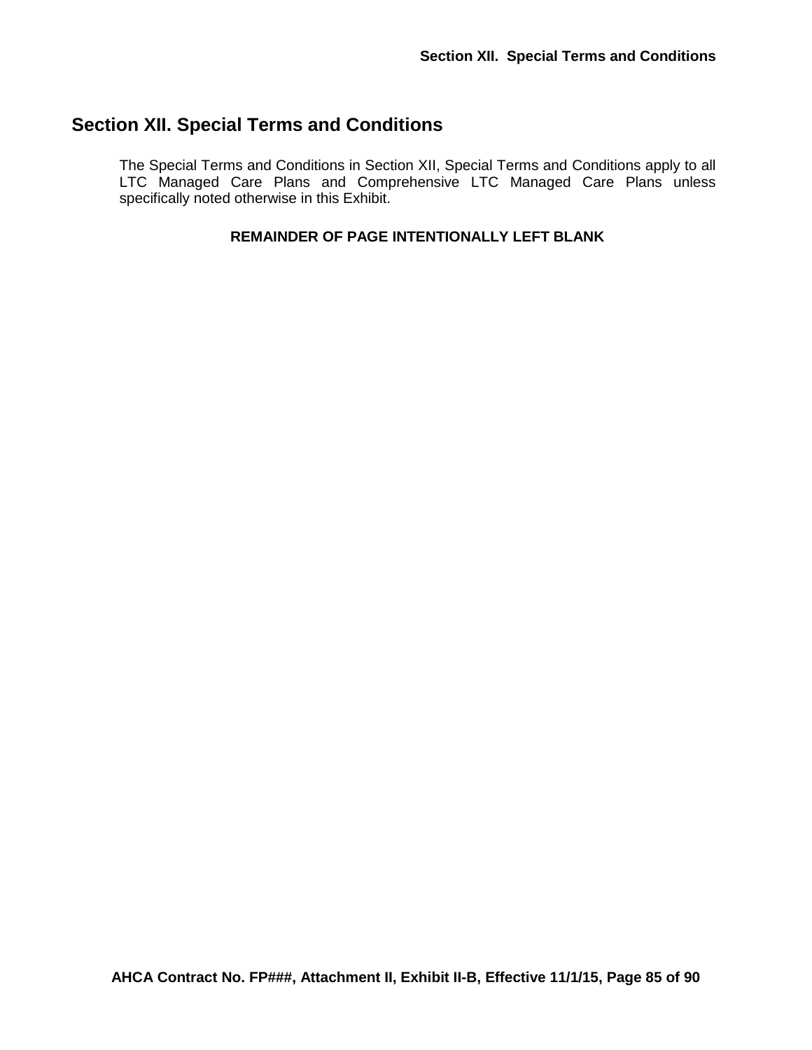# Section XII. Special Terms and Conditions

The Special Terms and Conditions in Section XII, Special Terms and Conditions apply to all LTC Managed Care Plans and Comprehensive LTC Managed Care Plans unless specifically noted otherwise in this Exhibit.

**REMAINDER OF PAGE INTENTIONALLY LEFT BLANK**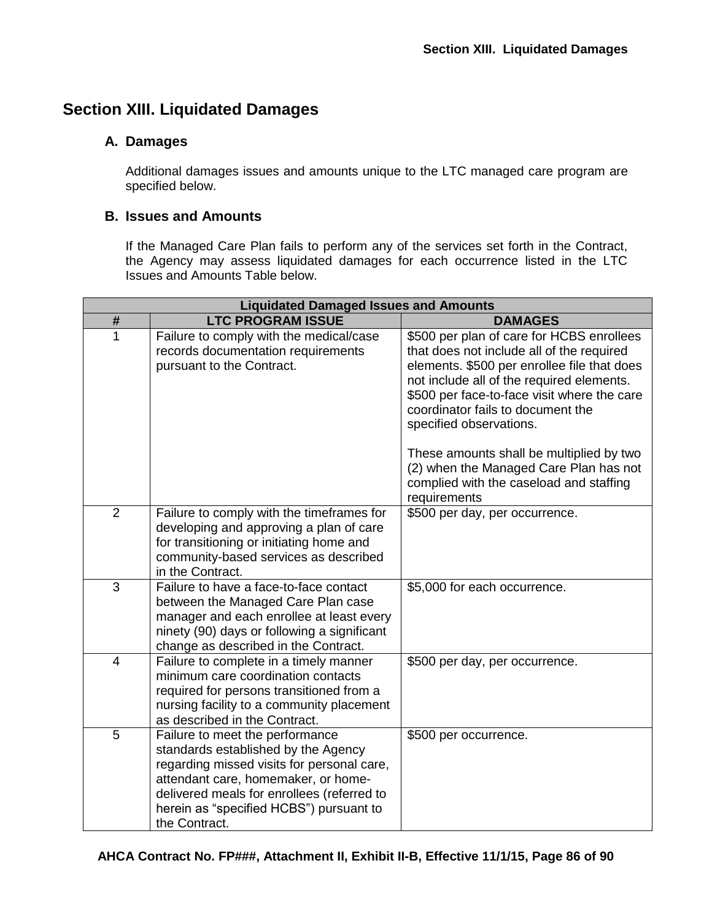## Section XIII. Liquidated Damages

### A. Damages

Additional damages issues and amounts unique to the LTC managed care program are specified below.

### B. Issues and Amounts

If the Managed Care Plan fails to perform any of the services set forth in the Contract, the Agency may assess liquidated damages for each occurrence listed in the LTC Issues and Amounts Table below.

| Liquidated Damaged Issues and Amounts | | |
|---|---|---|
| **#** | **LTC PROGRAM ISSUE** | **DAMAGES** |
| 1 | Failure to comply with the medical/case records documentation requirements pursuant to the Contract. | $500 per plan of care for HCBS enrollees that does not include all of the required elements. $500 per enrollee file that does not include all of the required elements. $500 per face-to-face visit where the care coordinator fails to document the specified observations.<br><br>These amounts shall be multiplied by two (2) when the Managed Care Plan has not complied with the caseload and staffing requirements |
| 2 | Failure to comply with the timeframes for developing and approving a plan of care for transitioning or initiating home and community-based services as described in the Contract. | $500 per day, per occurrence. |
| 3 | Failure to have a face-to-face contact between the Managed Care Plan case manager and each enrollee at least every ninety (90) days or following a significant change as described in the Contract. | $5,000 for each occurrence. |
| 4 | Failure to complete in a timely manner minimum care coordination contacts required for persons transitioned from a nursing facility to a community placement as described in the Contract. | $500 per day, per occurrence. |
| 5 | Failure to meet the performance standards established by the Agency regarding missed visits for personal care, attendant care, homemaker, or home-delivered meals for enrollees (referred to herein as "specified HCBS") pursuant to the Contract. | $500 per occurrence. |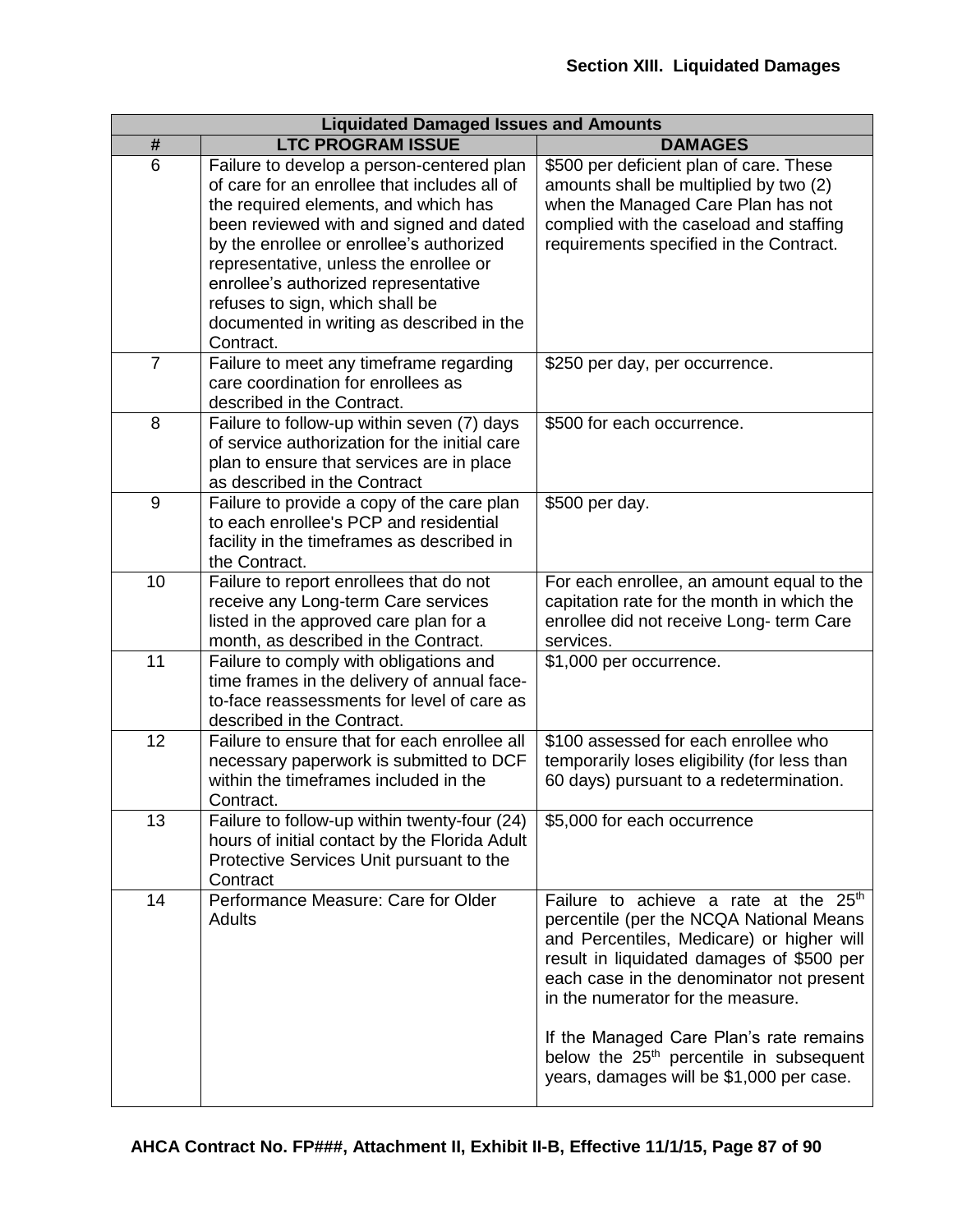## Section XIII. Liquidated Damages

| Liquidated Damaged Issues and Amounts | | |
|---|---|---|
| **#** | **LTC PROGRAM ISSUE** | **DAMAGES** |
| 6 | Failure to develop a person-centered plan of care for an enrollee that includes all of the required elements, and which has been reviewed with and signed and dated by the enrollee or enrollee's authorized representative, unless the enrollee or enrollee's authorized representative refuses to sign, which shall be documented in writing as described in the Contract. | \$500 per deficient plan of care. These amounts shall be multiplied by two (2) when the Managed Care Plan has not complied with the caseload and staffing requirements specified in the Contract. |
| 7 | Failure to meet any timeframe regarding care coordination for enrollees as described in the Contract. | \$250 per day, per occurrence. |
| 8 | Failure to follow-up within seven (7) days of service authorization for the initial care plan to ensure that services are in place as described in the Contract | \$500 for each occurrence. |
| 9 | Failure to provide a copy of the care plan to each enrollee's PCP and residential facility in the timeframes as described in the Contract. | \$500 per day. |
| 10 | Failure to report enrollees that do not receive any Long-term Care services listed in the approved care plan for a month, as described in the Contract. | For each enrollee, an amount equal to the capitation rate for the month in which the enrollee did not receive Long- term Care services. |
| 11 | Failure to comply with obligations and time frames in the delivery of annual face-to-face reassessments for level of care as described in the Contract. | \$1,000 per occurrence. |
| 12 | Failure to ensure that for each enrollee all necessary paperwork is submitted to DCF within the timeframes included in the Contract. | \$100 assessed for each enrollee who temporarily loses eligibility (for less than 60 days) pursuant to a redetermination. |
| 13 | Failure to follow-up within twenty-four (24) hours of initial contact by the Florida Adult Protective Services Unit pursuant to the Contract | \$5,000 for each occurrence |
| 14 | Performance Measure: Care for Older Adults | Failure to achieve a rate at the 25th percentile (per the NCQA National Means and Percentiles, Medicare) or higher will result in liquidated damages of \$500 per each case in the denominator not present in the numerator for the measure.<br><br>If the Managed Care Plan's rate remains below the 25th percentile in subsequent years, damages will be \$1,000 per case. |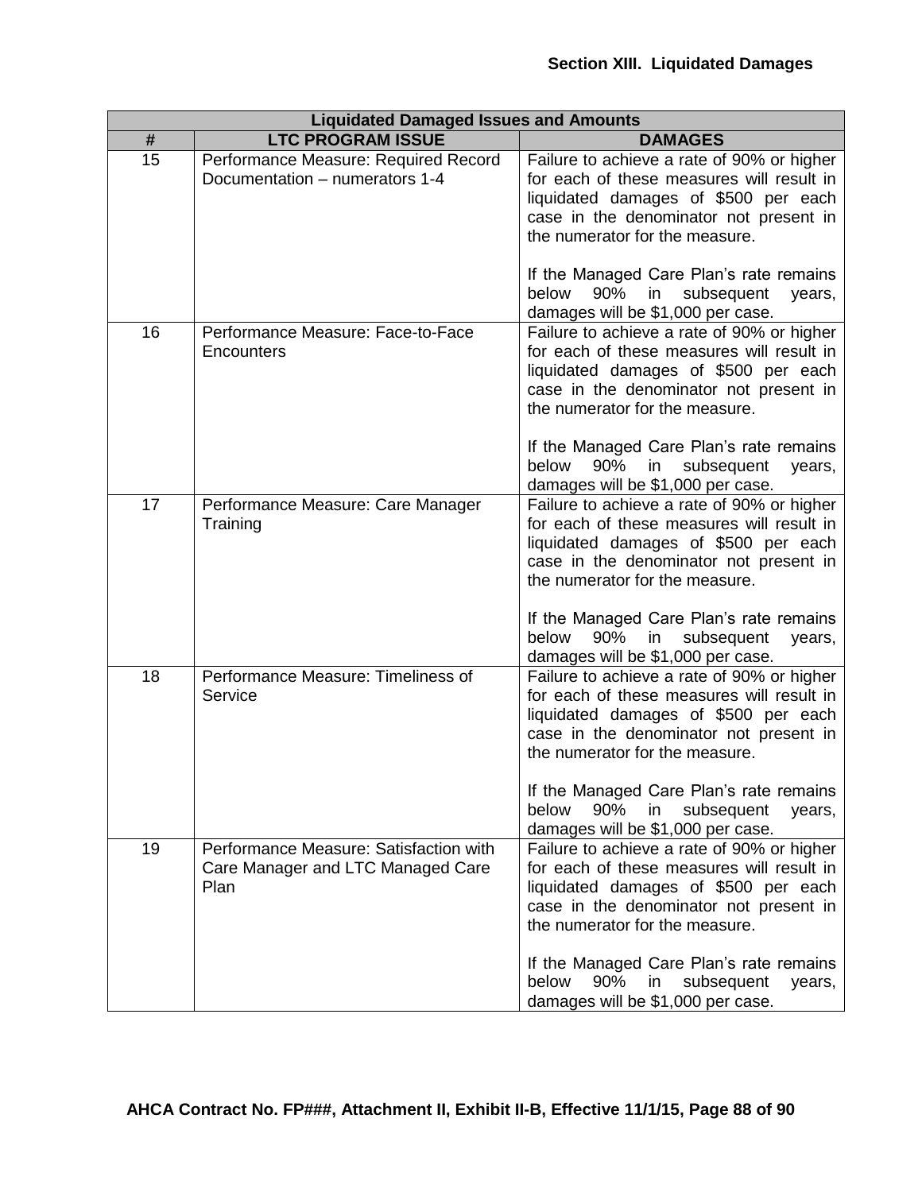## Section XIII. Liquidated Damages

| Liquidated Damaged Issues and Amounts | | |
|---|---|---|
| **#** | **LTC PROGRAM ISSUE** | **DAMAGES** |
| 15 | Performance Measure: Required Record Documentation – numerators 1-4 | Failure to achieve a rate of 90% or higher for each of these measures will result in liquidated damages of $500 per each case in the denominator not present in the numerator for the measure.<br><br>If the Managed Care Plan's rate remains below 90% in subsequent years, damages will be $1,000 per case. |
| 16 | Performance Measure: Face-to-Face Encounters | Failure to achieve a rate of 90% or higher for each of these measures will result in liquidated damages of $500 per each case in the denominator not present in the numerator for the measure.<br><br>If the Managed Care Plan's rate remains below 90% in subsequent years, damages will be $1,000 per case. |
| 17 | Performance Measure: Care Manager Training | Failure to achieve a rate of 90% or higher for each of these measures will result in liquidated damages of $500 per each case in the denominator not present in the numerator for the measure.<br><br>If the Managed Care Plan's rate remains below 90% in subsequent years, damages will be $1,000 per case. |
| 18 | Performance Measure: Timeliness of Service | Failure to achieve a rate of 90% or higher for each of these measures will result in liquidated damages of $500 per each case in the denominator not present in the numerator for the measure.<br><br>If the Managed Care Plan's rate remains below 90% in subsequent years, damages will be $1,000 per case. |
| 19 | Performance Measure: Satisfaction with Care Manager and LTC Managed Care Plan | Failure to achieve a rate of 90% or higher for each of these measures will result in liquidated damages of $500 per each case in the denominator not present in the numerator for the measure.<br><br>If the Managed Care Plan's rate remains below 90% in subsequent years, damages will be $1,000 per case. |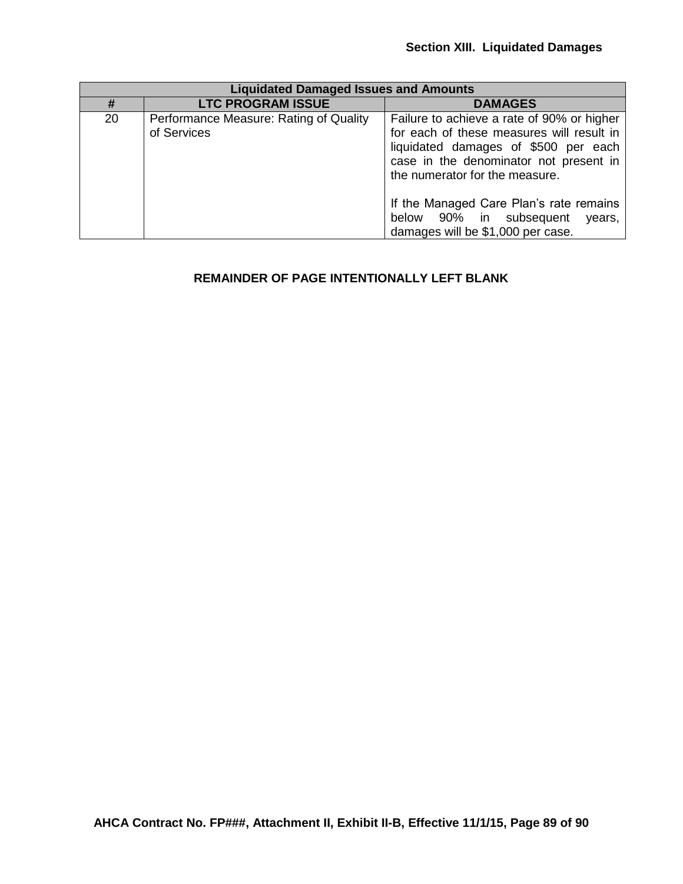| Liquidated Damaged Issues and Amounts | | |
|---|---|---|
| **#** | **LTC PROGRAM ISSUE** | **DAMAGES** |
| 20 | Performance Measure: Rating of Quality of Services | Failure to achieve a rate of 90% or higher for each of these measures will result in liquidated damages of $500 per each case in the denominator not present in the numerator for the measure.<br><br>If the Managed Care Plan's rate remains below 90% in subsequent years, damages will be $1,000 per case. |

**REMAINDER OF PAGE INTENTIONALLY LEFT BLANK**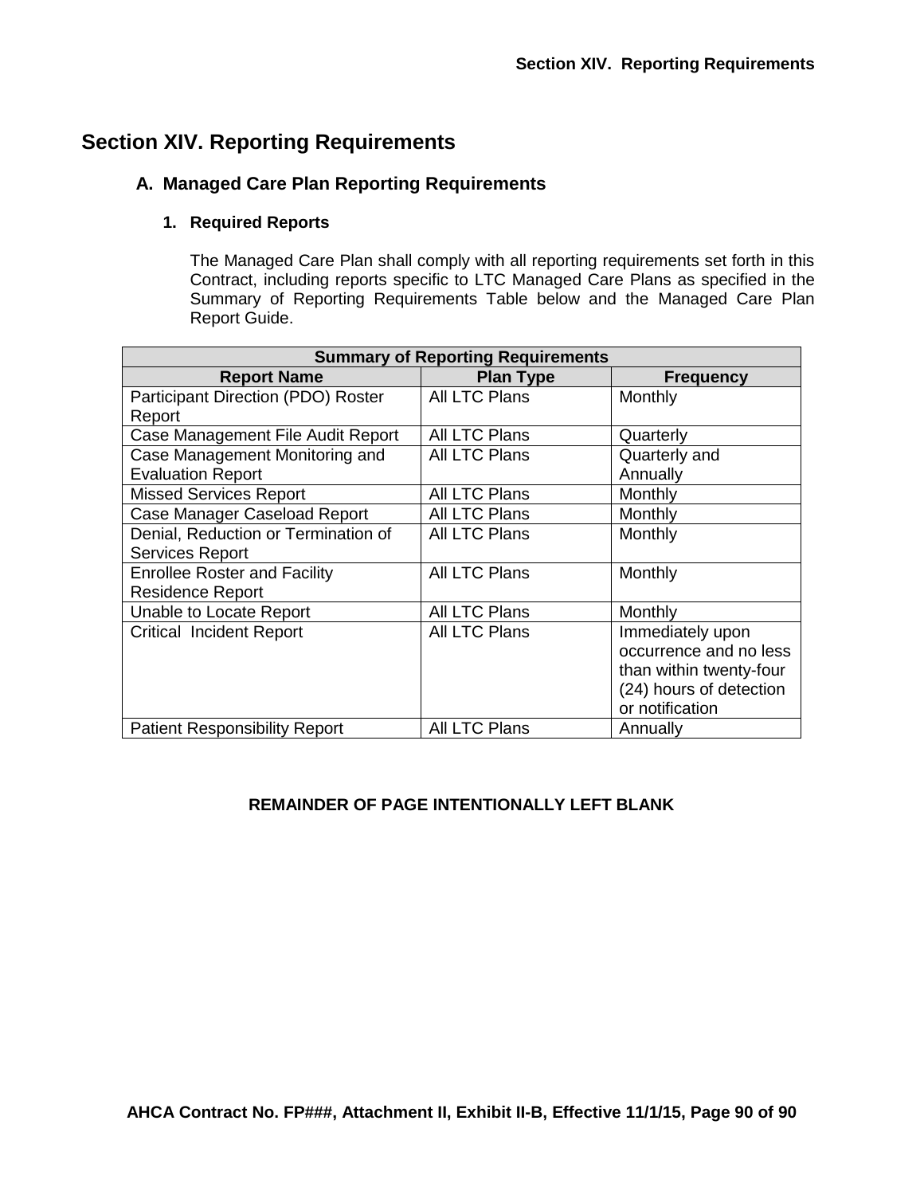# Section XIV. Reporting Requirements

## A. Managed Care Plan Reporting Requirements

### 1. Required Reports

The Managed Care Plan shall comply with all reporting requirements set forth in this Contract, including reports specific to LTC Managed Care Plans as specified in the Summary of Reporting Requirements Table below and the Managed Care Plan Report Guide.

| Summary of Reporting Requirements | | |
|---|---|---|
| **Report Name** | **Plan Type** | **Frequency** |
| Participant Direction (PDO) Roster Report | All LTC Plans | Monthly |
| Case Management File Audit Report | All LTC Plans | Quarterly |
| Case Management Monitoring and Evaluation Report | All LTC Plans | Quarterly and Annually |
| Missed Services Report | All LTC Plans | Monthly |
| Case Manager Caseload Report | All LTC Plans | Monthly |
| Denial, Reduction or Termination of Services Report | All LTC Plans | Monthly |
| Enrollee Roster and Facility Residence Report | All LTC Plans | Monthly |
| Unable to Locate Report | All LTC Plans | Monthly |
| Critical Incident Report | All LTC Plans | Immediately upon occurrence and no less than within twenty-four (24) hours of detection or notification |
| Patient Responsibility Report | All LTC Plans | Annually |

**REMAINDER OF PAGE INTENTIONALLY LEFT BLANK**